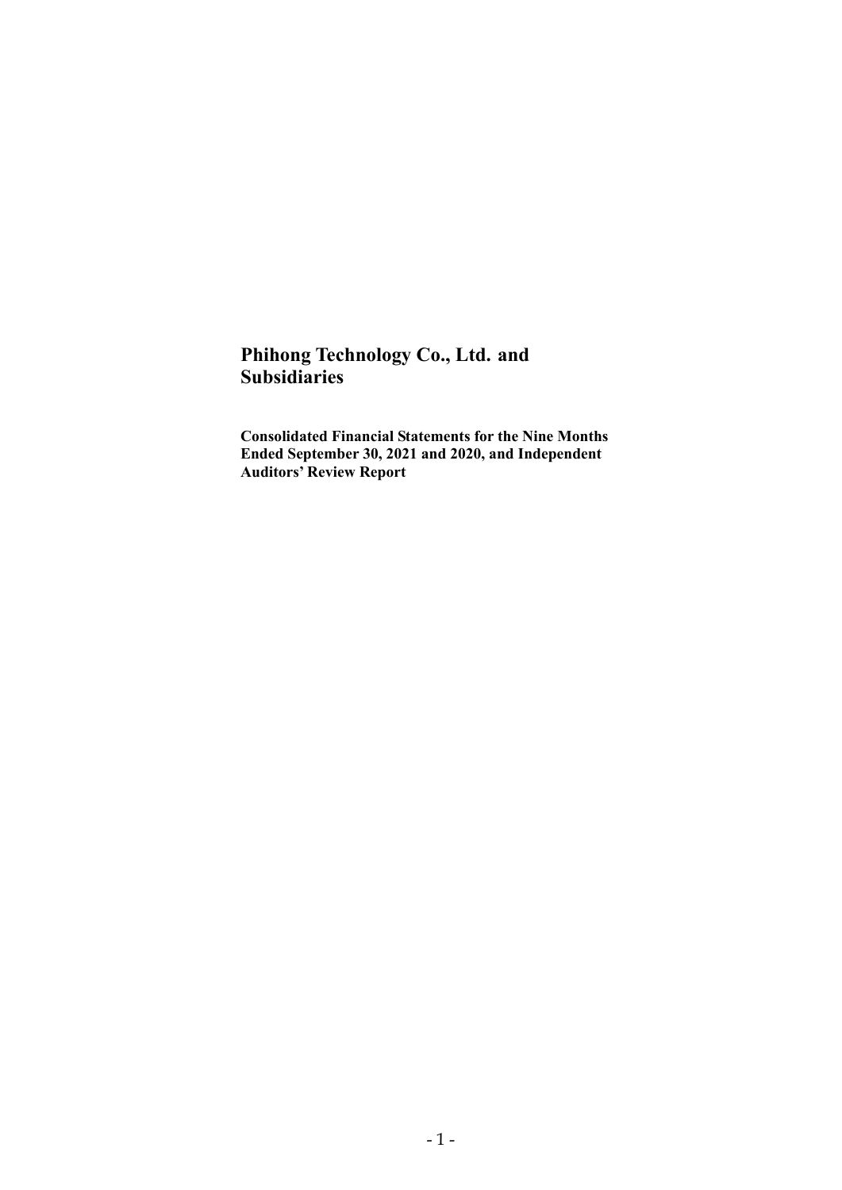# Phihong Technology Co., Ltd. and Subsidiaries

**Consolidated Financial Statements for the Nine Months Ended September 30, 2021 and 2020, and Independent Auditors' Review Report**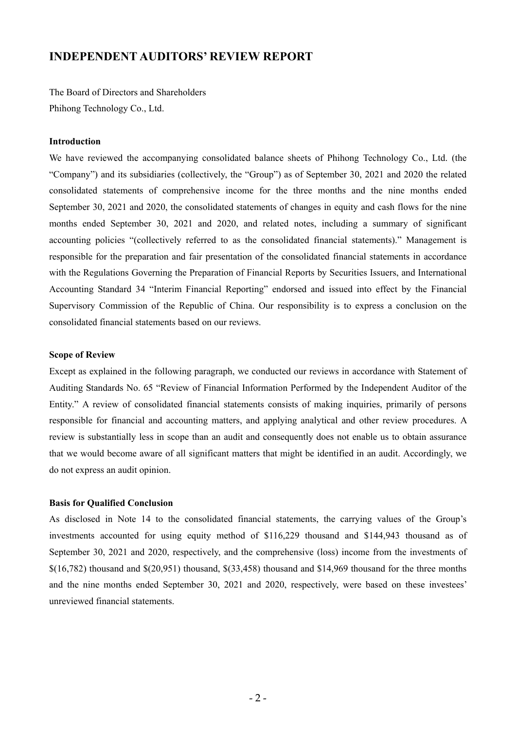# INDEPENDENT AUDITORS' REVIEW REPORT

The Board of Directors and Shareholders
Phihong Technology Co., Ltd.

### Introduction

We have reviewed the accompanying consolidated balance sheets of Phihong Technology Co., Ltd. (the "Company") and its subsidiaries (collectively, the "Group") as of September 30, 2021 and 2020 the related consolidated statements of comprehensive income for the three months and the nine months ended September 30, 2021 and 2020, the consolidated statements of changes in equity and cash flows for the nine months ended September 30, 2021 and 2020, and related notes, including a summary of significant accounting policies "(collectively referred to as the consolidated financial statements)." Management is responsible for the preparation and fair presentation of the consolidated financial statements in accordance with the Regulations Governing the Preparation of Financial Reports by Securities Issuers, and International Accounting Standard 34 "Interim Financial Reporting" endorsed and issued into effect by the Financial Supervisory Commission of the Republic of China. Our responsibility is to express a conclusion on the consolidated financial statements based on our reviews.

### Scope of Review

Except as explained in the following paragraph, we conducted our reviews in accordance with Statement of Auditing Standards No. 65 "Review of Financial Information Performed by the Independent Auditor of the Entity." A review of consolidated financial statements consists of making inquiries, primarily of persons responsible for financial and accounting matters, and applying analytical and other review procedures. A review is substantially less in scope than an audit and consequently does not enable us to obtain assurance that we would become aware of all significant matters that might be identified in an audit. Accordingly, we do not express an audit opinion.

### Basis for Qualified Conclusion

As disclosed in Note 14 to the consolidated financial statements, the carrying values of the Group's investments accounted for using equity method of $116,229 thousand and $144,943 thousand as of September 30, 2021 and 2020, respectively, and the comprehensive (loss) income from the investments of $(16,782) thousand and $(20,951) thousand, $(33,458) thousand and $14,969 thousand for the three months and the nine months ended September 30, 2021 and 2020, respectively, were based on these investees' unreviewed financial statements.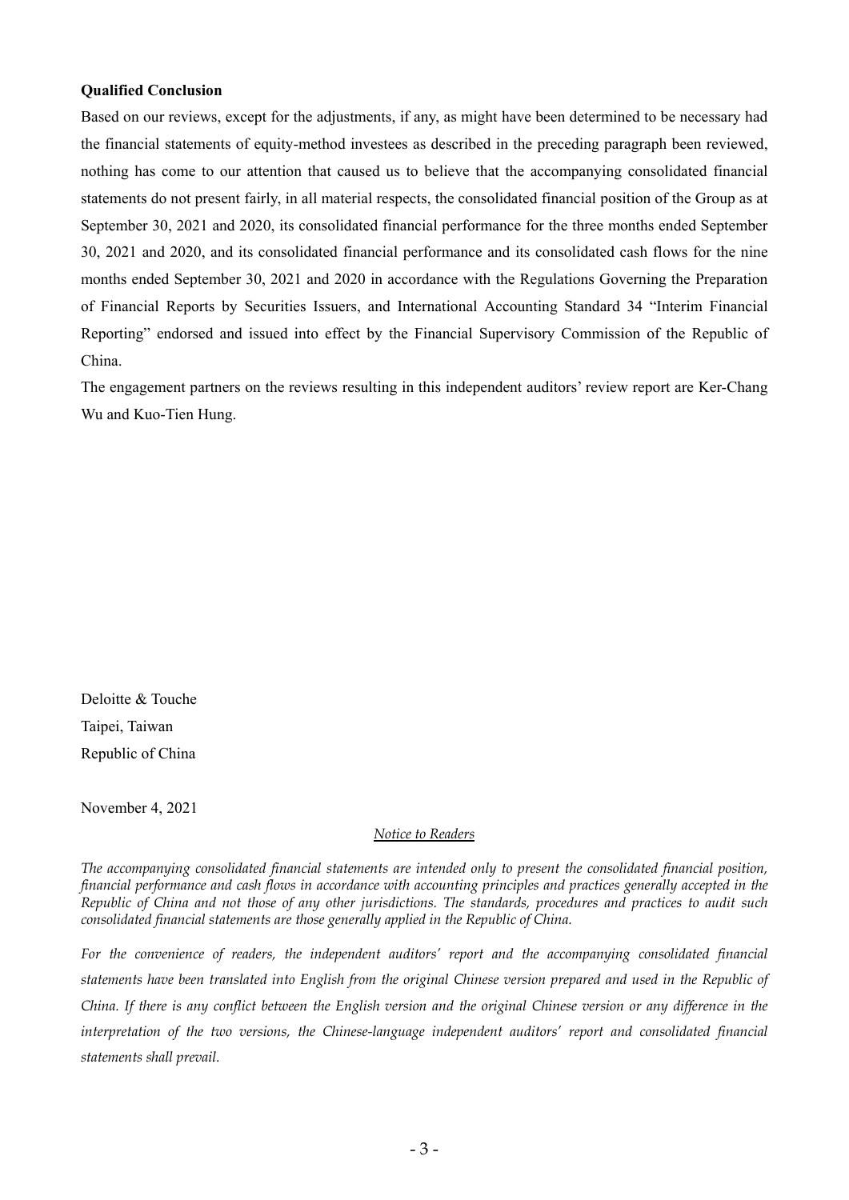**Qualified Conclusion**

Based on our reviews, except for the adjustments, if any, as might have been determined to be necessary had the financial statements of equity-method investees as described in the preceding paragraph been reviewed, nothing has come to our attention that caused us to believe that the accompanying consolidated financial statements do not present fairly, in all material respects, the consolidated financial position of the Group as at September 30, 2021 and 2020, its consolidated financial performance for the three months ended September 30, 2021 and 2020, and its consolidated financial performance and its consolidated cash flows for the nine months ended September 30, 2021 and 2020 in accordance with the Regulations Governing the Preparation of Financial Reports by Securities Issuers, and International Accounting Standard 34 "Interim Financial Reporting" endorsed and issued into effect by the Financial Supervisory Commission of the Republic of China.

The engagement partners on the reviews resulting in this independent auditors' review report are Ker-Chang Wu and Kuo-Tien Hung.

Deloitte & Touche
Taipei, Taiwan
Republic of China

November 4, 2021

*Notice to Readers*

*The accompanying consolidated financial statements are intended only to present the consolidated financial position, financial performance and cash flows in accordance with accounting principles and practices generally accepted in the Republic of China and not those of any other jurisdictions. The standards, procedures and practices to audit such consolidated financial statements are those generally applied in the Republic of China.*

*For the convenience of readers, the independent auditors' report and the accompanying consolidated financial statements have been translated into English from the original Chinese version prepared and used in the Republic of China. If there is any conflict between the English version and the original Chinese version or any difference in the interpretation of the two versions, the Chinese-language independent auditors' report and consolidated financial statements shall prevail.*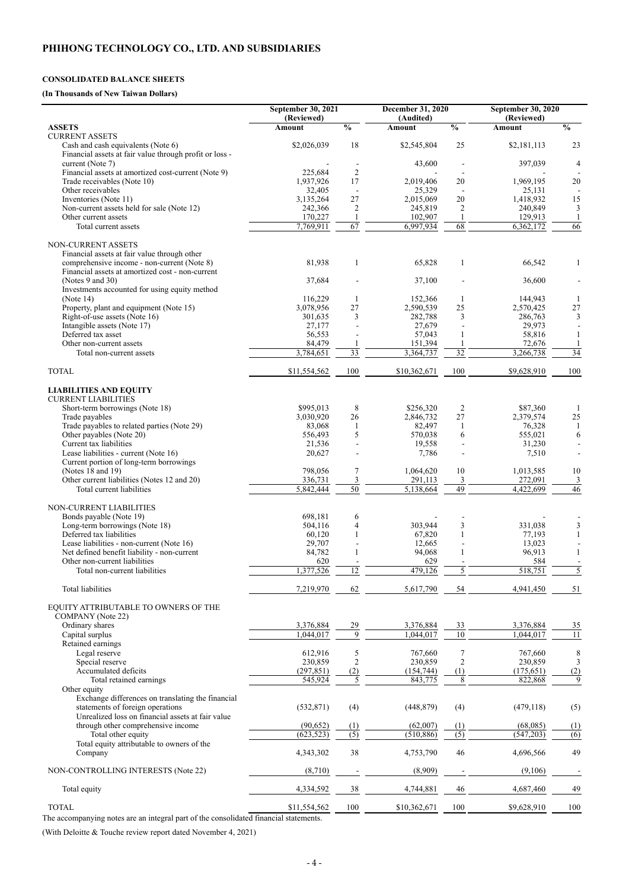# PHIHONG TECHNOLOGY CO., LTD. AND SUBSIDIARIES

**CONSOLIDATED BALANCE SHEETS**

**(In Thousands of New Taiwan Dollars)**

| | September 30, 2021 (Reviewed) | | December 31, 2020 (Audited) | | September 30, 2020 (Reviewed) | |
|---|---|---|---|---|---|---|
| **ASSETS** | **Amount** | **%** | **Amount** | **%** | **Amount** | **%** |
| CURRENT ASSETS | | | | | | |
| Cash and cash equivalents (Note 6) | $2,026,039 | 18 | $2,545,804 | 25 | $2,181,113 | 23 |
| Financial assets at fair value through profit or loss - current (Note 7) | - | - | 43,600 | - | 397,039 | 4 |
| Financial assets at amortized cost-current (Note 9) | 225,684 | 2 | - | - | - | - |
| Trade receivables (Note 10) | 1,937,926 | 17 | 2,019,406 | 20 | 1,969,195 | 20 |
| Other receivables | 32,405 | - | 25,329 | - | 25,131 | - |
| Inventories (Note 11) | 3,135,264 | 27 | 2,015,069 | 20 | 1,418,932 | 15 |
| Non-current assets held for sale (Note 12) | 242,366 | 2 | 245,819 | 2 | 240,849 | 3 |
| Other current assets | 170,227 | 1 | 102,907 | 1 | 129,913 | 1 |
| Total current assets | 7,769,911 | 67 | 6,997,934 | 68 | 6,362,172 | 66 |
| NON-CURRENT ASSETS | | | | | | |
| Financial assets at fair value through other comprehensive income - non-current (Note 8) | 81,938 | 1 | 65,828 | 1 | 66,542 | 1 |
| Financial assets at amortized cost - non-current (Notes 9 and 30) | 37,684 | - | 37,100 | - | 36,600 | - |
| Investments accounted for using equity method (Note 14) | 116,229 | 1 | 152,366 | 1 | 144,943 | 1 |
| Property, plant and equipment (Note 15) | 3,078,956 | 27 | 2,590,539 | 25 | 2,570,425 | 27 |
| Right-of-use assets (Note 16) | 301,635 | 3 | 282,788 | 3 | 286,763 | 3 |
| Intangible assets (Note 17) | 27,177 | - | 27,679 | - | 29,973 | - |
| Deferred tax asset | 56,553 | - | 57,043 | 1 | 58,816 | 1 |
| Other non-current assets | 84,479 | 1 | 151,394 | 1 | 72,676 | 1 |
| Total non-current assets | 3,784,651 | 33 | 3,364,737 | 32 | 3,266,738 | 34 |
| TOTAL | $11,554,562 | 100 | $10,362,671 | 100 | $9,628,910 | 100 |
| **LIABILITIES AND EQUITY** | | | | | | |
| CURRENT LIABILITIES | | | | | | |
| Short-term borrowings (Note 18) | $995,013 | 8 | $256,320 | 2 | $87,360 | 1 |
| Trade payables | 3,030,920 | 26 | 2,846,732 | 27 | 2,379,574 | 25 |
| Trade payables to related parties (Note 29) | 83,068 | 1 | 82,497 | 1 | 76,328 | 1 |
| Other payables (Note 20) | 556,493 | 5 | 570,038 | 6 | 555,021 | 6 |
| Current tax liabilities | 21,536 | - | 19,558 | - | 31,230 | - |
| Lease liabilities - current (Note 16) | 20,627 | - | 7,786 | - | 7,510 | - |
| Current portion of long-term borrowings (Notes 18 and 19) | 798,056 | 7 | 1,064,620 | 10 | 1,013,585 | 10 |
| Other current liabilities (Notes 12 and 20) | 336,731 | 3 | 291,113 | 3 | 272,091 | 3 |
| Total current liabilities | 5,842,444 | 50 | 5,138,664 | 49 | 4,422,699 | 46 |
| NON-CURRENT LIABILITIES | | | | | | |
| Bonds payable (Note 19) | 698,181 | 6 | - | - | - | - |
| Long-term borrowings (Note 18) | 504,116 | 4 | 303,944 | 3 | 331,038 | 3 |
| Deferred tax liabilities | 60,120 | 1 | 67,820 | 1 | 77,193 | 1 |
| Lease liabilities - non-current (Note 16) | 29,707 | - | 12,665 | - | 13,023 | - |
| Net defined benefit liability - non-current | 84,782 | 1 | 94,068 | 1 | 96,913 | 1 |
| Other non-current liabilities | 620 | - | 629 | - | 584 | - |
| Total non-current liabilities | 1,377,526 | 12 | 479,126 | 5 | 518,751 | 5 |
| Total liabilities | 7,219,970 | 62 | 5,617,790 | 54 | 4,941,450 | 51 |
| EQUITY ATTRIBUTABLE TO OWNERS OF THE COMPANY (Note 22) | | | | | | |
| Ordinary shares | 3,376,884 | 29 | 3,376,884 | 33 | 3,376,884 | 35 |
| Capital surplus | 1,044,017 | 9 | 1,044,017 | 10 | 1,044,017 | 11 |
| Retained earnings | | | | | | |
| Legal reserve | 612,916 | 5 | 767,660 | 7 | 767,660 | 8 |
| Special reserve | 230,859 | 2 | 230,859 | 2 | 230,859 | 3 |
| Accumulated deficits | (297,851) | (2) | (154,744) | (1) | (175,651) | (2) |
| Total retained earnings | 545,924 | 5 | 843,775 | 8 | 822,868 | 9 |
| Other equity | | | | | | |
| Exchange differences on translating the financial statements of foreign operations | (532,871) | (4) | (448,879) | (4) | (479,118) | (5) |
| Unrealized loss on financial assets at fair value through other comprehensive income | (90,652) | (1) | (62,007) | (1) | (68,085) | (1) |
| Total other equity | (623,523) | (5) | (510,886) | (5) | (547,203) | (6) |
| Total equity attributable to owners of the Company | 4,343,302 | 38 | 4,753,790 | 46 | 4,696,566 | 49 |
| NON-CONTROLLING INTERESTS (Note 22) | (8,710) | - | (8,909) | - | (9,106) | - |
| Total equity | 4,334,592 | 38 | 4,744,881 | 46 | 4,687,460 | 49 |
| TOTAL | $11,554,562 | 100 | $10,362,671 | 100 | $9,628,910 | 100 |

The accompanying notes are an integral part of the consolidated financial statements.

(With Deloitte & Touche review report dated November 4, 2021)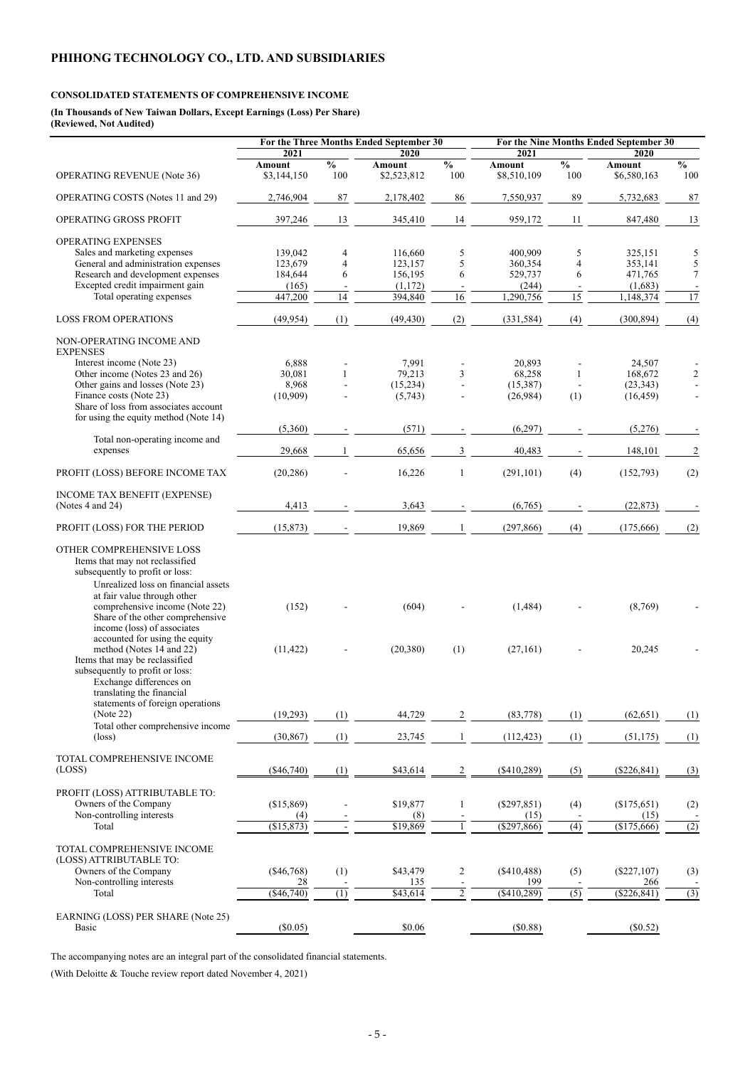# PHIHONG TECHNOLOGY CO., LTD. AND SUBSIDIARIES

## CONSOLIDATED STATEMENTS OF COMPREHENSIVE INCOME

**(In Thousands of New Taiwan Dollars, Except Earnings (Loss) Per Share)**
**(Reviewed, Not Audited)**

| | For the Three Months Ended September 30 | | | | For the Nine Months Ended September 30 | | | |
|---|---|---|---|---|---|---|---|---|
| | 2021 | | 2020 | | 2021 | | 2020 | |
| | Amount | % | Amount | % | Amount | % | Amount | % |
| OPERATING REVENUE (Note 36) | $3,144,150 | 100 | $2,523,812 | 100 | $8,510,109 | 100 | $6,580,163 | 100 |
| OPERATING COSTS (Notes 11 and 29) | 2,746,904 | 87 | 2,178,402 | 86 | 7,550,937 | 89 | 5,732,683 | 87 |
| OPERATING GROSS PROFIT | 397,246 | 13 | 345,410 | 14 | 959,172 | 11 | 847,480 | 13 |
| OPERATING EXPENSES | | | | | | | | |
| Sales and marketing expenses | 139,042 | 4 | 116,660 | 5 | 400,909 | 5 | 325,151 | 5 |
| General and administration expenses | 123,679 | 4 | 123,157 | 5 | 360,354 | 4 | 353,141 | 5 |
| Research and development expenses | 184,644 | 6 | 156,195 | 6 | 529,737 | 6 | 471,765 | 7 |
| Excepted credit impairment gain | (165) | - | (1,172) | - | (244) | - | (1,683) | - |
| Total operating expenses | 447,200 | 14 | 394,840 | 16 | 1,290,756 | 15 | 1,148,374 | 17 |
| LOSS FROM OPERATIONS | (49,954) | (1) | (49,430) | (2) | (331,584) | (4) | (300,894) | (4) |
| NON-OPERATING INCOME AND EXPENSES | | | | | | | | |
| Interest income (Note 23) | 6,888 | - | 7,991 | - | 20,893 | - | 24,507 | - |
| Other income (Notes 23 and 26) | 30,081 | 1 | 79,213 | 3 | 68,258 | 1 | 168,672 | 2 |
| Other gains and losses (Note 23) | 8,968 | - | (15,234) | - | (15,387) | - | (23,343) | - |
| Finance costs (Note 23) | (10,909) | - | (5,743) | - | (26,984) | (1) | (16,459) | - |
| Share of loss from associates account for using the equity method (Note 14) | (5,360) | - | (571) | - | (6,297) | - | (5,276) | - |
| Total non-operating income and expenses | 29,668 | 1 | 65,656 | 3 | 40,483 | - | 148,101 | 2 |
| PROFIT (LOSS) BEFORE INCOME TAX | (20,286) | - | 16,226 | 1 | (291,101) | (4) | (152,793) | (2) |
| INCOME TAX BENEFIT (EXPENSE) (Notes 4 and 24) | 4,413 | - | 3,643 | - | (6,765) | - | (22,873) | - |
| PROFIT (LOSS) FOR THE PERIOD | (15,873) | - | 19,869 | 1 | (297,866) | (4) | (175,666) | (2) |
| OTHER COMPREHENSIVE LOSS | | | | | | | | |
| Items that may not reclassified subsequently to profit or loss: | | | | | | | | |
| Unrealized loss on financial assets at fair value through other comprehensive income (Note 22) | (152) | - | (604) | - | (1,484) | - | (8,769) | - |
| Share of the other comprehensive income (loss) of associates accounted for using the equity method (Notes 14 and 22) | (11,422) | - | (20,380) | (1) | (27,161) | - | 20,245 | - |
| Items that may be reclassified subsequently to profit or loss: | | | | | | | | |
| Exchange differences on translating the financial statements of foreign operations (Note 22) | (19,293) | (1) | 44,729 | 2 | (83,778) | (1) | (62,651) | (1) |
| Total other comprehensive income (loss) | (30,867) | (1) | 23,745 | 1 | (112,423) | (1) | (51,175) | (1) |
| TOTAL COMPREHENSIVE INCOME (LOSS) | ($46,740) | (1) | $43,614 | 2 | ($410,289) | (5) | ($226,841) | (3) |
| PROFIT (LOSS) ATTRIBUTABLE TO: | | | | | | | | |
| Owners of the Company | ($15,869) | - | $19,877 | 1 | ($297,851) | (4) | ($175,651) | (2) |
| Non-controlling interests | (4) | - | (8) | - | (15) | - | (15) | - |
| Total | ($15,873) | - | $19,869 | 1 | ($297,866) | (4) | ($175,666) | (2) |
| TOTAL COMPREHENSIVE INCOME (LOSS) ATTRIBUTABLE TO: | | | | | | | | |
| Owners of the Company | ($46,768) | (1) | $43,479 | 2 | ($410,488) | (5) | ($227,107) | (3) |
| Non-controlling interests | 28 | - | 135 | - | 199 | - | 266 | - |
| Total | ($46,740) | (1) | $43,614 | 2 | ($410,289) | (5) | ($226,841) | (3) |
| EARNING (LOSS) PER SHARE (Note 25) | | | | | | | | |
| Basic | ($0.05) | | $0.06 | | ($0.88) | | ($0.52) | |

The accompanying notes are an integral part of the consolidated financial statements.

(With Deloitte & Touche review report dated November 4, 2021)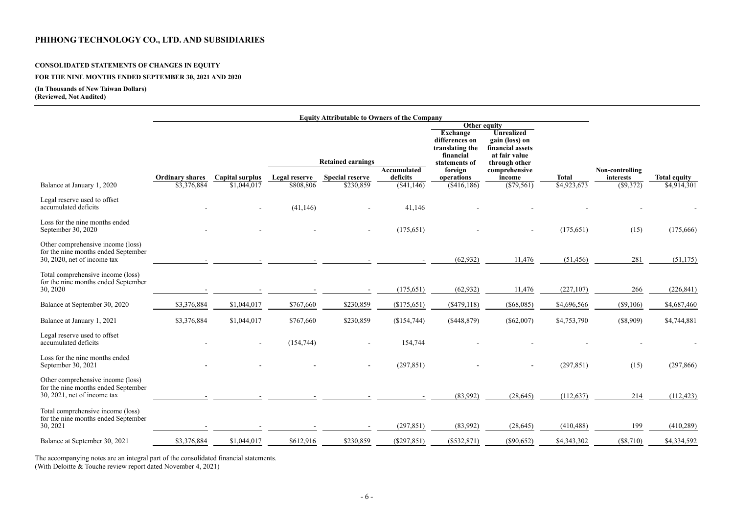# PHIHONG TECHNOLOGY CO., LTD. AND SUBSIDIARIES

**CONSOLIDATED STATEMENTS OF CHANGES IN EQUITY**

**FOR THE NINE MONTHS ENDED SEPTEMBER 30, 2021 AND 2020**

**(In Thousands of New Taiwan Dollars)**
**(Reviewed, Not Audited)**

| | Equity Attributable to Owners of the Company | | | | | | | | | |
|---|---|---|---|---|---|---|---|---|---|---|
| | | | Retained earnings | | | Other equity | | | | |
| | Ordinary shares | Capital surplus | Legal reserve | Special reserve | Accumulated deficits | Exchange differences on translating the financial statements of foreign operations | Unrealized gain (loss) on financial assets at fair value through other comprehensive income | Total | Non-controlling interests | Total equity |
| Balance at January 1, 2020 | $3,376,884 | $1,044,017 | $808,806 | $230,859 | ($41,146) | ($416,186) | ($79,561) | $4,923,673 | ($9,372) | $4,914,301 |
| Legal reserve used to offset accumulated deficits | - | - | (41,146) | - | 41,146 | - | - | - | - | - |
| Loss for the nine months ended September 30, 2020 | - | - | - | - | (175,651) | - | - | (175,651) | (15) | (175,666) |
| Other comprehensive income (loss) for the nine months ended September 30, 2020, net of income tax | - | - | - | - | - | (62,932) | 11,476 | (51,456) | 281 | (51,175) |
| Total comprehensive income (loss) for the nine months ended September 30, 2020 | - | - | - | - | (175,651) | (62,932) | 11,476 | (227,107) | 266 | (226,841) |
| Balance at September 30, 2020 | $3,376,884 | $1,044,017 | $767,660 | $230,859 | ($175,651) | ($479,118) | ($68,085) | $4,696,566 | ($9,106) | $4,687,460 |
| Balance at January 1, 2021 | $3,376,884 | $1,044,017 | $767,660 | $230,859 | ($154,744) | ($448,879) | ($62,007) | $4,753,790 | ($8,909) | $4,744,881 |
| Legal reserve used to offset accumulated deficits | - | - | (154,744) | - | 154,744 | - | - | - | - | - |
| Loss for the nine months ended September 30, 2021 | - | - | - | - | (297,851) | - | - | (297,851) | (15) | (297,866) |
| Other comprehensive income (loss) for the nine months ended September 30, 2021, net of income tax | - | - | - | - | - | (83,992) | (28,645) | (112,637) | 214 | (112,423) |
| Total comprehensive income (loss) for the nine months ended September 30, 2021 | - | - | - | - | (297,851) | (83,992) | (28,645) | (410,488) | 199 | (410,289) |
| Balance at September 30, 2021 | $3,376,884 | $1,044,017 | $612,916 | $230,859 | ($297,851) | ($532,871) | ($90,652) | $4,343,302 | ($8,710) | $4,334,592 |

The accompanying notes are an integral part of the consolidated financial statements.
(With Deloitte & Touche review report dated November 4, 2021)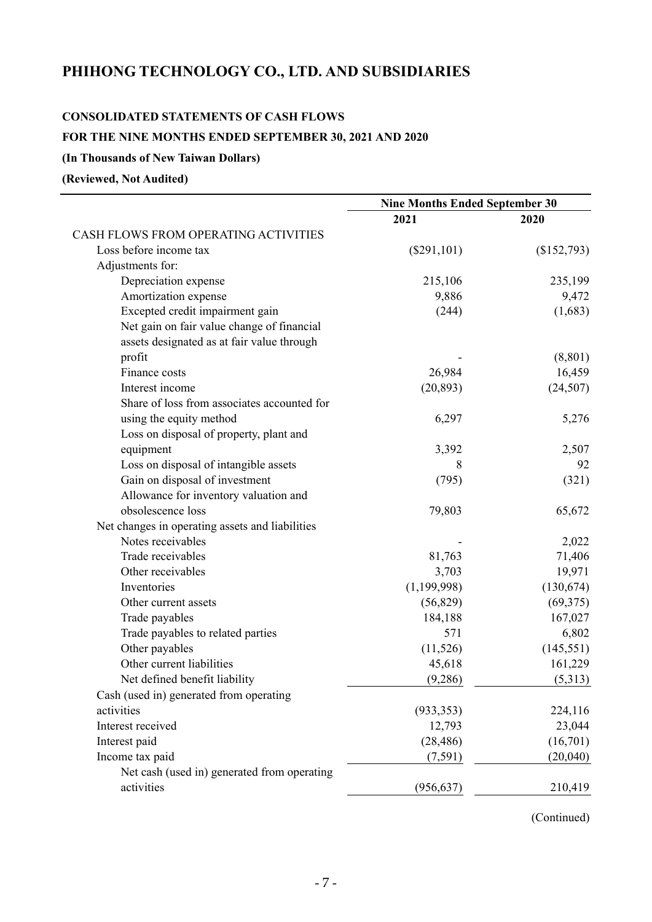# PHIHONG TECHNOLOGY CO., LTD. AND SUBSIDIARIES

**CONSOLIDATED STATEMENTS OF CASH FLOWS**

**FOR THE NINE MONTHS ENDED SEPTEMBER 30, 2021 AND 2020**

**(In Thousands of New Taiwan Dollars)**

**(Reviewed, Not Audited)**

| | Nine Months Ended September 30 | |
|---|---|---|
| | **2021** | **2020** |
| CASH FLOWS FROM OPERATING ACTIVITIES | | |
| Loss before income tax | ($291,101) | ($152,793) |
| Adjustments for: | | |
| Depreciation expense | 215,106 | 235,199 |
| Amortization expense | 9,886 | 9,472 |
| Excepted credit impairment gain | (244) | (1,683) |
| Net gain on fair value change of financial assets designated as at fair value through profit | - | (8,801) |
| Finance costs | 26,984 | 16,459 |
| Interest income | (20,893) | (24,507) |
| Share of loss from associates accounted for using the equity method | 6,297 | 5,276 |
| Loss on disposal of property, plant and equipment | 3,392 | 2,507 |
| Loss on disposal of intangible assets | 8 | 92 |
| Gain on disposal of investment | (795) | (321) |
| Allowance for inventory valuation and obsolescence loss | 79,803 | 65,672 |
| Net changes in operating assets and liabilities | | |
| Notes receivables | - | 2,022 |
| Trade receivables | 81,763 | 71,406 |
| Other receivables | 3,703 | 19,971 |
| Inventories | (1,199,998) | (130,674) |
| Other current assets | (56,829) | (69,375) |
| Trade payables | 184,188 | 167,027 |
| Trade payables to related parties | 571 | 6,802 |
| Other payables | (11,526) | (145,551) |
| Other current liabilities | 45,618 | 161,229 |
| Net defined benefit liability | (9,286) | (5,313) |
| Cash (used in) generated from operating activities | (933,353) | 224,116 |
| Interest received | 12,793 | 23,044 |
| Interest paid | (28,486) | (16,701) |
| Income tax paid | (7,591) | (20,040) |
| Net cash (used in) generated from operating activities | (956,637) | 210,419 |

(Continued)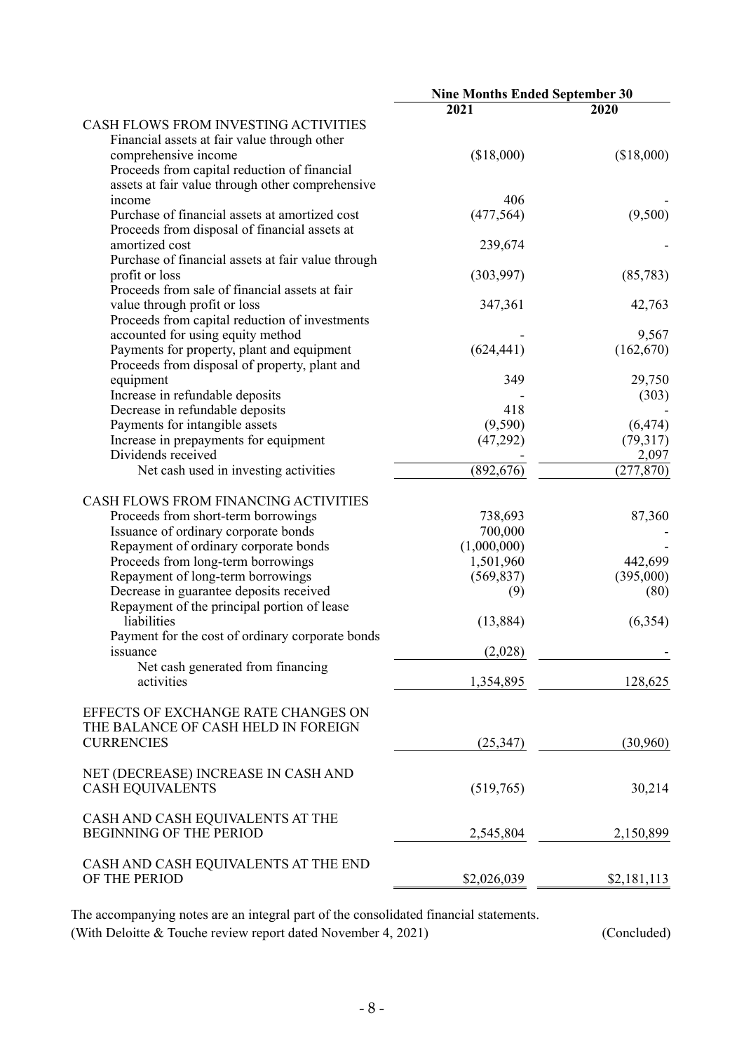| | Nine Months Ended September 30 | |
|---|---|---|
| | 2021 | 2020 |
| CASH FLOWS FROM INVESTING ACTIVITIES | | |
| Financial assets at fair value through other comprehensive income | ($18,000) | ($18,000) |
| Proceeds from capital reduction of financial assets at fair value through other comprehensive income | 406 | - |
| Purchase of financial assets at amortized cost | (477,564) | (9,500) |
| Proceeds from disposal of financial assets at amortized cost | 239,674 | - |
| Purchase of financial assets at fair value through profit or loss | (303,997) | (85,783) |
| Proceeds from sale of financial assets at fair value through profit or loss | 347,361 | 42,763 |
| Proceeds from capital reduction of investments accounted for using equity method | - | 9,567 |
| Payments for property, plant and equipment | (624,441) | (162,670) |
| Proceeds from disposal of property, plant and equipment | 349 | 29,750 |
| Increase in refundable deposits | - | (303) |
| Decrease in refundable deposits | 418 | - |
| Payments for intangible assets | (9,590) | (6,474) |
| Increase in prepayments for equipment | (47,292) | (79,317) |
| Dividends received | - | 2,097 |
| Net cash used in investing activities | (892,676) | (277,870) |
| CASH FLOWS FROM FINANCING ACTIVITIES | | |
| Proceeds from short-term borrowings | 738,693 | 87,360 |
| Issuance of ordinary corporate bonds | 700,000 | - |
| Repayment of ordinary corporate bonds | (1,000,000) | - |
| Proceeds from long-term borrowings | 1,501,960 | 442,699 |
| Repayment of long-term borrowings | (569,837) | (395,000) |
| Decrease in guarantee deposits received | (9) | (80) |
| Repayment of the principal portion of lease liabilities | (13,884) | (6,354) |
| Payment for the cost of ordinary corporate bonds issuance | (2,028) | - |
| Net cash generated from financing activities | 1,354,895 | 128,625 |
| EFFECTS OF EXCHANGE RATE CHANGES ON THE BALANCE OF CASH HELD IN FOREIGN CURRENCIES | (25,347) | (30,960) |
| NET (DECREASE) INCREASE IN CASH AND CASH EQUIVALENTS | (519,765) | 30,214 |
| CASH AND CASH EQUIVALENTS AT THE BEGINNING OF THE PERIOD | 2,545,804 | 2,150,899 |
| CASH AND CASH EQUIVALENTS AT THE END OF THE PERIOD | $2,026,039 | $2,181,113 |

The accompanying notes are an integral part of the consolidated financial statements.

(With Deloitte & Touche review report dated November 4, 2021) (Concluded)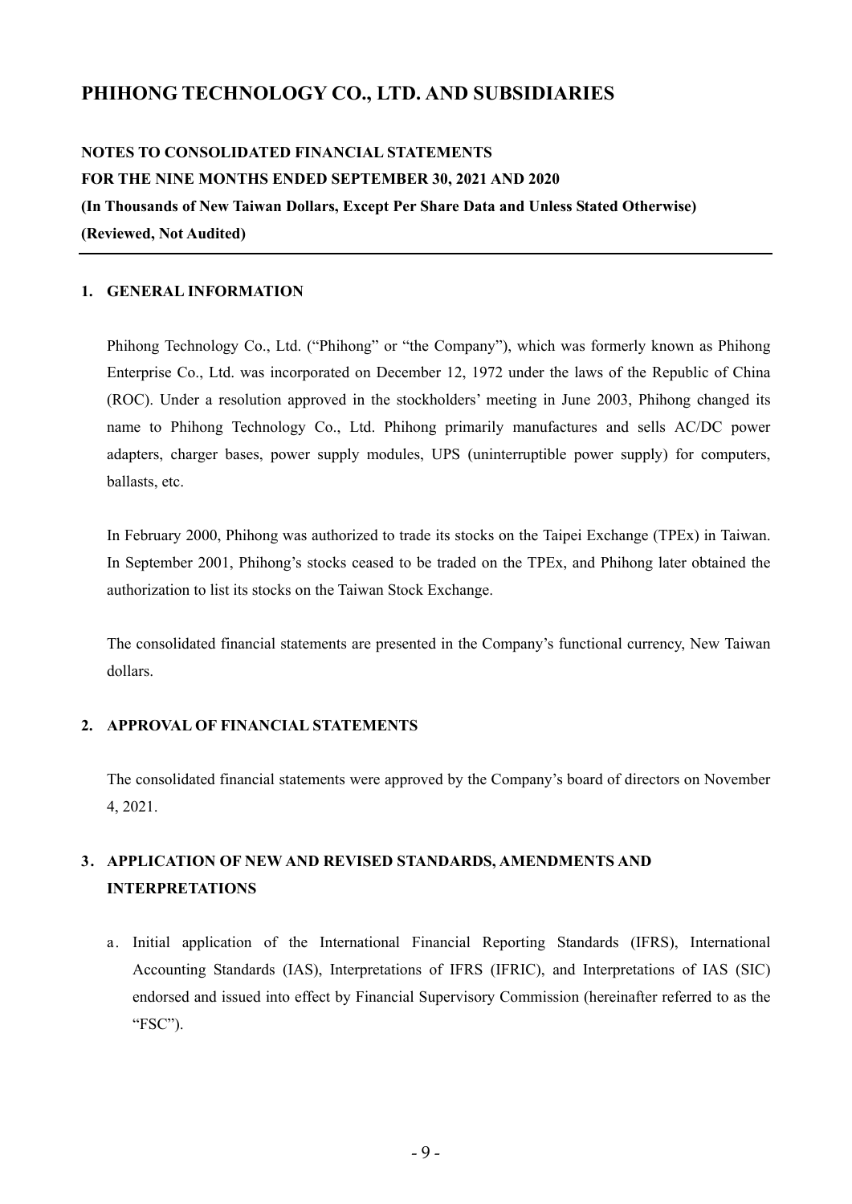# PHIHONG TECHNOLOGY CO., LTD. AND SUBSIDIARIES

**NOTES TO CONSOLIDATED FINANCIAL STATEMENTS**
**FOR THE NINE MONTHS ENDED SEPTEMBER 30, 2021 AND 2020**
**(In Thousands of New Taiwan Dollars, Except Per Share Data and Unless Stated Otherwise)**
**(Reviewed, Not Audited)**

## 1. GENERAL INFORMATION

Phihong Technology Co., Ltd. ("Phihong" or "the Company"), which was formerly known as Phihong Enterprise Co., Ltd. was incorporated on December 12, 1972 under the laws of the Republic of China (ROC). Under a resolution approved in the stockholders' meeting in June 2003, Phihong changed its name to Phihong Technology Co., Ltd. Phihong primarily manufactures and sells AC/DC power adapters, charger bases, power supply modules, UPS (uninterruptible power supply) for computers, ballasts, etc.

In February 2000, Phihong was authorized to trade its stocks on the Taipei Exchange (TPEx) in Taiwan. In September 2001, Phihong's stocks ceased to be traded on the TPEx, and Phihong later obtained the authorization to list its stocks on the Taiwan Stock Exchange.

The consolidated financial statements are presented in the Company's functional currency, New Taiwan dollars.

## 2. APPROVAL OF FINANCIAL STATEMENTS

The consolidated financial statements were approved by the Company's board of directors on November 4, 2021.

## 3. APPLICATION OF NEW AND REVISED STANDARDS, AMENDMENTS AND INTERPRETATIONS

a. Initial application of the International Financial Reporting Standards (IFRS), International Accounting Standards (IAS), Interpretations of IFRS (IFRIC), and Interpretations of IAS (SIC) endorsed and issued into effect by Financial Supervisory Commission (hereinafter referred to as the "FSC").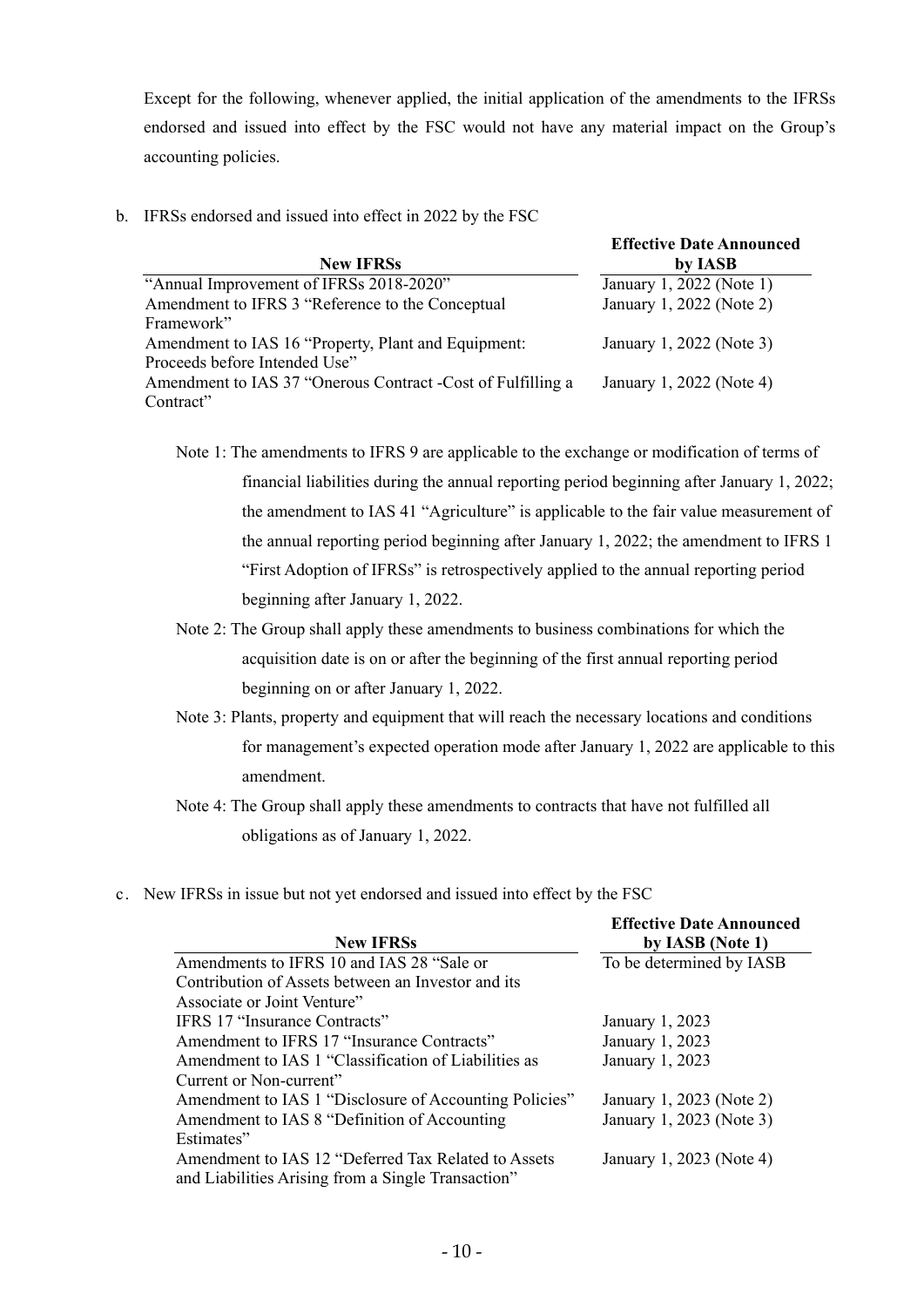Except for the following, whenever applied, the initial application of the amendments to the IFRSs endorsed and issued into effect by the FSC would not have any material impact on the Group's accounting policies.

b. IFRSs endorsed and issued into effect in 2022 by the FSC

| New IFRSs | Effective Date Announced by IASB |
|---|---|
| "Annual Improvement of IFRSs 2018-2020" | January 1, 2022 (Note 1) |
| Amendment to IFRS 3 "Reference to the Conceptual Framework" | January 1, 2022 (Note 2) |
| Amendment to IAS 16 "Property, Plant and Equipment: Proceeds before Intended Use" | January 1, 2022 (Note 3) |
| Amendment to IAS 37 "Onerous Contract -Cost of Fulfilling a Contract" | January 1, 2022 (Note 4) |

Note 1: The amendments to IFRS 9 are applicable to the exchange or modification of terms of financial liabilities during the annual reporting period beginning after January 1, 2022; the amendment to IAS 41 "Agriculture" is applicable to the fair value measurement of the annual reporting period beginning after January 1, 2022; the amendment to IFRS 1 "First Adoption of IFRSs" is retrospectively applied to the annual reporting period beginning after January 1, 2022.

Note 2: The Group shall apply these amendments to business combinations for which the acquisition date is on or after the beginning of the first annual reporting period beginning on or after January 1, 2022.

Note 3: Plants, property and equipment that will reach the necessary locations and conditions for management's expected operation mode after January 1, 2022 are applicable to this amendment.

Note 4: The Group shall apply these amendments to contracts that have not fulfilled all obligations as of January 1, 2022.

c. New IFRSs in issue but not yet endorsed and issued into effect by the FSC

| New IFRSs | Effective Date Announced by IASB (Note 1) |
|---|---|
| Amendments to IFRS 10 and IAS 28 "Sale or Contribution of Assets between an Investor and its Associate or Joint Venture" | To be determined by IASB |
| IFRS 17 "Insurance Contracts" | January 1, 2023 |
| Amendment to IFRS 17 "Insurance Contracts" | January 1, 2023 |
| Amendment to IAS 1 "Classification of Liabilities as Current or Non-current" | January 1, 2023 |
| Amendment to IAS 1 "Disclosure of Accounting Policies" | January 1, 2023 (Note 2) |
| Amendment to IAS 8 "Definition of Accounting Estimates" | January 1, 2023 (Note 3) |
| Amendment to IAS 12 "Deferred Tax Related to Assets and Liabilities Arising from a Single Transaction" | January 1, 2023 (Note 4) |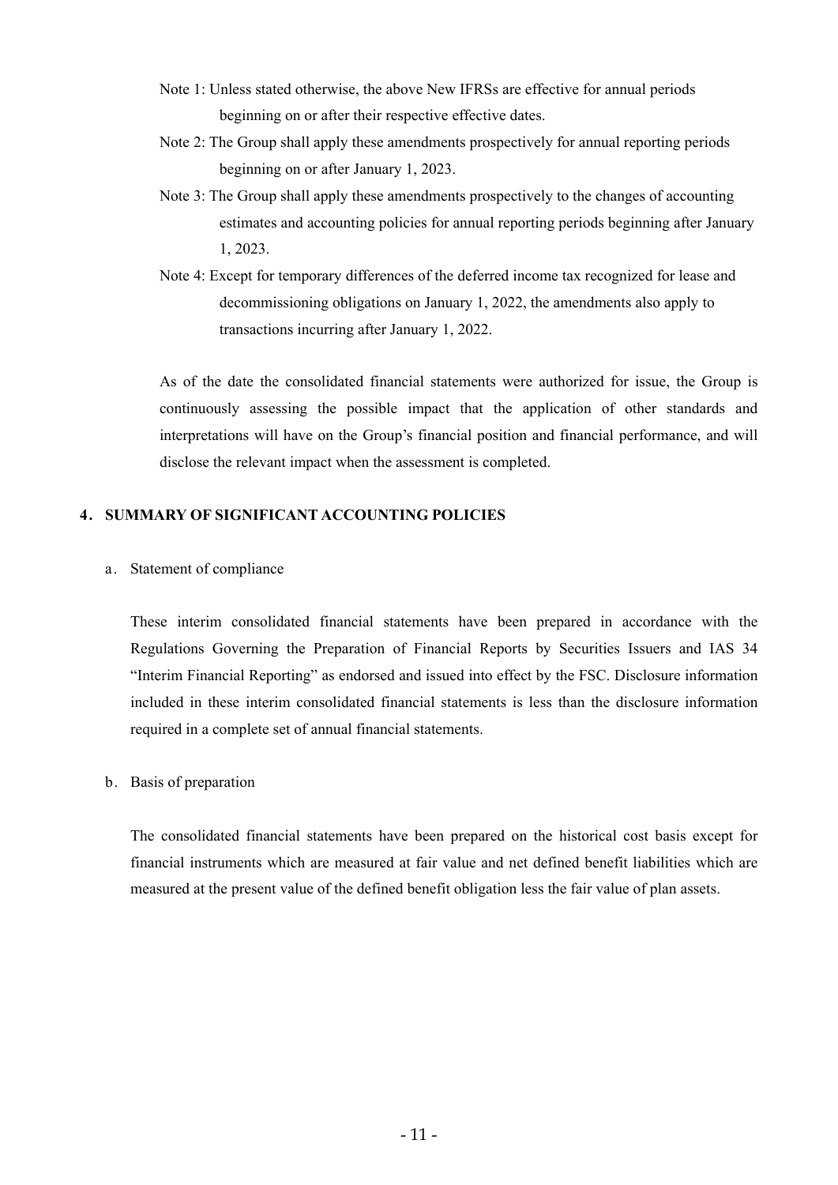Note 1: Unless stated otherwise, the above New IFRSs are effective for annual periods beginning on or after their respective effective dates.

Note 2: The Group shall apply these amendments prospectively for annual reporting periods beginning on or after January 1, 2023.

Note 3: The Group shall apply these amendments prospectively to the changes of accounting estimates and accounting policies for annual reporting periods beginning after January 1, 2023.

Note 4: Except for temporary differences of the deferred income tax recognized for lease and decommissioning obligations on January 1, 2022, the amendments also apply to transactions incurring after January 1, 2022.

As of the date the consolidated financial statements were authorized for issue, the Group is continuously assessing the possible impact that the application of other standards and interpretations will have on the Group's financial position and financial performance, and will disclose the relevant impact when the assessment is completed.

## 4. SUMMARY OF SIGNIFICANT ACCOUNTING POLICIES

a. Statement of compliance

These interim consolidated financial statements have been prepared in accordance with the Regulations Governing the Preparation of Financial Reports by Securities Issuers and IAS 34 "Interim Financial Reporting" as endorsed and issued into effect by the FSC. Disclosure information included in these interim consolidated financial statements is less than the disclosure information required in a complete set of annual financial statements.

b. Basis of preparation

The consolidated financial statements have been prepared on the historical cost basis except for financial instruments which are measured at fair value and net defined benefit liabilities which are measured at the present value of the defined benefit obligation less the fair value of plan assets.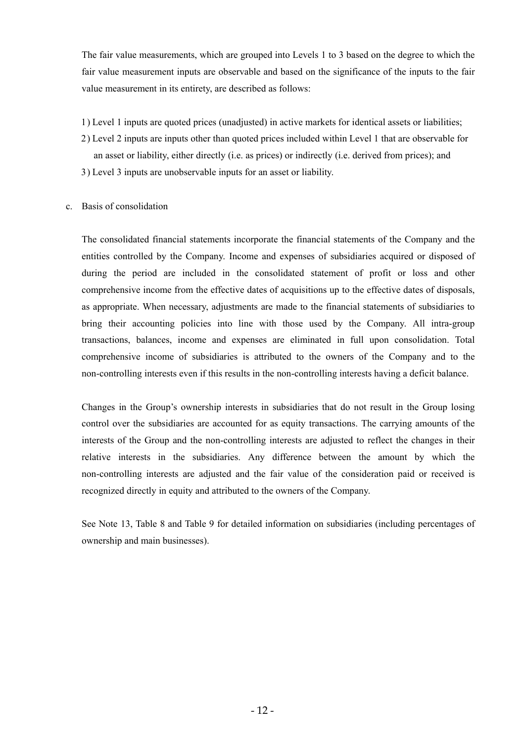The fair value measurements, which are grouped into Levels 1 to 3 based on the degree to which the fair value measurement inputs are observable and based on the significance of the inputs to the fair value measurement in its entirety, are described as follows:

1) Level 1 inputs are quoted prices (unadjusted) in active markets for identical assets or liabilities;
2) Level 2 inputs are inputs other than quoted prices included within Level 1 that are observable for an asset or liability, either directly (i.e. as prices) or indirectly (i.e. derived from prices); and
3) Level 3 inputs are unobservable inputs for an asset or liability.

c. Basis of consolidation

The consolidated financial statements incorporate the financial statements of the Company and the entities controlled by the Company. Income and expenses of subsidiaries acquired or disposed of during the period are included in the consolidated statement of profit or loss and other comprehensive income from the effective dates of acquisitions up to the effective dates of disposals, as appropriate. When necessary, adjustments are made to the financial statements of subsidiaries to bring their accounting policies into line with those used by the Company. All intra-group transactions, balances, income and expenses are eliminated in full upon consolidation. Total comprehensive income of subsidiaries is attributed to the owners of the Company and to the non-controlling interests even if this results in the non-controlling interests having a deficit balance.

Changes in the Group's ownership interests in subsidiaries that do not result in the Group losing control over the subsidiaries are accounted for as equity transactions. The carrying amounts of the interests of the Group and the non-controlling interests are adjusted to reflect the changes in their relative interests in the subsidiaries. Any difference between the amount by which the non-controlling interests are adjusted and the fair value of the consideration paid or received is recognized directly in equity and attributed to the owners of the Company.

See Note 13, Table 8 and Table 9 for detailed information on subsidiaries (including percentages of ownership and main businesses).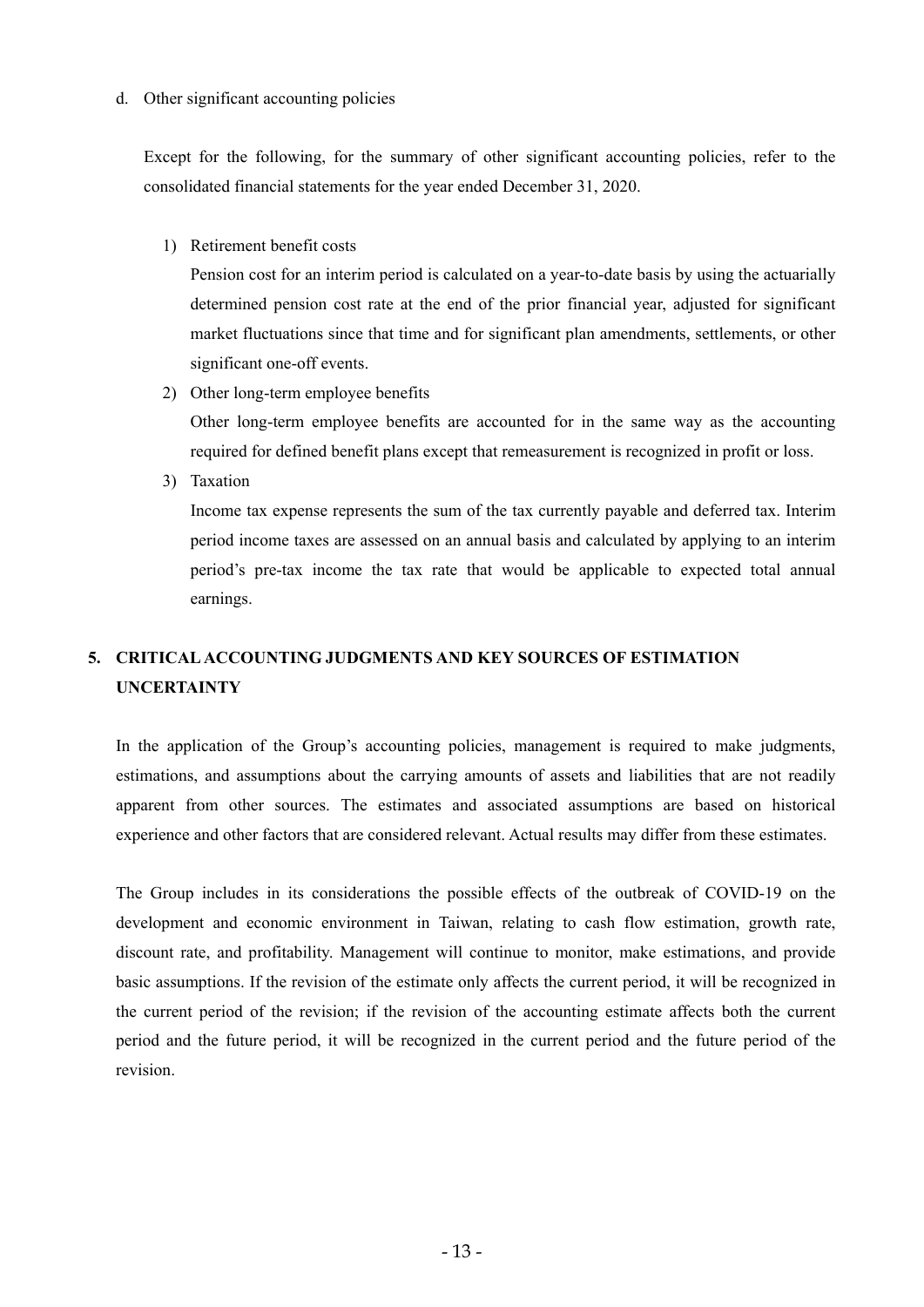d. Other significant accounting policies

Except for the following, for the summary of other significant accounting policies, refer to the consolidated financial statements for the year ended December 31, 2020.

1) Retirement benefit costs

Pension cost for an interim period is calculated on a year-to-date basis by using the actuarially determined pension cost rate at the end of the prior financial year, adjusted for significant market fluctuations since that time and for significant plan amendments, settlements, or other significant one-off events.

2) Other long-term employee benefits

Other long-term employee benefits are accounted for in the same way as the accounting required for defined benefit plans except that remeasurement is recognized in profit or loss.

3) Taxation

Income tax expense represents the sum of the tax currently payable and deferred tax. Interim period income taxes are assessed on an annual basis and calculated by applying to an interim period's pre-tax income the tax rate that would be applicable to expected total annual earnings.

## 5. CRITICAL ACCOUNTING JUDGMENTS AND KEY SOURCES OF ESTIMATION UNCERTAINTY

In the application of the Group's accounting policies, management is required to make judgments, estimations, and assumptions about the carrying amounts of assets and liabilities that are not readily apparent from other sources. The estimates and associated assumptions are based on historical experience and other factors that are considered relevant. Actual results may differ from these estimates.

The Group includes in its considerations the possible effects of the outbreak of COVID-19 on the development and economic environment in Taiwan, relating to cash flow estimation, growth rate, discount rate, and profitability. Management will continue to monitor, make estimations, and provide basic assumptions. If the revision of the estimate only affects the current period, it will be recognized in the current period of the revision; if the revision of the accounting estimate affects both the current period and the future period, it will be recognized in the current period and the future period of the revision.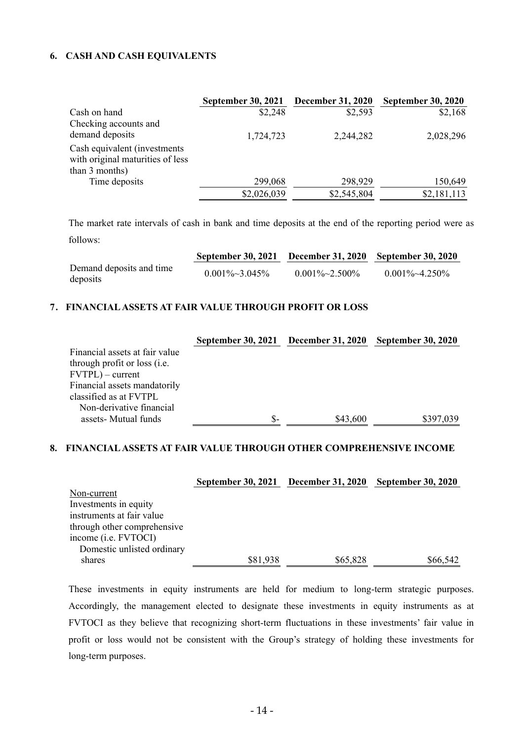## 6. CASH AND CASH EQUIVALENTS

| | September 30, 2021 | December 31, 2020 | September 30, 2020 |
|---|---|---|---|
| Cash on hand | $2,248 | $2,593 | $2,168 |
| Checking accounts and demand deposits | 1,724,723 | 2,244,282 | 2,028,296 |
| Cash equivalent (investments with original maturities of less than 3 months) | | | |
| Time deposits | 299,068 | 298,929 | 150,649 |
| | $2,026,039 | $2,545,804 | $2,181,113 |

The market rate intervals of cash in bank and time deposits at the end of the reporting period were as follows:

| | September 30, 2021 | December 31, 2020 | September 30, 2020 |
|---|---|---|---|
| Demand deposits and time deposits | 0.001%~3.045% | 0.001%~2.500% | 0.001%~4.250% |

## 7. FINANCIAL ASSETS AT FAIR VALUE THROUGH PROFIT OR LOSS

| | September 30, 2021 | December 31, 2020 | September 30, 2020 |
|---|---|---|---|
| Financial assets at fair value through profit or loss (i.e. FVTPL) – current | | | |
| Financial assets mandatorily classified as at FVTPL | | | |
| Non-derivative financial assets- Mutual funds | $- | $43,600 | $397,039 |

## 8. FINANCIAL ASSETS AT FAIR VALUE THROUGH OTHER COMPREHENSIVE INCOME

| | September 30, 2021 | December 31, 2020 | September 30, 2020 |
|---|---|---|---|
| Non-current | | | |
| Investments in equity instruments at fair value through other comprehensive income (i.e. FVTOCI) | | | |
| Domestic unlisted ordinary shares | $81,938 | $65,828 | $66,542 |

These investments in equity instruments are held for medium to long-term strategic purposes. Accordingly, the management elected to designate these investments in equity instruments as at FVTOCI as they believe that recognizing short-term fluctuations in these investments' fair value in profit or loss would not be consistent with the Group's strategy of holding these investments for long-term purposes.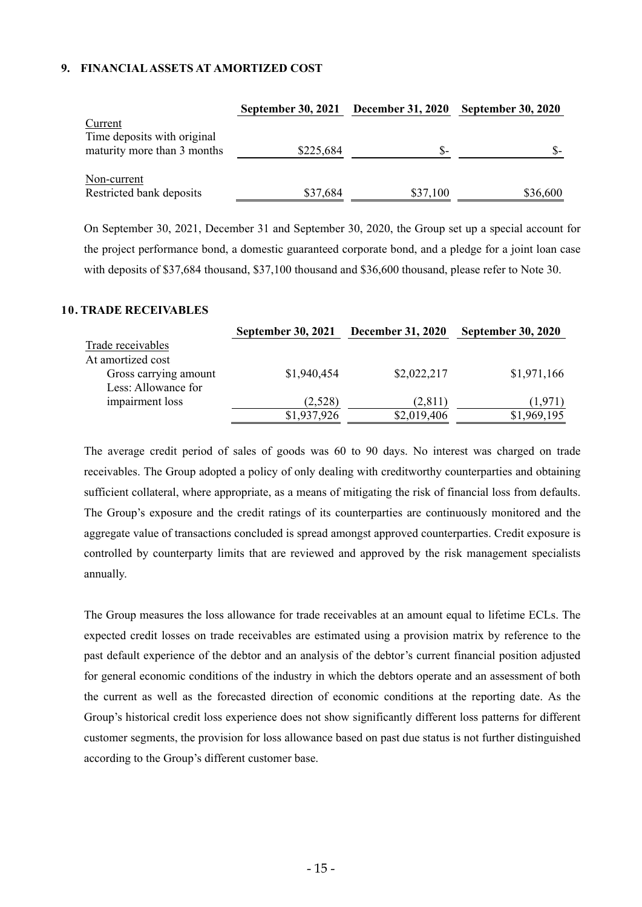## 9. FINANCIAL ASSETS AT AMORTIZED COST

| | September 30, 2021 | December 31, 2020 | September 30, 2020 |
|---|---|---|---|
| Current | | | |
| Time deposits with original maturity more than 3 months | $225,684 | $- | $- |
| Non-current | | | |
| Restricted bank deposits | $37,684 | $37,100 | $36,600 |

On September 30, 2021, December 31 and September 30, 2020, the Group set up a special account for the project performance bond, a domestic guaranteed corporate bond, and a pledge for a joint loan case with deposits of $37,684 thousand, $37,100 thousand and $36,600 thousand, please refer to Note 30.

## 10. TRADE RECEIVABLES

| | September 30, 2021 | December 31, 2020 | September 30, 2020 |
|---|---|---|---|
| Trade receivables | | | |
| At amortized cost | | | |
| Gross carrying amount | $1,940,454 | $2,022,217 | $1,971,166 |
| Less: Allowance for impairment loss | (2,528) | (2,811) | (1,971) |
| | $1,937,926 | $2,019,406 | $1,969,195 |

The average credit period of sales of goods was 60 to 90 days. No interest was charged on trade receivables. The Group adopted a policy of only dealing with creditworthy counterparties and obtaining sufficient collateral, where appropriate, as a means of mitigating the risk of financial loss from defaults. The Group's exposure and the credit ratings of its counterparties are continuously monitored and the aggregate value of transactions concluded is spread amongst approved counterparties. Credit exposure is controlled by counterparty limits that are reviewed and approved by the risk management specialists annually.

The Group measures the loss allowance for trade receivables at an amount equal to lifetime ECLs. The expected credit losses on trade receivables are estimated using a provision matrix by reference to the past default experience of the debtor and an analysis of the debtor's current financial position adjusted for general economic conditions of the industry in which the debtors operate and an assessment of both the current as well as the forecasted direction of economic conditions at the reporting date. As the Group's historical credit loss experience does not show significantly different loss patterns for different customer segments, the provision for loss allowance based on past due status is not further distinguished according to the Group's different customer base.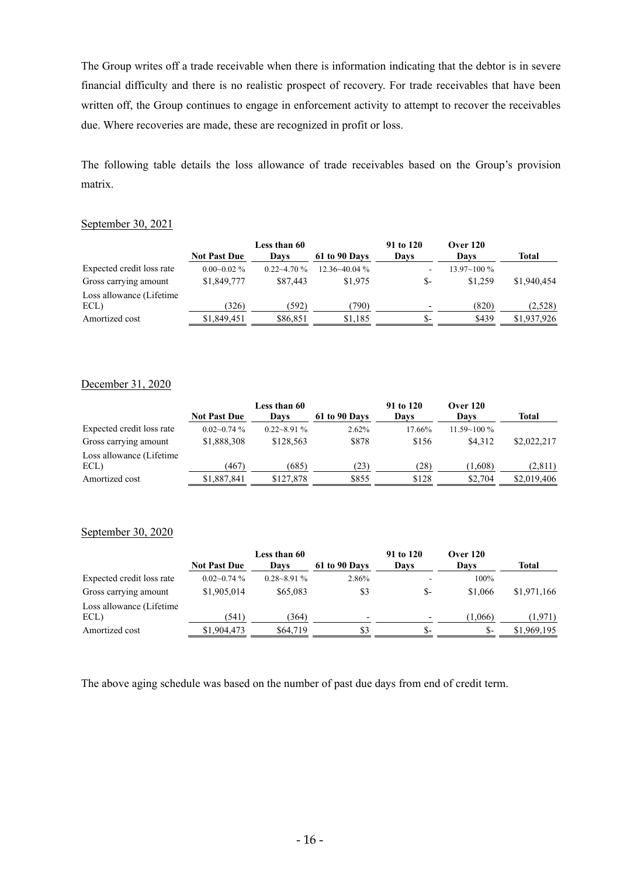The Group writes off a trade receivable when there is information indicating that the debtor is in severe financial difficulty and there is no realistic prospect of recovery. For trade receivables that have been written off, the Group continues to engage in enforcement activity to attempt to recover the receivables due. Where recoveries are made, these are recognized in profit or loss.

The following table details the loss allowance of trade receivables based on the Group's provision matrix.

September 30, 2021

| | Not Past Due | Less than 60 Days | 61 to 90 Days | 91 to 120 Days | Over 120 Days | Total |
|---|---|---|---|---|---|---|
| Expected credit loss rate | 0.00~0.02 % | 0.22~4.70 % | 12.36~40.04 % | - | 13.97~100 % | |
| Gross carrying amount | $1,849,777 | $87,443 | $1,975 | $- | $1,259 | $1,940,454 |
| Loss allowance (Lifetime ECL) | (326) | (592) | (790) | - | (820) | (2,528) |
| Amortized cost | $1,849,451 | $86,851 | $1,185 | $- | $439 | $1,937,926 |

December 31, 2020

| | Not Past Due | Less than 60 Days | 61 to 90 Days | 91 to 120 Days | Over 120 Days | Total |
|---|---|---|---|---|---|---|
| Expected credit loss rate | 0.02~0.74 % | 0.22~8.91 % | 2.62% | 17.66% | 11.59~100 % | |
| Gross carrying amount | $1,888,308 | $128,563 | $878 | $156 | $4,312 | $2,022,217 |
| Loss allowance (Lifetime ECL) | (467) | (685) | (23) | (28) | (1,608) | (2,811) |
| Amortized cost | $1,887,841 | $127,878 | $855 | $128 | $2,704 | $2,019,406 |

September 30, 2020

| | Not Past Due | Less than 60 Days | 61 to 90 Days | 91 to 120 Days | Over 120 Days | Total |
|---|---|---|---|---|---|---|
| Expected credit loss rate | 0.02~0.74 % | 0.28~8.91 % | 2.86% | - | 100% | |
| Gross carrying amount | $1,905,014 | $65,083 | $3 | $- | $1,066 | $1,971,166 |
| Loss allowance (Lifetime ECL) | (541) | (364) | - | - | (1,066) | (1,971) |
| Amortized cost | $1,904,473 | $64,719 | $3 | $- | $- | $1,969,195 |

The above aging schedule was based on the number of past due days from end of credit term.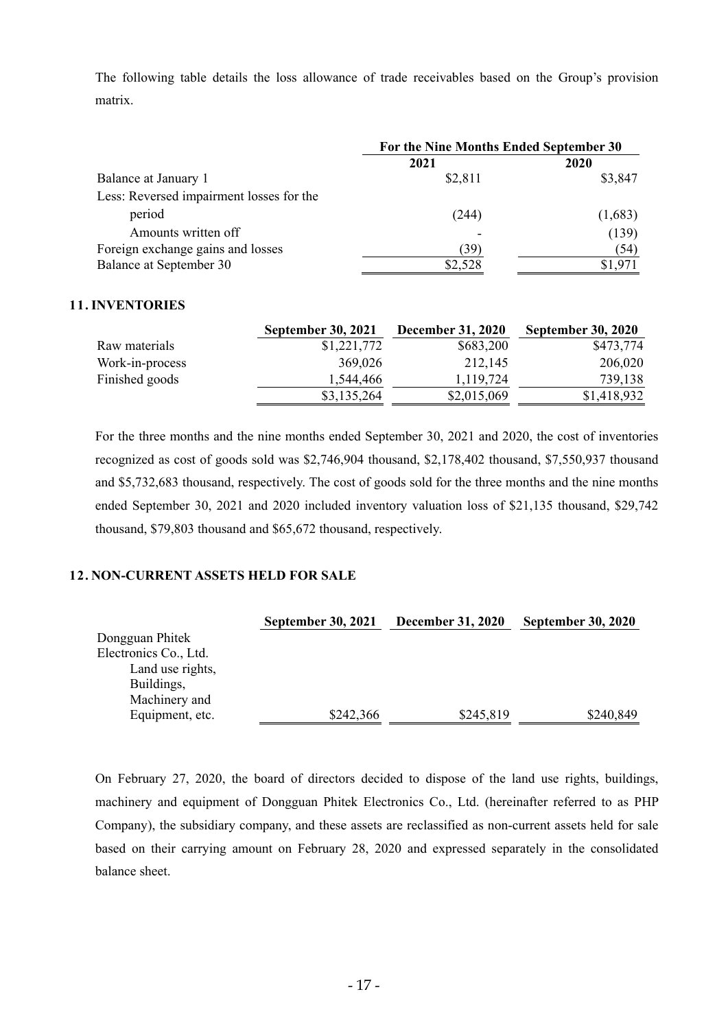The following table details the loss allowance of trade receivables based on the Group's provision matrix.

| | For the Nine Months Ended September 30 | |
|---|---|---|
| | 2021 | 2020 |
| Balance at January 1 | $2,811 | $3,847 |
| Less: Reversed impairment losses for the period | (244) | (1,683) |
| Amounts written off | - | (139) |
| Foreign exchange gains and losses | (39) | (54) |
| Balance at September 30 | $2,528 | $1,971 |

## 11. INVENTORIES

| | September 30, 2021 | December 31, 2020 | September 30, 2020 |
|---|---|---|---|
| Raw materials | $1,221,772 | $683,200 | $473,774 |
| Work-in-process | 369,026 | 212,145 | 206,020 |
| Finished goods | 1,544,466 | 1,119,724 | 739,138 |
| | $3,135,264 | $2,015,069 | $1,418,932 |

For the three months and the nine months ended September 30, 2021 and 2020, the cost of inventories recognized as cost of goods sold was $2,746,904 thousand, $2,178,402 thousand, $7,550,937 thousand and $5,732,683 thousand, respectively. The cost of goods sold for the three months and the nine months ended September 30, 2021 and 2020 included inventory valuation loss of $21,135 thousand, $29,742 thousand, $79,803 thousand and $65,672 thousand, respectively.

## 12. NON-CURRENT ASSETS HELD FOR SALE

| | September 30, 2021 | December 31, 2020 | September 30, 2020 |
|---|---|---|---|
| Dongguan Phitek Electronics Co., Ltd. Land use rights, Buildings, Machinery and Equipment, etc. | $242,366 | $245,819 | $240,849 |

On February 27, 2020, the board of directors decided to dispose of the land use rights, buildings, machinery and equipment of Dongguan Phitek Electronics Co., Ltd. (hereinafter referred to as PHP Company), the subsidiary company, and these assets are reclassified as non-current assets held for sale based on their carrying amount on February 28, 2020 and expressed separately in the consolidated balance sheet.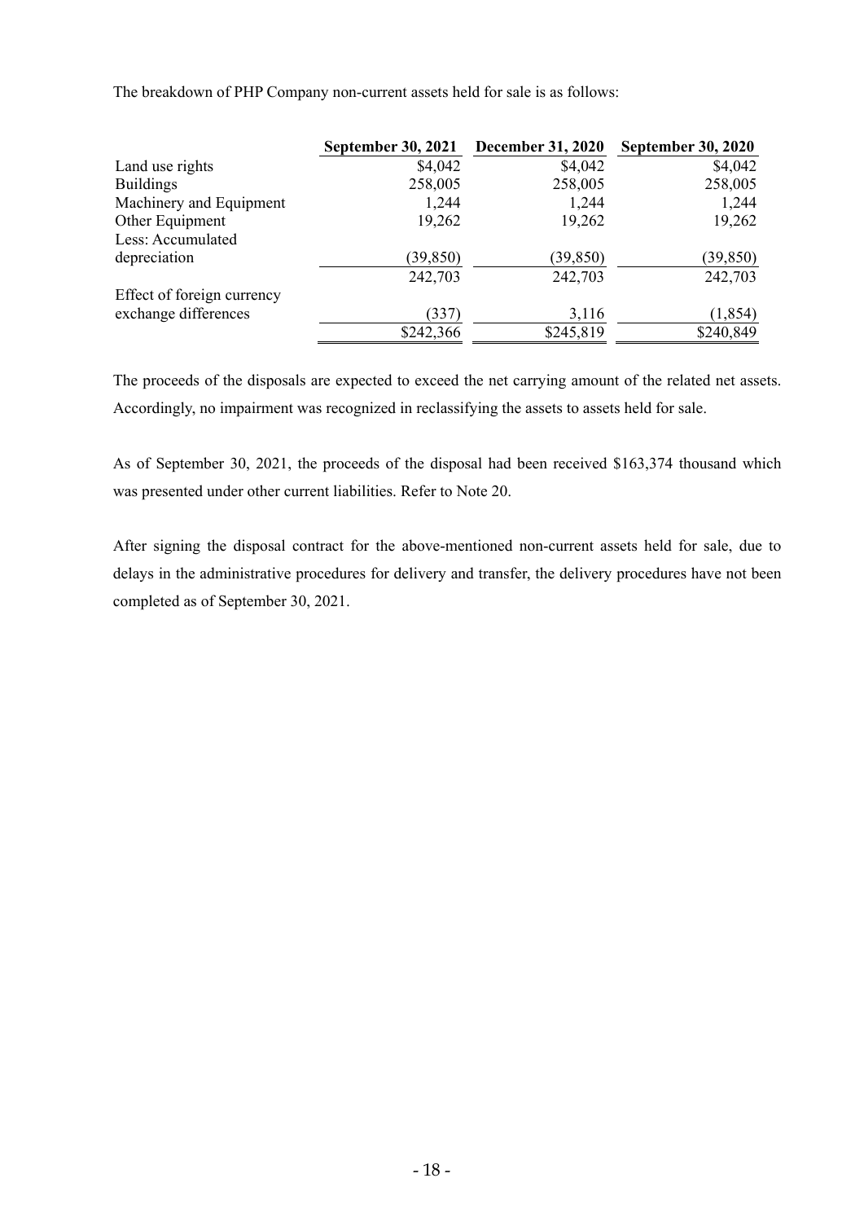The breakdown of PHP Company non-current assets held for sale is as follows:

| | September 30, 2021 | December 31, 2020 | September 30, 2020 |
|---|---|---|---|
| Land use rights | $4,042 | $4,042 | $4,042 |
| Buildings | 258,005 | 258,005 | 258,005 |
| Machinery and Equipment | 1,244 | 1,244 | 1,244 |
| Other Equipment | 19,262 | 19,262 | 19,262 |
| Less: Accumulated depreciation | (39,850) | (39,850) | (39,850) |
| | 242,703 | 242,703 | 242,703 |
| Effect of foreign currency exchange differences | (337) | 3,116 | (1,854) |
| | $242,366 | $245,819 | $240,849 |

The proceeds of the disposals are expected to exceed the net carrying amount of the related net assets. Accordingly, no impairment was recognized in reclassifying the assets to assets held for sale.

As of September 30, 2021, the proceeds of the disposal had been received $163,374 thousand which was presented under other current liabilities. Refer to Note 20.

After signing the disposal contract for the above-mentioned non-current assets held for sale, due to delays in the administrative procedures for delivery and transfer, the delivery procedures have not been completed as of September 30, 2021.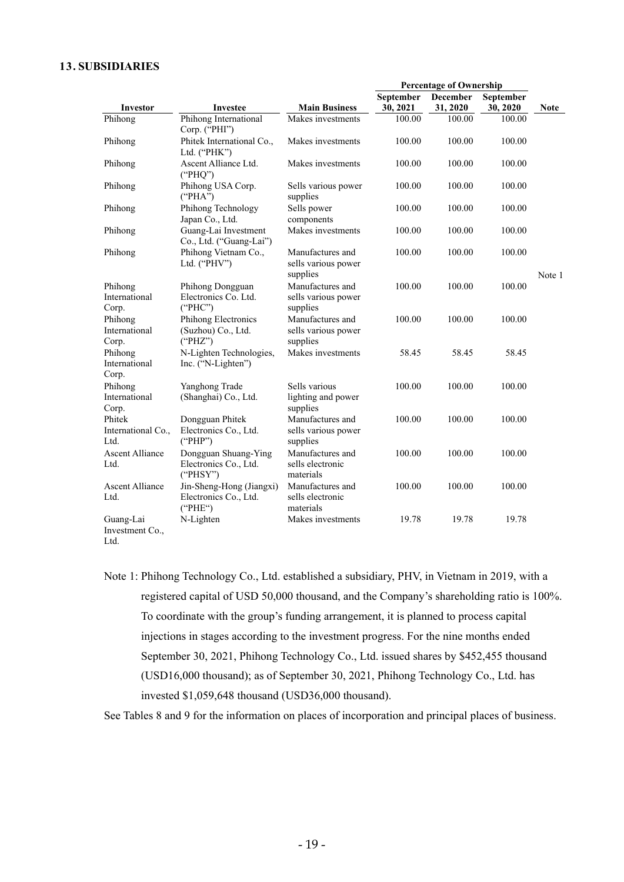## 13. SUBSIDIARIES

| Investor | Investee | Main Business | Percentage of Ownership | | | Note |
|---|---|---|---|---|---|---|
| | | | September 30, 2021 | December 31, 2020 | September 30, 2020 | |
| Phihong | Phihong International Corp. ("PHI") | Makes investments | 100.00 | 100.00 | 100.00 | |
| Phihong | Phitek International Co., Ltd. ("PHK") | Makes investments | 100.00 | 100.00 | 100.00 | |
| Phihong | Ascent Alliance Ltd. ("PHQ") | Makes investments | 100.00 | 100.00 | 100.00 | |
| Phihong | Phihong USA Corp. ("PHA") | Sells various power supplies | 100.00 | 100.00 | 100.00 | |
| Phihong | Phihong Technology Japan Co., Ltd. | Sells power components | 100.00 | 100.00 | 100.00 | |
| Phihong | Guang-Lai Investment Co., Ltd. ("Guang-Lai") | Makes investments | 100.00 | 100.00 | 100.00 | |
| Phihong | Phihong Vietnam Co., Ltd. ("PHV") | Manufactures and sells various power supplies | 100.00 | 100.00 | 100.00 | Note 1 |
| Phihong International Corp. | Phihong Dongguan Electronics Co. Ltd. ("PHC") | Manufactures and sells various power supplies | 100.00 | 100.00 | 100.00 | |
| Phihong International Corp. | Phihong Electronics (Suzhou) Co., Ltd. ("PHZ") | Manufactures and sells various power supplies | 100.00 | 100.00 | 100.00 | |
| Phihong International Corp. | N-Lighten Technologies, Inc. ("N-Lighten") | Makes investments | 58.45 | 58.45 | 58.45 | |
| Phihong International Corp. | Yanghong Trade (Shanghai) Co., Ltd. | Sells various lighting and power supplies | 100.00 | 100.00 | 100.00 | |
| Phitek International Co., Ltd. | Dongguan Phitek Electronics Co., Ltd. ("PHP") | Manufactures and sells various power supplies | 100.00 | 100.00 | 100.00 | |
| Ascent Alliance Ltd. | Dongguan Shuang-Ying Electronics Co., Ltd. ("PHSY") | Manufactures and sells electronic materials | 100.00 | 100.00 | 100.00 | |
| Ascent Alliance Ltd. | Jin-Sheng-Hong (Jiangxi) Electronics Co., Ltd. ("PHE") | Manufactures and sells electronic materials | 100.00 | 100.00 | 100.00 | |
| Guang-Lai Investment Co., Ltd. | N-Lighten | Makes investments | 19.78 | 19.78 | 19.78 | |

Note 1: Phihong Technology Co., Ltd. established a subsidiary, PHV, in Vietnam in 2019, with a registered capital of USD 50,000 thousand, and the Company's shareholding ratio is 100%. To coordinate with the group's funding arrangement, it is planned to process capital injections in stages according to the investment progress. For the nine months ended September 30, 2021, Phihong Technology Co., Ltd. issued shares by $452,455 thousand (USD16,000 thousand); as of September 30, 2021, Phihong Technology Co., Ltd. has invested $1,059,648 thousand (USD36,000 thousand).

See Tables 8 and 9 for the information on places of incorporation and principal places of business.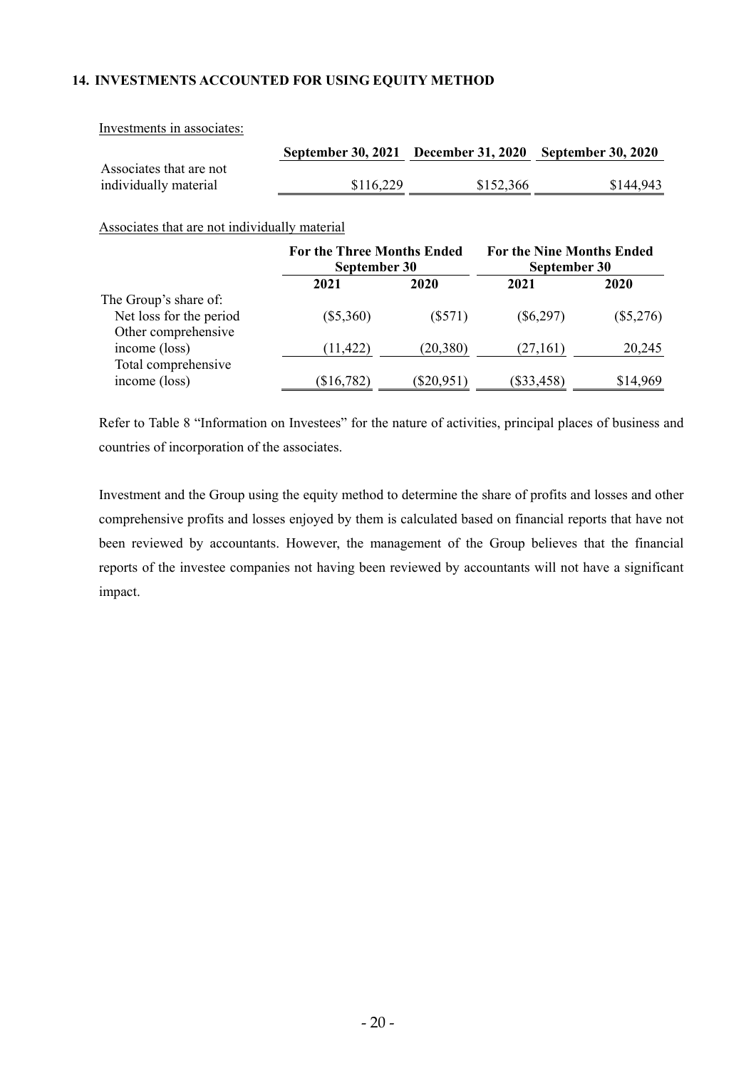## 14. INVESTMENTS ACCOUNTED FOR USING EQUITY METHOD

Investments in associates:

| | September 30, 2021 | December 31, 2020 | September 30, 2020 |
|---|---|---|---|
| Associates that are not individually material | $116,229 | $152,366 | $144,943 |

Associates that are not individually material

| | For the Three Months Ended September 30 | | For the Nine Months Ended September 30 | |
|---|---|---|---|---|
| | 2021 | 2020 | 2021 | 2020 |
| The Group's share of: | | | | |
| Net loss for the period | ($5,360) | ($571) | ($6,297) | ($5,276) |
| Other comprehensive income (loss) | (11,422) | (20,380) | (27,161) | 20,245 |
| Total comprehensive income (loss) | ($16,782) | ($20,951) | ($33,458) | $14,969 |

Refer to Table 8 "Information on Investees" for the nature of activities, principal places of business and countries of incorporation of the associates.

Investment and the Group using the equity method to determine the share of profits and losses and other comprehensive profits and losses enjoyed by them is calculated based on financial reports that have not been reviewed by accountants. However, the management of the Group believes that the financial reports of the investee companies not having been reviewed by accountants will not have a significant impact.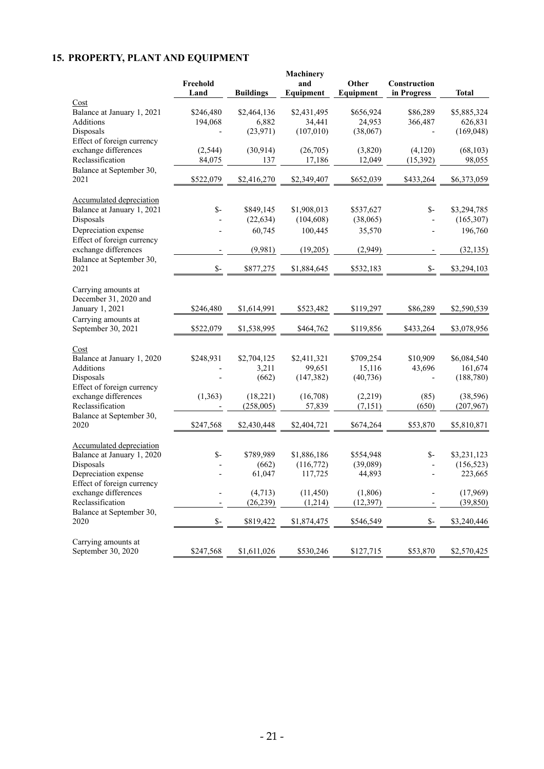## 15. PROPERTY, PLANT AND EQUIPMENT

| | Freehold Land | Buildings | Machinery and Equipment | Other Equipment | Construction in Progress | Total |
|---|---|---|---|---|---|---|
| Cost | | | | | | |
| Balance at January 1, 2021 | $246,480 | $2,464,136 | $2,431,495 | $656,924 | $86,289 | $5,885,324 |
| Additions | 194,068 | 6,882 | 34,441 | 24,953 | 366,487 | 626,831 |
| Disposals | - | (23,971) | (107,010) | (38,067) | - | (169,048) |
| Effect of foreign currency exchange differences | (2,544) | (30,914) | (26,705) | (3,820) | (4,120) | (68,103) |
| Reclassification | 84,075 | 137 | 17,186 | 12,049 | (15,392) | 98,055 |
| Balance at September 30, 2021 | $522,079 | $2,416,270 | $2,349,407 | $652,039 | $433,264 | $6,373,059 |
| Accumulated depreciation | | | | | | |
| Balance at January 1, 2021 | $- | $849,145 | $1,908,013 | $537,627 | $- | $3,294,785 |
| Disposals | - | (22,634) | (104,608) | (38,065) | - | (165,307) |
| Depreciation expense | - | 60,745 | 100,445 | 35,570 | - | 196,760 |
| Effect of foreign currency exchange differences | - | (9,981) | (19,205) | (2,949) | - | (32,135) |
| Balance at September 30, 2021 | $- | $877,275 | $1,884,645 | $532,183 | $- | $3,294,103 |
| Carrying amounts at December 31, 2020 and January 1, 2021 | $246,480 | $1,614,991 | $523,482 | $119,297 | $86,289 | $2,590,539 |
| Carrying amounts at September 30, 2021 | $522,079 | $1,538,995 | $464,762 | $119,856 | $433,264 | $3,078,956 |
| Cost | | | | | | |
| Balance at January 1, 2020 | $248,931 | $2,704,125 | $2,411,321 | $709,254 | $10,909 | $6,084,540 |
| Additions | - | 3,211 | 99,651 | 15,116 | 43,696 | 161,674 |
| Disposals | - | (662) | (147,382) | (40,736) | - | (188,780) |
| Effect of foreign currency exchange differences | (1,363) | (18,221) | (16,708) | (2,219) | (85) | (38,596) |
| Reclassification | - | (258,005) | 57,839 | (7,151) | (650) | (207,967) |
| Balance at September 30, 2020 | $247,568 | $2,430,448 | $2,404,721 | $674,264 | $53,870 | $5,810,871 |
| Accumulated depreciation | | | | | | |
| Balance at January 1, 2020 | $- | $789,989 | $1,886,186 | $554,948 | $- | $3,231,123 |
| Disposals | - | (662) | (116,772) | (39,089) | - | (156,523) |
| Depreciation expense | - | 61,047 | 117,725 | 44,893 | - | 223,665 |
| Effect of foreign currency exchange differences | - | (4,713) | (11,450) | (1,806) | - | (17,969) |
| Reclassification | - | (26,239) | (1,214) | (12,397) | - | (39,850) |
| Balance at September 30, 2020 | $- | $819,422 | $1,874,475 | $546,549 | $- | $3,240,446 |
| Carrying amounts at September 30, 2020 | $247,568 | $1,611,026 | $530,246 | $127,715 | $53,870 | $2,570,425 |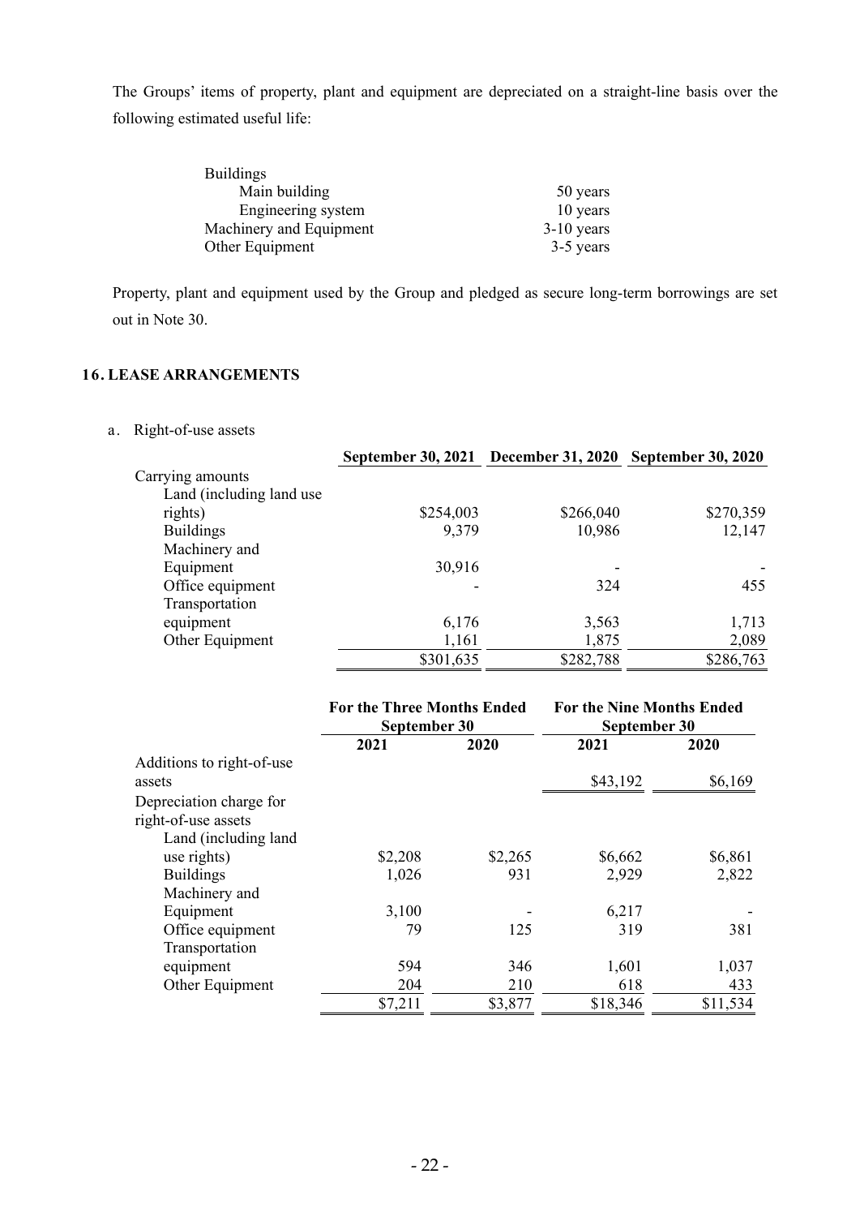The Groups' items of property, plant and equipment are depreciated on a straight-line basis over the following estimated useful life:

| | |
|---|---|
| Buildings | |
| Main building | 50 years |
| Engineering system | 10 years |
| Machinery and Equipment | 3-10 years |
| Other Equipment | 3-5 years |

Property, plant and equipment used by the Group and pledged as secure long-term borrowings are set out in Note 30.

## 16. LEASE ARRANGEMENTS

a. Right-of-use assets

| | September 30, 2021 | December 31, 2020 | September 30, 2020 |
|---|---|---|---|
| Carrying amounts | | | |
| Land (including land use rights) | $254,003 | $266,040 | $270,359 |
| Buildings | 9,379 | 10,986 | 12,147 |
| Machinery and Equipment | 30,916 | - | - |
| Office equipment | - | 324 | 455 |
| Transportation equipment | 6,176 | 3,563 | 1,713 |
| Other Equipment | 1,161 | 1,875 | 2,089 |
| | $301,635 | $282,788 | $286,763 |

| | For the Three Months Ended September 30 | | For the Nine Months Ended September 30 | |
|---|---|---|---|---|
| | 2021 | 2020 | 2021 | 2020 |
| Additions to right-of-use assets | | | $43,192 | $6,169 |
| Depreciation charge for right-of-use assets | | | | |
| Land (including land use rights) | $2,208 | $2,265 | $6,662 | $6,861 |
| Buildings | 1,026 | 931 | 2,929 | 2,822 |
| Machinery and Equipment | 3,100 | - | 6,217 | - |
| Office equipment | 79 | 125 | 319 | 381 |
| Transportation equipment | 594 | 346 | 1,601 | 1,037 |
| Other Equipment | 204 | 210 | 618 | 433 |
| | $7,211 | $3,877 | $18,346 | $11,534 |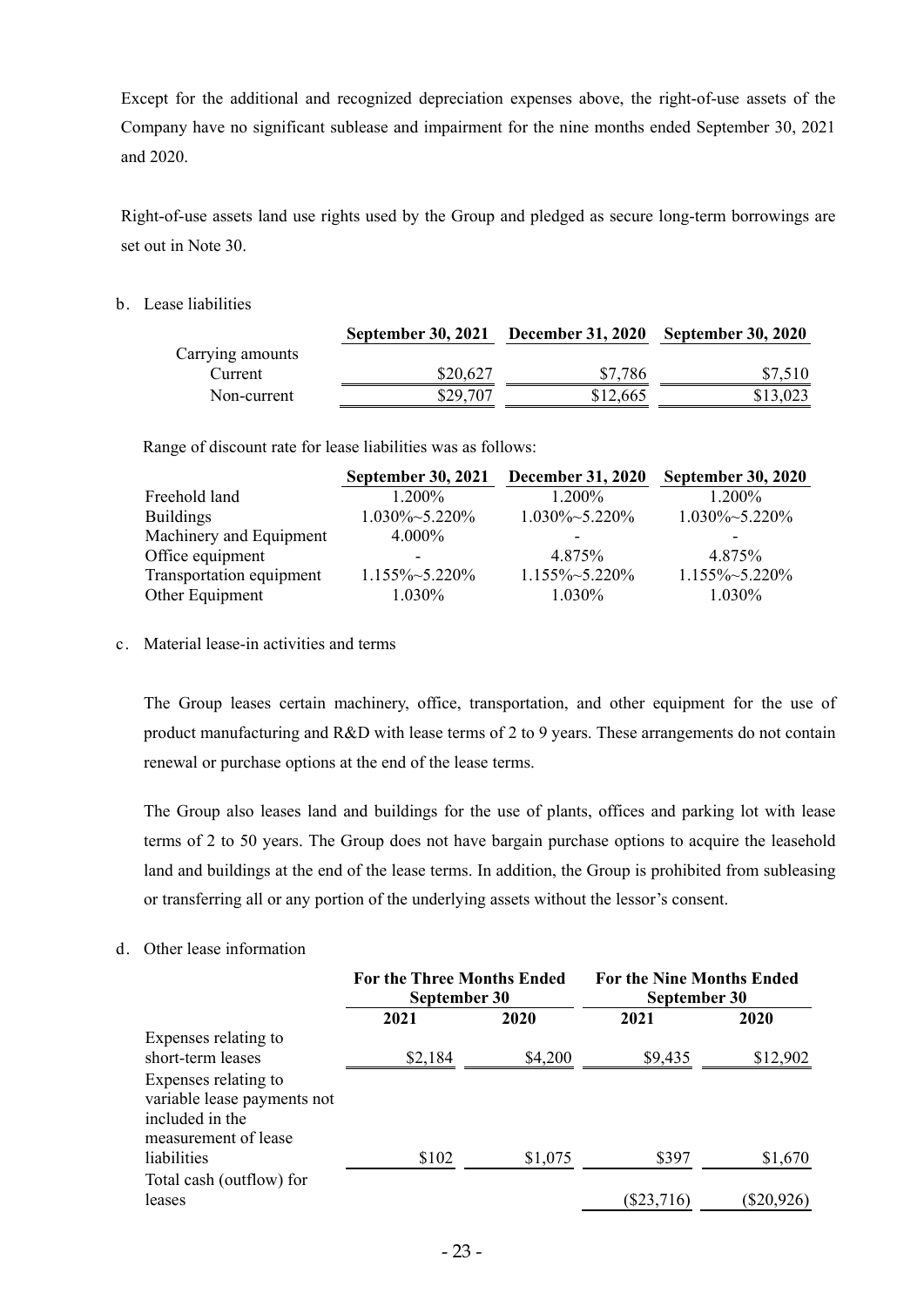Except for the additional and recognized depreciation expenses above, the right-of-use assets of the Company have no significant sublease and impairment for the nine months ended September 30, 2021 and 2020.

Right-of-use assets land use rights used by the Group and pledged as secure long-term borrowings are set out in Note 30.

b. Lease liabilities

| | September 30, 2021 | December 31, 2020 | September 30, 2020 |
|---|---|---|---|
| Carrying amounts | | | |
| Current | \$20,627 | \$7,786 | \$7,510 |
| Non-current | \$29,707 | \$12,665 | \$13,023 |

Range of discount rate for lease liabilities was as follows:

| | September 30, 2021 | December 31, 2020 | September 30, 2020 |
|---|---|---|---|
| Freehold land | 1.200% | 1.200% | 1.200% |
| Buildings | 1.030%~5.220% | 1.030%~5.220% | 1.030%~5.220% |
| Machinery and Equipment | 4.000% | - | - |
| Office equipment | - | 4.875% | 4.875% |
| Transportation equipment | 1.155%~5.220% | 1.155%~5.220% | 1.155%~5.220% |
| Other Equipment | 1.030% | 1.030% | 1.030% |

c. Material lease-in activities and terms

The Group leases certain machinery, office, transportation, and other equipment for the use of product manufacturing and R&D with lease terms of 2 to 9 years. These arrangements do not contain renewal or purchase options at the end of the lease terms.

The Group also leases land and buildings for the use of plants, offices and parking lot with lease terms of 2 to 50 years. The Group does not have bargain purchase options to acquire the leasehold land and buildings at the end of the lease terms. In addition, the Group is prohibited from subleasing or transferring all or any portion of the underlying assets without the lessor's consent.

d. Other lease information

| | For the Three Months Ended September 30 | | For the Nine Months Ended September 30 | |
|---|---|---|---|---|
| | 2021 | 2020 | 2021 | 2020 |
| Expenses relating to short-term leases | \$2,184 | \$4,200 | \$9,435 | \$12,902 |
| Expenses relating to variable lease payments not included in the measurement of lease liabilities | \$102 | \$1,075 | \$397 | \$1,670 |
| Total cash (outflow) for leases | | | (\$23,716) | (\$20,926) |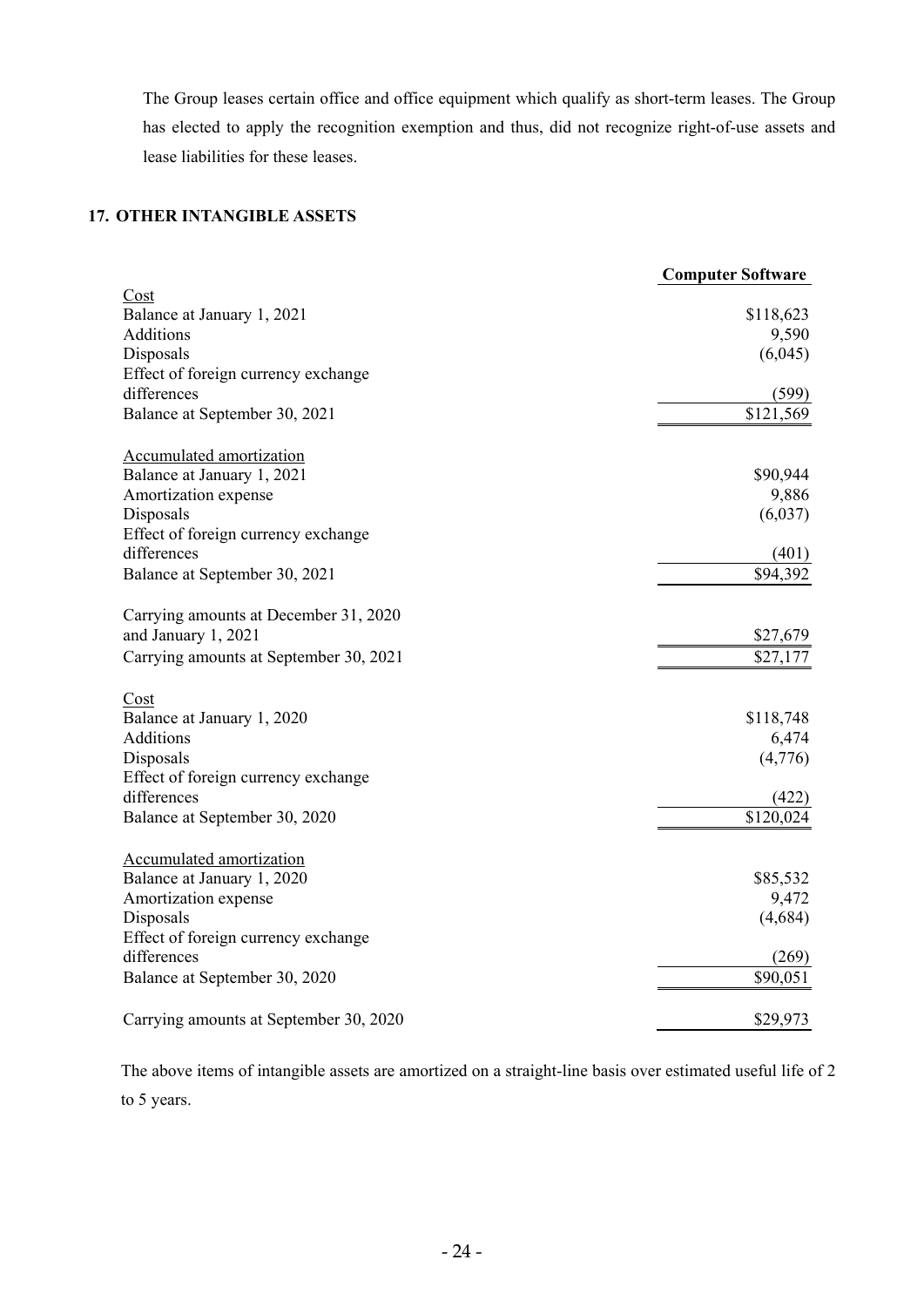The Group leases certain office and office equipment which qualify as short-term leases. The Group has elected to apply the recognition exemption and thus, did not recognize right-of-use assets and lease liabilities for these leases.

## 17. OTHER INTANGIBLE ASSETS

| | Computer Software |
|---|---|
| Cost | |
| Balance at January 1, 2021 | $118,623 |
| Additions | 9,590 |
| Disposals | (6,045) |
| Effect of foreign currency exchange differences | (599) |
| Balance at September 30, 2021 | $121,569 |
| | |
| Accumulated amortization | |
| Balance at January 1, 2021 | $90,944 |
| Amortization expense | 9,886 |
| Disposals | (6,037) |
| Effect of foreign currency exchange differences | (401) |
| Balance at September 30, 2021 | $94,392 |
| | |
| Carrying amounts at December 31, 2020 and January 1, 2021 | $27,679 |
| Carrying amounts at September 30, 2021 | $27,177 |
| | |
| Cost | |
| Balance at January 1, 2020 | $118,748 |
| Additions | 6,474 |
| Disposals | (4,776) |
| Effect of foreign currency exchange differences | (422) |
| Balance at September 30, 2020 | $120,024 |
| | |
| Accumulated amortization | |
| Balance at January 1, 2020 | $85,532 |
| Amortization expense | 9,472 |
| Disposals | (4,684) |
| Effect of foreign currency exchange differences | (269) |
| Balance at September 30, 2020 | $90,051 |
| | |
| Carrying amounts at September 30, 2020 | $29,973 |

The above items of intangible assets are amortized on a straight-line basis over estimated useful life of 2 to 5 years.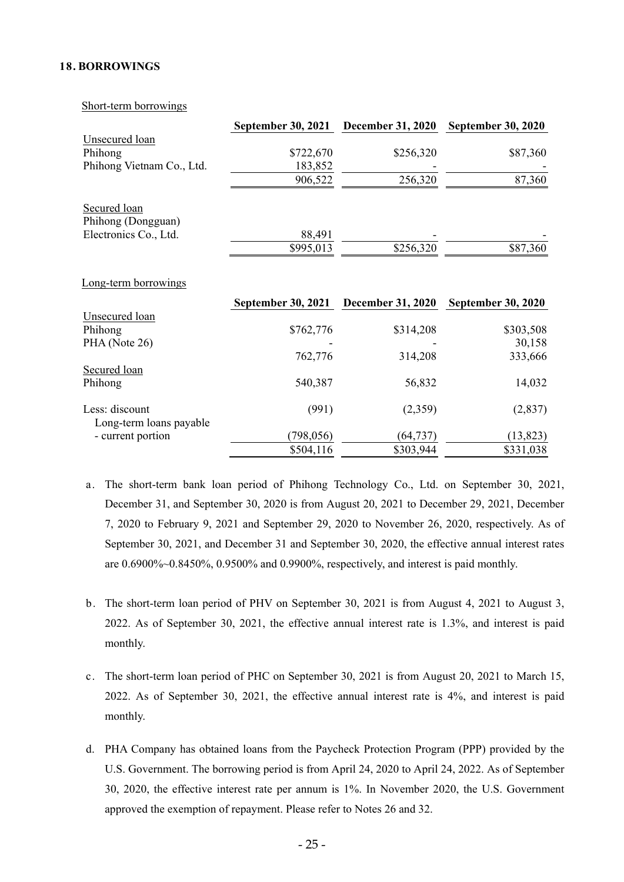## 18. BORROWINGS

Short-term borrowings

| | September 30, 2021 | December 31, 2020 | September 30, 2020 |
|---|---|---|---|
| Unsecured loan | | | |
| Phihong | $722,670 | $256,320 | $87,360 |
| Phihong Vietnam Co., Ltd. | 183,852 | - | - |
| | 906,522 | 256,320 | 87,360 |
| Secured loan | | | |
| Phihong (Dongguan) Electronics Co., Ltd. | 88,491 | - | - |
| | $995,013 | $256,320 | $87,360 |

Long-term borrowings

| | September 30, 2021 | December 31, 2020 | September 30, 2020 |
|---|---|---|---|
| Unsecured loan | | | |
| Phihong | $762,776 | $314,208 | $303,508 |
| PHA (Note 26) | - | - | 30,158 |
| | 762,776 | 314,208 | 333,666 |
| Secured loan | | | |
| Phihong | 540,387 | 56,832 | 14,032 |
| Less: discount | (991) | (2,359) | (2,837) |
| Long-term loans payable - current portion | (798,056) | (64,737) | (13,823) |
| | $504,116 | $303,944 | $331,038 |

a. The short-term bank loan period of Phihong Technology Co., Ltd. on September 30, 2021, December 31, and September 30, 2020 is from August 20, 2021 to December 29, 2021, December 7, 2020 to February 9, 2021 and September 29, 2020 to November 26, 2020, respectively. As of September 30, 2021, and December 31 and September 30, 2020, the effective annual interest rates are 0.6900%~0.8450%, 0.9500% and 0.9900%, respectively, and interest is paid monthly.

b. The short-term loan period of PHV on September 30, 2021 is from August 4, 2021 to August 3, 2022. As of September 30, 2021, the effective annual interest rate is 1.3%, and interest is paid monthly.

c. The short-term loan period of PHC on September 30, 2021 is from August 20, 2021 to March 15, 2022. As of September 30, 2021, the effective annual interest rate is 4%, and interest is paid monthly.

d. PHA Company has obtained loans from the Paycheck Protection Program (PPP) provided by the U.S. Government. The borrowing period is from April 24, 2020 to April 24, 2022. As of September 30, 2020, the effective interest rate per annum is 1%. In November 2020, the U.S. Government approved the exemption of repayment. Please refer to Notes 26 and 32.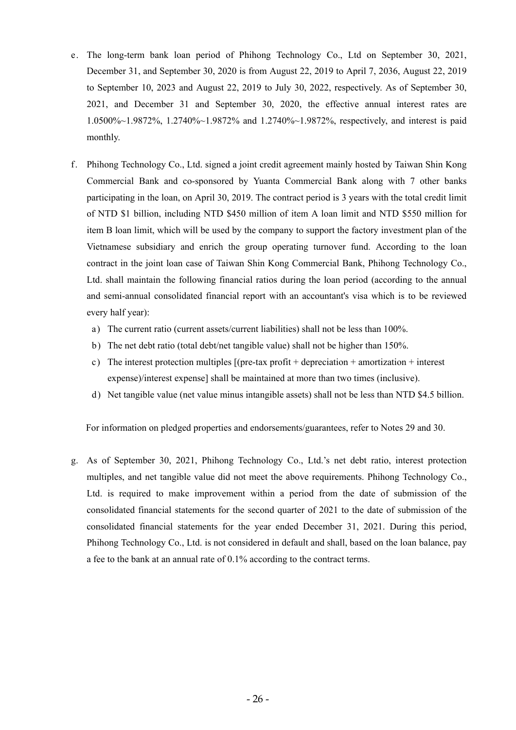e. The long-term bank loan period of Phihong Technology Co., Ltd on September 30, 2021, December 31, and September 30, 2020 is from August 22, 2019 to April 7, 2036, August 22, 2019 to September 10, 2023 and August 22, 2019 to July 30, 2022, respectively. As of September 30, 2021, and December 31 and September 30, 2020, the effective annual interest rates are 1.0500%~1.9872%, 1.2740%~1.9872% and 1.2740%~1.9872%, respectively, and interest is paid monthly.

f. Phihong Technology Co., Ltd. signed a joint credit agreement mainly hosted by Taiwan Shin Kong Commercial Bank and co-sponsored by Yuanta Commercial Bank along with 7 other banks participating in the loan, on April 30, 2019. The contract period is 3 years with the total credit limit of NTD $1 billion, including NTD $450 million of item A loan limit and NTD $550 million for item B loan limit, which will be used by the company to support the factory investment plan of the Vietnamese subsidiary and enrich the group operating turnover fund. According to the loan contract in the joint loan case of Taiwan Shin Kong Commercial Bank, Phihong Technology Co., Ltd. shall maintain the following financial ratios during the loan period (according to the annual and semi-annual consolidated financial report with an accountant's visa which is to be reviewed every half year):

   a) The current ratio (current assets/current liabilities) shall not be less than 100%.
   b) The net debt ratio (total debt/net tangible value) shall not be higher than 150%.
   c) The interest protection multiples [(pre-tax profit + depreciation + amortization + interest expense)/interest expense] shall be maintained at more than two times (inclusive).
   d) Net tangible value (net value minus intangible assets) shall not be less than NTD $4.5 billion.

   For information on pledged properties and endorsements/guarantees, refer to Notes 29 and 30.

g. As of September 30, 2021, Phihong Technology Co., Ltd.'s net debt ratio, interest protection multiples, and net tangible value did not meet the above requirements. Phihong Technology Co., Ltd. is required to make improvement within a period from the date of submission of the consolidated financial statements for the second quarter of 2021 to the date of submission of the consolidated financial statements for the year ended December 31, 2021. During this period, Phihong Technology Co., Ltd. is not considered in default and shall, based on the loan balance, pay a fee to the bank at an annual rate of 0.1% according to the contract terms.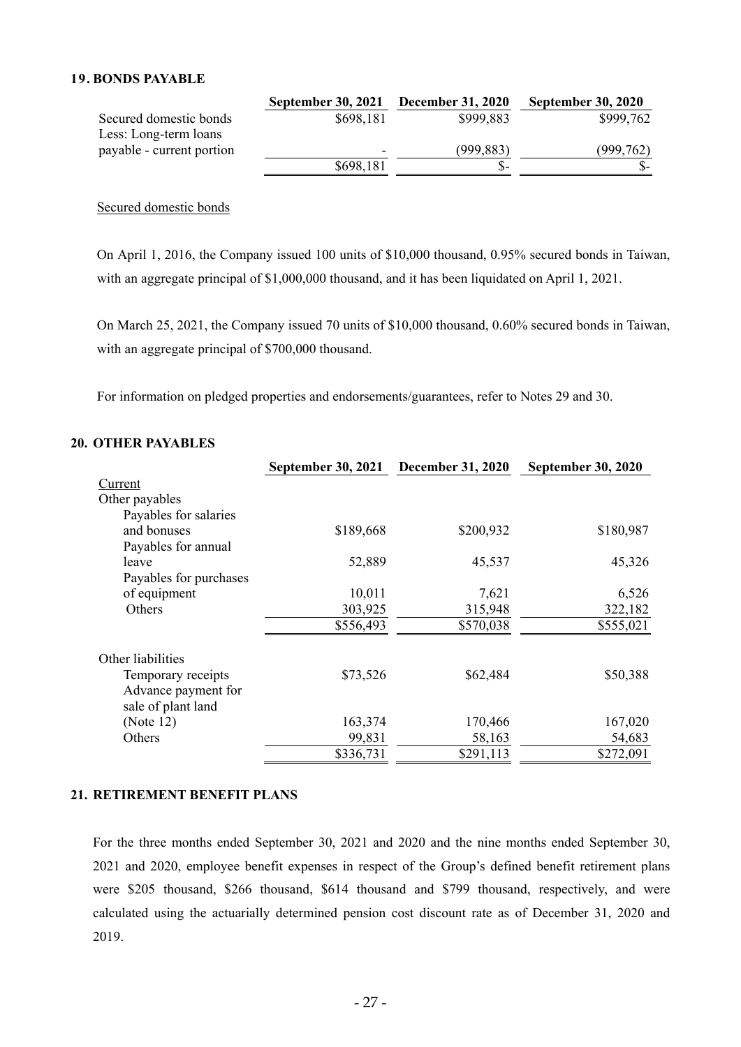## 19. BONDS PAYABLE

| | September 30, 2021 | December 31, 2020 | September 30, 2020 |
|---|---|---|---|
| Secured domestic bonds | $698,181 | $999,883 | $999,762 |
| Less: Long-term loans payable - current portion | - | (999,883) | (999,762) |
| | $698,181 | $- | $- |

Secured domestic bonds

On April 1, 2016, the Company issued 100 units of $10,000 thousand, 0.95% secured bonds in Taiwan, with an aggregate principal of $1,000,000 thousand, and it has been liquidated on April 1, 2021.

On March 25, 2021, the Company issued 70 units of $10,000 thousand, 0.60% secured bonds in Taiwan, with an aggregate principal of $700,000 thousand.

For information on pledged properties and endorsements/guarantees, refer to Notes 29 and 30.

## 20. OTHER PAYABLES

| | September 30, 2021 | December 31, 2020 | September 30, 2020 |
|---|---|---|---|
| Current | | | |
| Other payables | | | |
| Payables for salaries and bonuses | $189,668 | $200,932 | $180,987 |
| Payables for annual leave | 52,889 | 45,537 | 45,326 |
| Payables for purchases of equipment | 10,011 | 7,621 | 6,526 |
| Others | 303,925 | 315,948 | 322,182 |
| | $556,493 | $570,038 | $555,021 |
| Other liabilities | | | |
| Temporary receipts | $73,526 | $62,484 | $50,388 |
| Advance payment for sale of plant land (Note 12) | 163,374 | 170,466 | 167,020 |
| Others | 99,831 | 58,163 | 54,683 |
| | $336,731 | $291,113 | $272,091 |

## 21. RETIREMENT BENEFIT PLANS

For the three months ended September 30, 2021 and 2020 and the nine months ended September 30, 2021 and 2020, employee benefit expenses in respect of the Group's defined benefit retirement plans were $205 thousand, $266 thousand, $614 thousand and $799 thousand, respectively, and were calculated using the actuarially determined pension cost discount rate as of December 31, 2020 and 2019.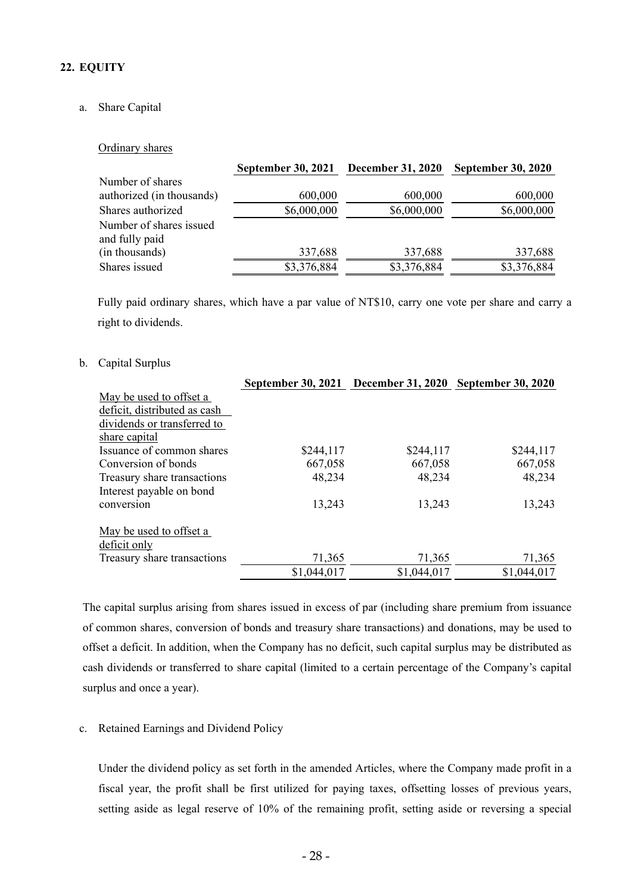## 22. EQUITY

a. Share Capital

Ordinary shares

| | September 30, 2021 | December 31, 2020 | September 30, 2020 |
|---|---|---|---|
| Number of shares authorized (in thousands) | 600,000 | 600,000 | 600,000 |
| Shares authorized | $6,000,000 | $6,000,000 | $6,000,000 |
| Number of shares issued and fully paid (in thousands) | 337,688 | 337,688 | 337,688 |
| Shares issued | $3,376,884 | $3,376,884 | $3,376,884 |

Fully paid ordinary shares, which have a par value of NT$10, carry one vote per share and carry a right to dividends.

b. Capital Surplus

| | September 30, 2021 | December 31, 2020 | September 30, 2020 |
|---|---|---|---|
| May be used to offset a deficit, distributed as cash dividends or transferred to share capital | | | |
| Issuance of common shares | $244,117 | $244,117 | $244,117 |
| Conversion of bonds | 667,058 | 667,058 | 667,058 |
| Treasury share transactions | 48,234 | 48,234 | 48,234 |
| Interest payable on bond conversion | 13,243 | 13,243 | 13,243 |
| May be used to offset a deficit only | | | |
| Treasury share transactions | 71,365 | 71,365 | 71,365 |
| | $1,044,017 | $1,044,017 | $1,044,017 |

The capital surplus arising from shares issued in excess of par (including share premium from issuance of common shares, conversion of bonds and treasury share transactions) and donations, may be used to offset a deficit. In addition, when the Company has no deficit, such capital surplus may be distributed as cash dividends or transferred to share capital (limited to a certain percentage of the Company's capital surplus and once a year).

c. Retained Earnings and Dividend Policy

Under the dividend policy as set forth in the amended Articles, where the Company made profit in a fiscal year, the profit shall be first utilized for paying taxes, offsetting losses of previous years, setting aside as legal reserve of 10% of the remaining profit, setting aside or reversing a special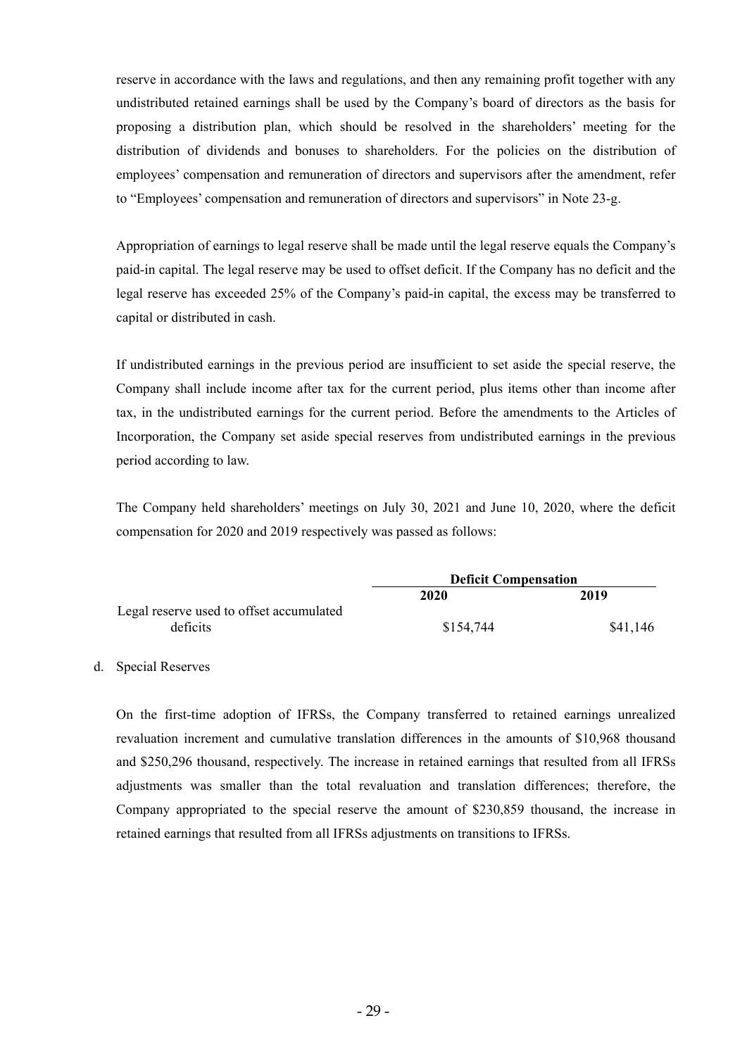reserve in accordance with the laws and regulations, and then any remaining profit together with any undistributed retained earnings shall be used by the Company's board of directors as the basis for proposing a distribution plan, which should be resolved in the shareholders' meeting for the distribution of dividends and bonuses to shareholders. For the policies on the distribution of employees' compensation and remuneration of directors and supervisors after the amendment, refer to "Employees' compensation and remuneration of directors and supervisors" in Note 23-g.

Appropriation of earnings to legal reserve shall be made until the legal reserve equals the Company's paid-in capital. The legal reserve may be used to offset deficit. If the Company has no deficit and the legal reserve has exceeded 25% of the Company's paid-in capital, the excess may be transferred to capital or distributed in cash.

If undistributed earnings in the previous period are insufficient to set aside the special reserve, the Company shall include income after tax for the current period, plus items other than income after tax, in the undistributed earnings for the current period. Before the amendments to the Articles of Incorporation, the Company set aside special reserves from undistributed earnings in the previous period according to law.

The Company held shareholders' meetings on July 30, 2021 and June 10, 2020, where the deficit compensation for 2020 and 2019 respectively was passed as follows:

| | **Deficit Compensation** | |
|---|---|---|
| | **2020** | **2019** |
| Legal reserve used to offset accumulated deficits | $154,744 | $41,146 |

d. Special Reserves

On the first-time adoption of IFRSs, the Company transferred to retained earnings unrealized revaluation increment and cumulative translation differences in the amounts of $10,968 thousand and $250,296 thousand, respectively. The increase in retained earnings that resulted from all IFRSs adjustments was smaller than the total revaluation and translation differences; therefore, the Company appropriated to the special reserve the amount of $230,859 thousand, the increase in retained earnings that resulted from all IFRSs adjustments on transitions to IFRSs.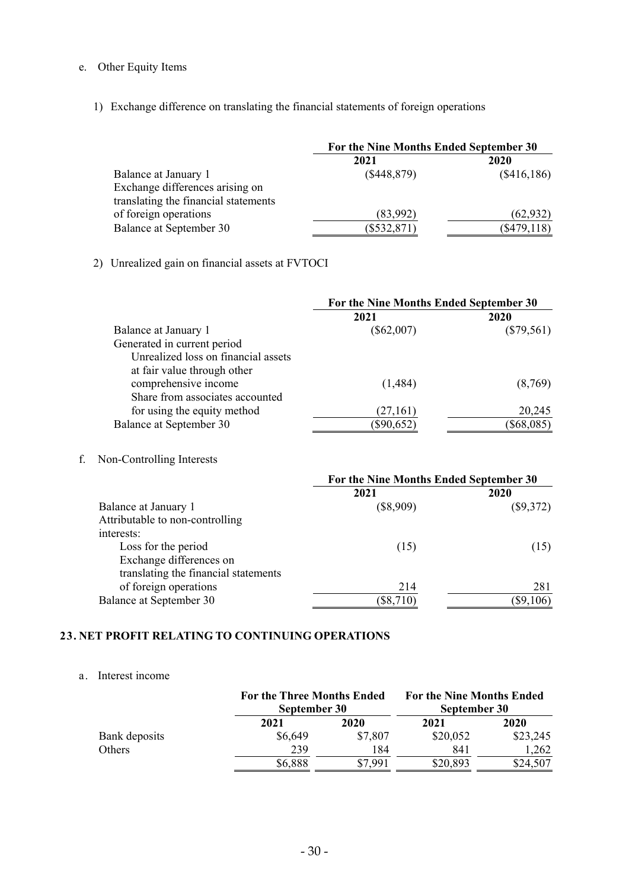e. Other Equity Items

1) Exchange difference on translating the financial statements of foreign operations

| | For the Nine Months Ended September 30 | |
|---|---|---|
| | 2021 | 2020 |
| Balance at January 1 | ($448,879) | ($416,186) |
| Exchange differences arising on translating the financial statements of foreign operations | (83,992) | (62,932) |
| Balance at September 30 | ($532,871) | ($479,118) |

2) Unrealized gain on financial assets at FVTOCI

| | For the Nine Months Ended September 30 | |
|---|---|---|
| | 2021 | 2020 |
| Balance at January 1 | ($62,007) | ($79,561) |
| Generated in current period | | |
| Unrealized loss on financial assets at fair value through other comprehensive income | (1,484) | (8,769) |
| Share from associates accounted for using the equity method | (27,161) | 20,245 |
| Balance at September 30 | ($90,652) | ($68,085) |

f. Non-Controlling Interests

| | For the Nine Months Ended September 30 | |
|---|---|---|
| | 2021 | 2020 |
| Balance at January 1 | ($8,909) | ($9,372) |
| Attributable to non-controlling interests: | | |
| Loss for the period | (15) | (15) |
| Exchange differences on translating the financial statements of foreign operations | 214 | 281 |
| Balance at September 30 | ($8,710) | ($9,106) |

## 23. NET PROFIT RELATING TO CONTINUING OPERATIONS

a. Interest income

| | For the Three Months Ended September 30 | | For the Nine Months Ended September 30 | |
|---|---|---|---|---|
| | 2021 | 2020 | 2021 | 2020 |
| Bank deposits | $6,649 | $7,807 | $20,052 | $23,245 |
| Others | 239 | 184 | 841 | 1,262 |
| | $6,888 | $7,991 | $20,893 | $24,507 |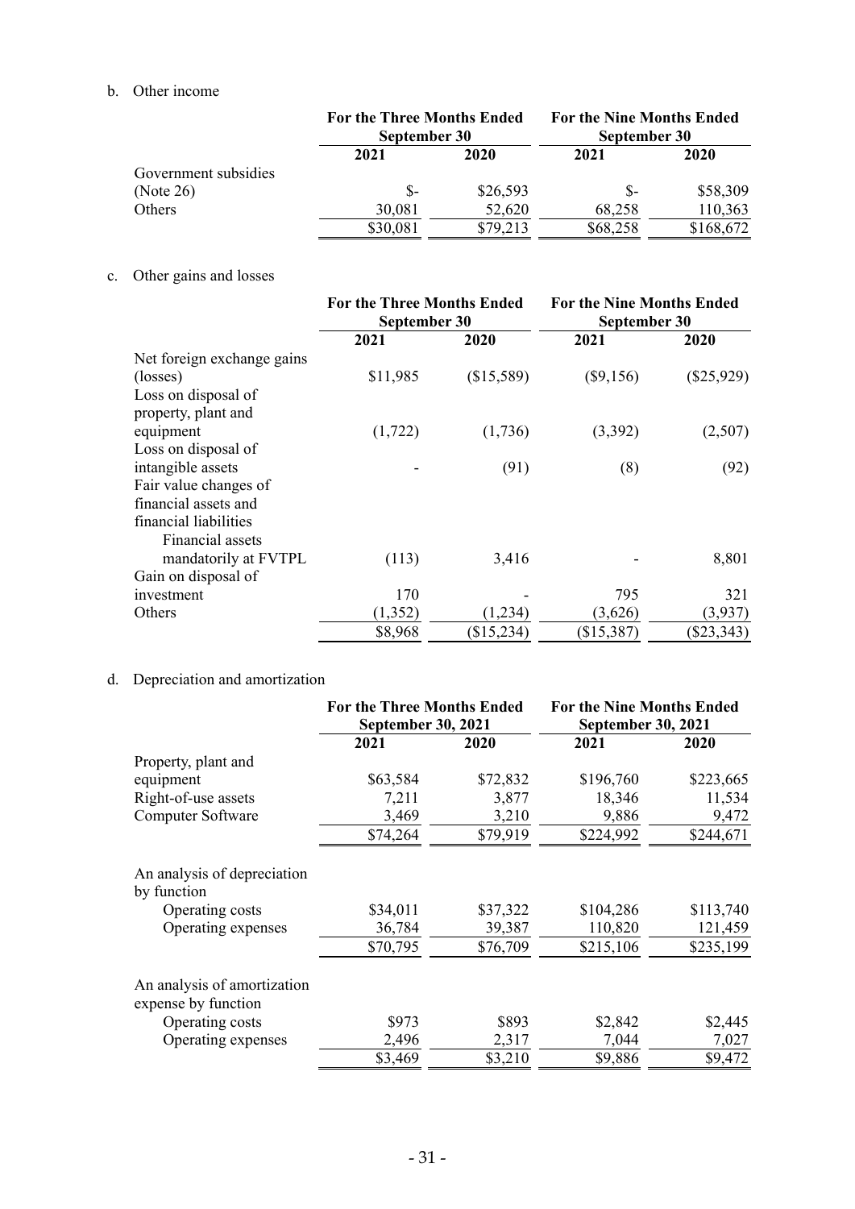b. Other income

| | For the Three Months Ended September 30 | | For the Nine Months Ended September 30 | |
|---|---|---|---|---|
| | 2021 | 2020 | 2021 | 2020 |
| Government subsidies (Note 26) | $- | $26,593 | $- | $58,309 |
| Others | 30,081 | 52,620 | 68,258 | 110,363 |
| | $30,081 | $79,213 | $68,258 | $168,672 |

c. Other gains and losses

| | For the Three Months Ended September 30 | | For the Nine Months Ended September 30 | |
|---|---|---|---|---|
| | 2021 | 2020 | 2021 | 2020 |
| Net foreign exchange gains (losses) | $11,985 | ($15,589) | ($9,156) | ($25,929) |
| Loss on disposal of property, plant and equipment | (1,722) | (1,736) | (3,392) | (2,507) |
| Loss on disposal of intangible assets | - | (91) | (8) | (92) |
| Fair value changes of financial assets and financial liabilities | | | | |
| Financial assets mandatorily at FVTPL | (113) | 3,416 | - | 8,801 |
| Gain on disposal of investment | 170 | - | 795 | 321 |
| Others | (1,352) | (1,234) | (3,626) | (3,937) |
| | $8,968 | ($15,234) | ($15,387) | ($23,343) |

d. Depreciation and amortization

| | For the Three Months Ended September 30, 2021 | | For the Nine Months Ended September 30, 2021 | |
|---|---|---|---|---|
| | 2021 | 2020 | 2021 | 2020 |
| Property, plant and equipment | $63,584 | $72,832 | $196,760 | $223,665 |
| Right-of-use assets | 7,211 | 3,877 | 18,346 | 11,534 |
| Computer Software | 3,469 | 3,210 | 9,886 | 9,472 |
| | $74,264 | $79,919 | $224,992 | $244,671 |
| An analysis of depreciation by function | | | | |
| Operating costs | $34,011 | $37,322 | $104,286 | $113,740 |
| Operating expenses | 36,784 | 39,387 | 110,820 | 121,459 |
| | $70,795 | $76,709 | $215,106 | $235,199 |
| An analysis of amortization expense by function | | | | |
| Operating costs | $973 | $893 | $2,842 | $2,445 |
| Operating expenses | 2,496 | 2,317 | 7,044 | 7,027 |
| | $3,469 | $3,210 | $9,886 | $9,472 |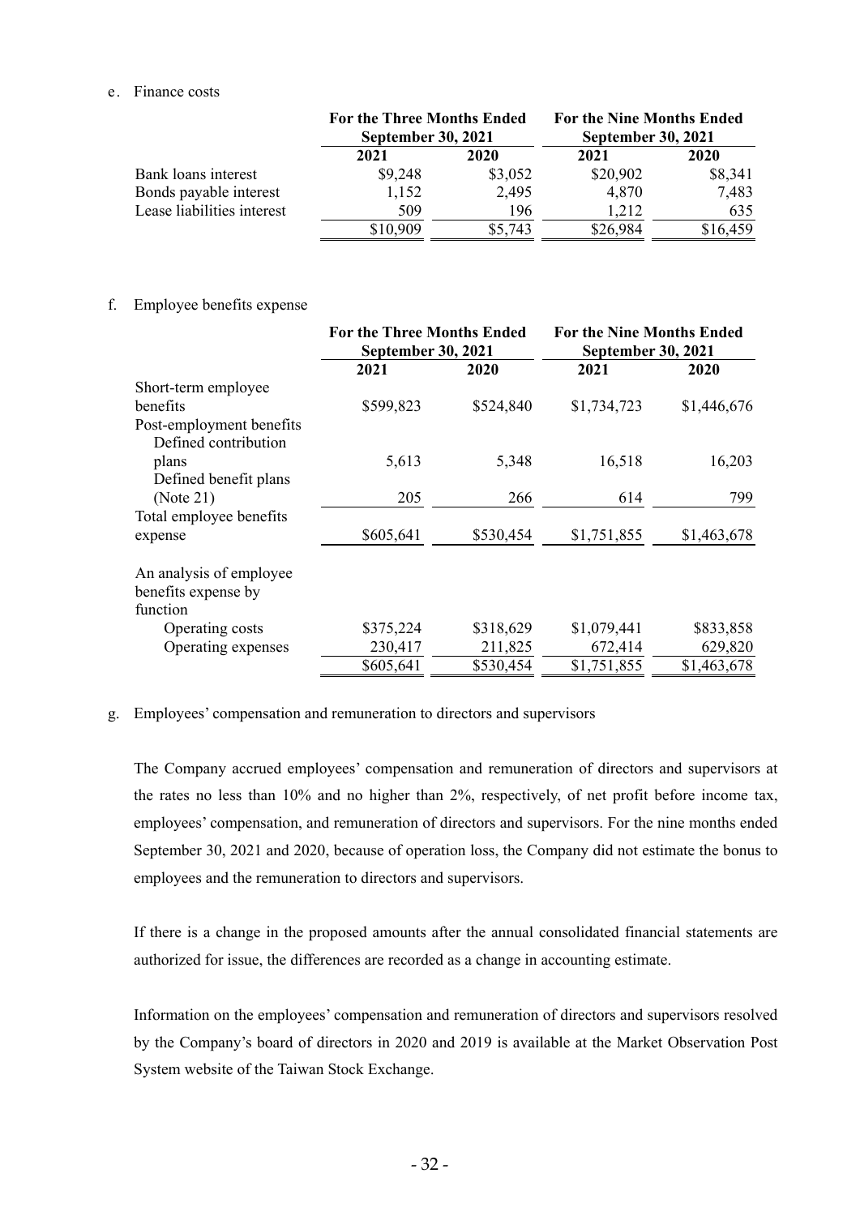e. Finance costs

| | For the Three Months Ended September 30, 2021 | | For the Nine Months Ended September 30, 2021 | |
|---|---|---|---|---|
| | 2021 | 2020 | 2021 | 2020 |
| Bank loans interest | $9,248 | $3,052 | $20,902 | $8,341 |
| Bonds payable interest | 1,152 | 2,495 | 4,870 | 7,483 |
| Lease liabilities interest | 509 | 196 | 1,212 | 635 |
| | $10,909 | $5,743 | $26,984 | $16,459 |

f. Employee benefits expense

| | For the Three Months Ended September 30, 2021 | | For the Nine Months Ended September 30, 2021 | |
|---|---|---|---|---|
| | 2021 | 2020 | 2021 | 2020 |
| Short-term employee benefits | $599,823 | $524,840 | $1,734,723 | $1,446,676 |
| Post-employment benefits | | | | |
| Defined contribution plans | 5,613 | 5,348 | 16,518 | 16,203 |
| Defined benefit plans (Note 21) | 205 | 266 | 614 | 799 |
| Total employee benefits expense | $605,641 | $530,454 | $1,751,855 | $1,463,678 |
| An analysis of employee benefits expense by function | | | | |
| Operating costs | $375,224 | $318,629 | $1,079,441 | $833,858 |
| Operating expenses | 230,417 | 211,825 | 672,414 | 629,820 |
| | $605,641 | $530,454 | $1,751,855 | $1,463,678 |

g. Employees' compensation and remuneration to directors and supervisors

The Company accrued employees' compensation and remuneration of directors and supervisors at the rates no less than 10% and no higher than 2%, respectively, of net profit before income tax, employees' compensation, and remuneration of directors and supervisors. For the nine months ended September 30, 2021 and 2020, because of operation loss, the Company did not estimate the bonus to employees and the remuneration to directors and supervisors.

If there is a change in the proposed amounts after the annual consolidated financial statements are authorized for issue, the differences are recorded as a change in accounting estimate.

Information on the employees' compensation and remuneration of directors and supervisors resolved by the Company's board of directors in 2020 and 2019 is available at the Market Observation Post System website of the Taiwan Stock Exchange.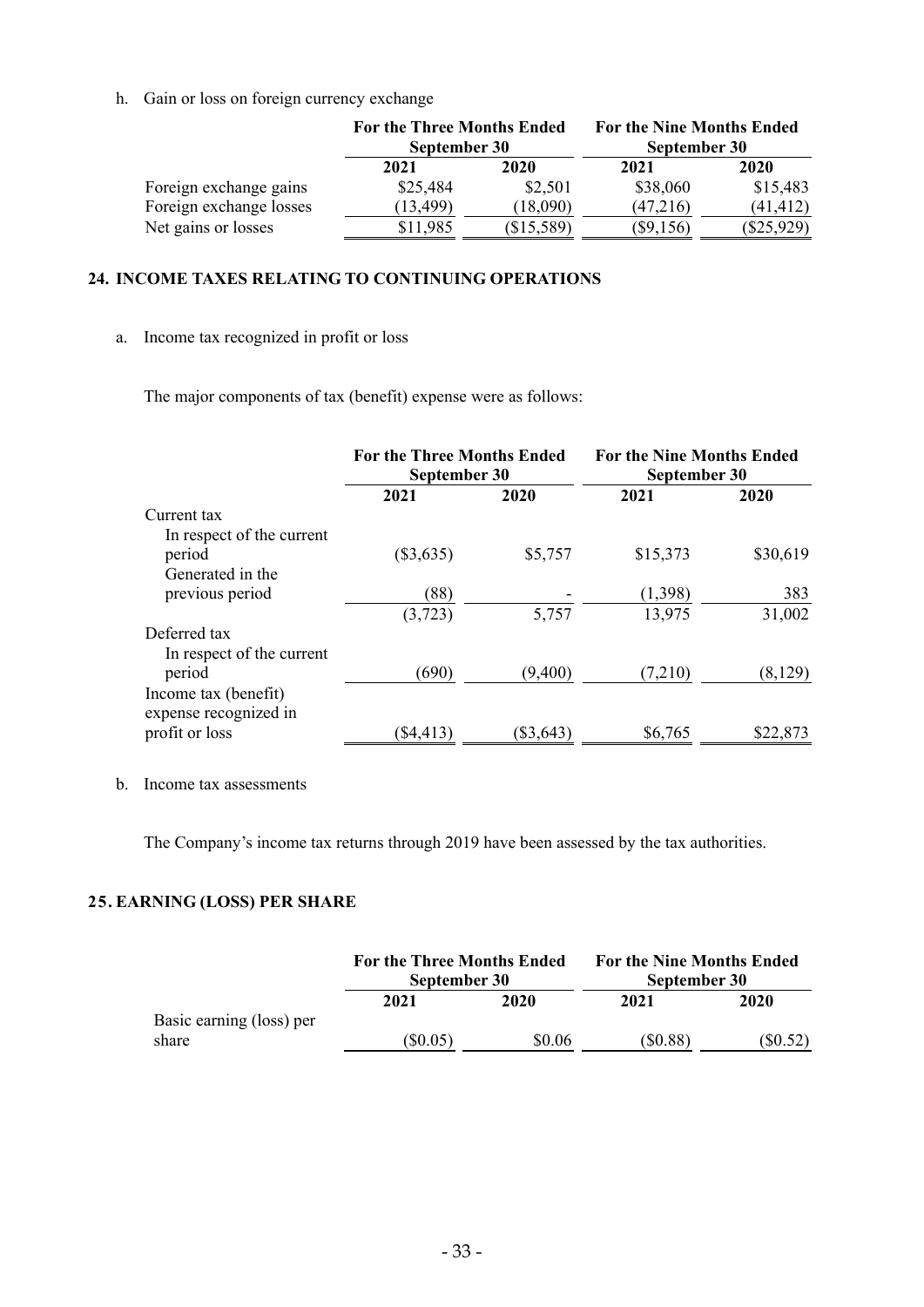h. Gain or loss on foreign currency exchange

| | For the Three Months Ended September 30 | | For the Nine Months Ended September 30 | |
|---|---|---|---|---|
| | 2021 | 2020 | 2021 | 2020 |
| Foreign exchange gains | $25,484 | $2,501 | $38,060 | $15,483 |
| Foreign exchange losses | (13,499) | (18,090) | (47,216) | (41,412) |
| Net gains or losses | $11,985 | ($15,589) | ($9,156) | ($25,929) |

## 24. INCOME TAXES RELATING TO CONTINUING OPERATIONS

a. Income tax recognized in profit or loss

The major components of tax (benefit) expense were as follows:

| | For the Three Months Ended September 30 | | For the Nine Months Ended September 30 | |
|---|---|---|---|---|
| | 2021 | 2020 | 2021 | 2020 |
| Current tax | | | | |
| In respect of the current period | ($3,635) | $5,757 | $15,373 | $30,619 |
| Generated in the previous period | (88) | - | (1,398) | 383 |
| | (3,723) | 5,757 | 13,975 | 31,002 |
| Deferred tax | | | | |
| In respect of the current period | (690) | (9,400) | (7,210) | (8,129) |
| Income tax (benefit) expense recognized in profit or loss | ($4,413) | ($3,643) | $6,765 | $22,873 |

b. Income tax assessments

The Company's income tax returns through 2019 have been assessed by the tax authorities.

## 25. EARNING (LOSS) PER SHARE

| | For the Three Months Ended September 30 | | For the Nine Months Ended September 30 | |
|---|---|---|---|---|
| | 2021 | 2020 | 2021 | 2020 |
| Basic earning (loss) per share | ($0.05) | $0.06 | ($0.88) | ($0.52) |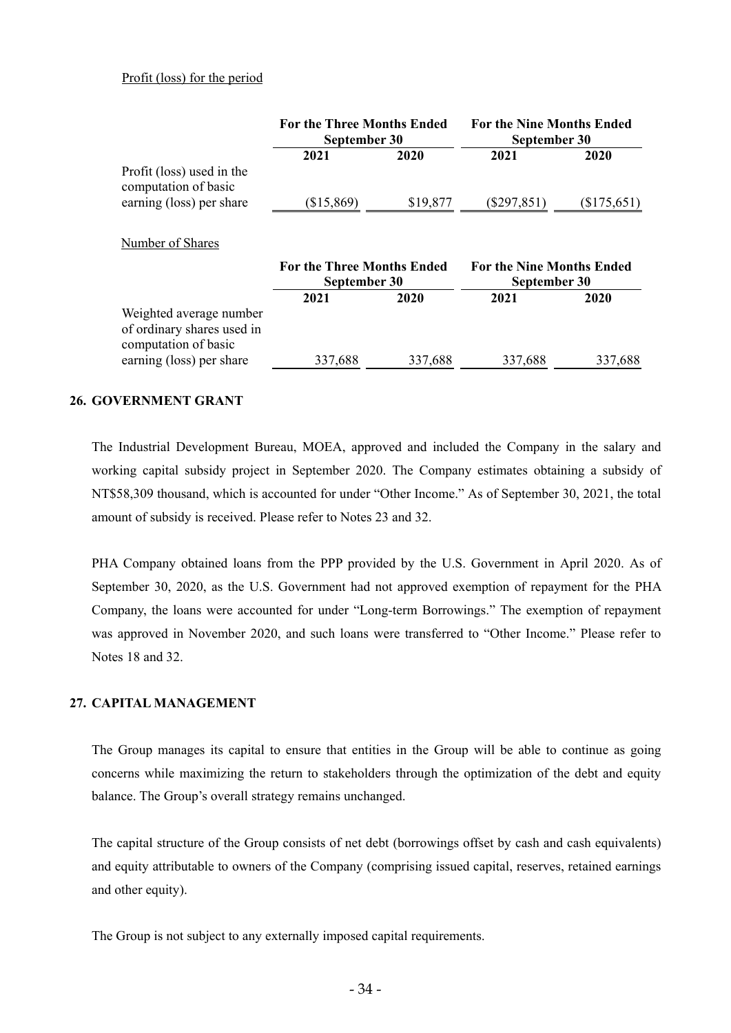Profit (loss) for the period

| | For the Three Months Ended September 30 | | For the Nine Months Ended September 30 | |
|---|---|---|---|---|
| | 2021 | 2020 | 2021 | 2020 |
| Profit (loss) used in the computation of basic earning (loss) per share | ($15,869) | $19,877 | ($297,851) | ($175,651) |

Number of Shares

| | For the Three Months Ended September 30 | | For the Nine Months Ended September 30 | |
|---|---|---|---|---|
| | 2021 | 2020 | 2021 | 2020 |
| Weighted average number of ordinary shares used in computation of basic earning (loss) per share | 337,688 | 337,688 | 337,688 | 337,688 |

## 26. GOVERNMENT GRANT

The Industrial Development Bureau, MOEA, approved and included the Company in the salary and working capital subsidy project in September 2020. The Company estimates obtaining a subsidy of NT$58,309 thousand, which is accounted for under "Other Income." As of September 30, 2021, the total amount of subsidy is received. Please refer to Notes 23 and 32.

PHA Company obtained loans from the PPP provided by the U.S. Government in April 2020. As of September 30, 2020, as the U.S. Government had not approved exemption of repayment for the PHA Company, the loans were accounted for under "Long-term Borrowings." The exemption of repayment was approved in November 2020, and such loans were transferred to "Other Income." Please refer to Notes 18 and 32.

## 27. CAPITAL MANAGEMENT

The Group manages its capital to ensure that entities in the Group will be able to continue as going concerns while maximizing the return to stakeholders through the optimization of the debt and equity balance. The Group's overall strategy remains unchanged.

The capital structure of the Group consists of net debt (borrowings offset by cash and cash equivalents) and equity attributable to owners of the Company (comprising issued capital, reserves, retained earnings and other equity).

The Group is not subject to any externally imposed capital requirements.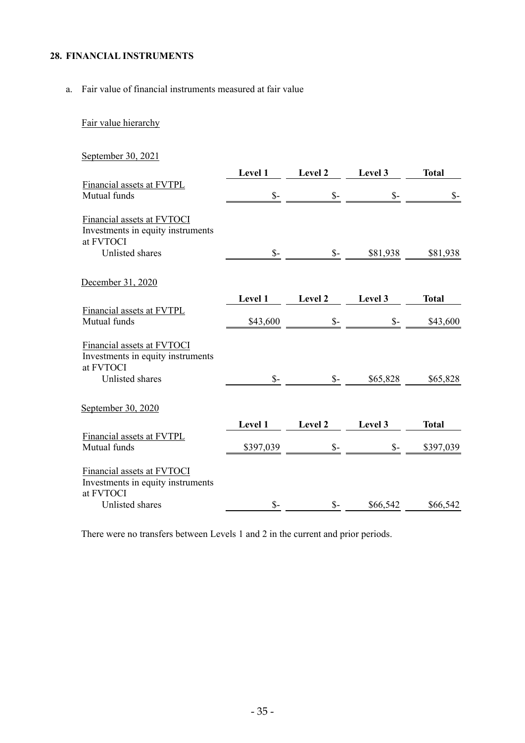## 28. FINANCIAL INSTRUMENTS

a. Fair value of financial instruments measured at fair value

Fair value hierarchy

September 30, 2021

| | Level 1 | Level 2 | Level 3 | Total |
|---|---|---|---|---|
| Financial assets at FVTPL | | | | |
| Mutual funds | $- | $- | $- | $- |
| Financial assets at FVTOCI | | | | |
| Investments in equity instruments at FVTOCI | | | | |
| Unlisted shares | $- | $- | $81,938 | $81,938 |

December 31, 2020

| | Level 1 | Level 2 | Level 3 | Total |
|---|---|---|---|---|
| Financial assets at FVTPL | | | | |
| Mutual funds | $43,600 | $- | $- | $43,600 |
| Financial assets at FVTOCI | | | | |
| Investments in equity instruments at FVTOCI | | | | |
| Unlisted shares | $- | $- | $65,828 | $65,828 |

September 30, 2020

| | Level 1 | Level 2 | Level 3 | Total |
|---|---|---|---|---|
| Financial assets at FVTPL | | | | |
| Mutual funds | $397,039 | $- | $- | $397,039 |
| Financial assets at FVTOCI | | | | |
| Investments in equity instruments at FVTOCI | | | | |
| Unlisted shares | $- | $- | $66,542 | $66,542 |

There were no transfers between Levels 1 and 2 in the current and prior periods.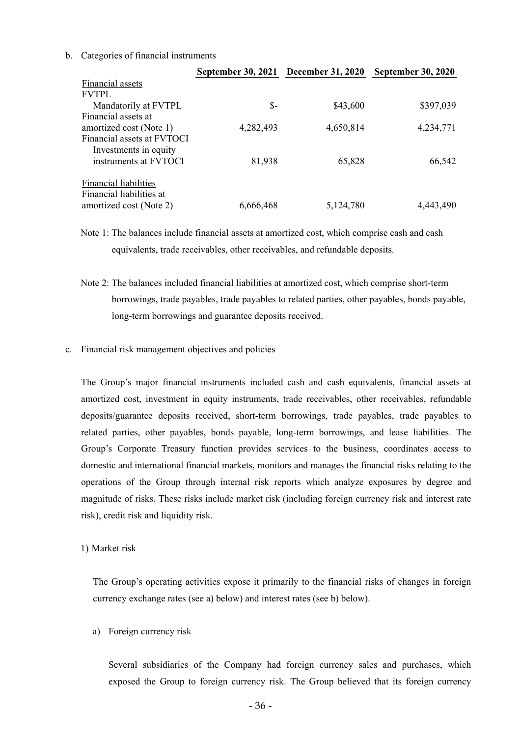b. Categories of financial instruments

| | September 30, 2021 | December 31, 2020 | September 30, 2020 |
|---|---|---|---|
| Financial assets | | | |
| FVTPL | | | |
| Mandatorily at FVTPL | $- | $43,600 | $397,039 |
| Financial assets at amortized cost (Note 1) | 4,282,493 | 4,650,814 | 4,234,771 |
| Financial assets at FVTOCI | | | |
| Investments in equity instruments at FVTOCI | 81,938 | 65,828 | 66,542 |
| Financial liabilities | | | |
| Financial liabilities at amortized cost (Note 2) | 6,666,468 | 5,124,780 | 4,443,490 |

Note 1: The balances include financial assets at amortized cost, which comprise cash and cash equivalents, trade receivables, other receivables, and refundable deposits.

Note 2: The balances included financial liabilities at amortized cost, which comprise short-term borrowings, trade payables, trade payables to related parties, other payables, bonds payable, long-term borrowings and guarantee deposits received.

c. Financial risk management objectives and policies

The Group's major financial instruments included cash and cash equivalents, financial assets at amortized cost, investment in equity instruments, trade receivables, other receivables, refundable deposits/guarantee deposits received, short-term borrowings, trade payables, trade payables to related parties, other payables, bonds payable, long-term borrowings, and lease liabilities. The Group's Corporate Treasury function provides services to the business, coordinates access to domestic and international financial markets, monitors and manages the financial risks relating to the operations of the Group through internal risk reports which analyze exposures by degree and magnitude of risks. These risks include market risk (including foreign currency risk and interest rate risk), credit risk and liquidity risk.

1) Market risk

The Group's operating activities expose it primarily to the financial risks of changes in foreign currency exchange rates (see a) below) and interest rates (see b) below).

a) Foreign currency risk

Several subsidiaries of the Company had foreign currency sales and purchases, which exposed the Group to foreign currency risk. The Group believed that its foreign currency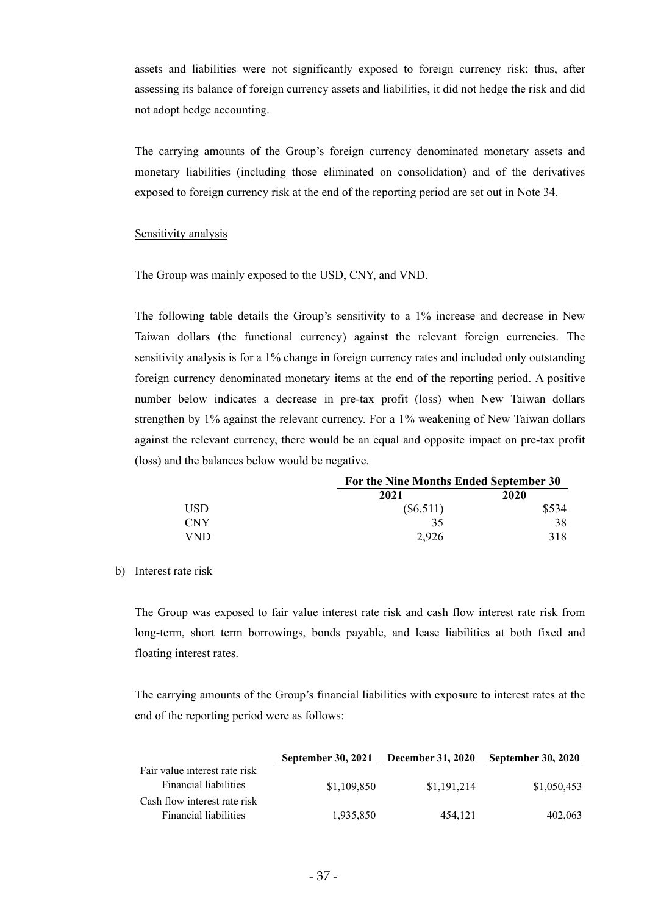assets and liabilities were not significantly exposed to foreign currency risk; thus, after assessing its balance of foreign currency assets and liabilities, it did not hedge the risk and did not adopt hedge accounting.

The carrying amounts of the Group's foreign currency denominated monetary assets and monetary liabilities (including those eliminated on consolidation) and of the derivatives exposed to foreign currency risk at the end of the reporting period are set out in Note 34.

Sensitivity analysis

The Group was mainly exposed to the USD, CNY, and VND.

The following table details the Group's sensitivity to a 1% increase and decrease in New Taiwan dollars (the functional currency) against the relevant foreign currencies. The sensitivity analysis is for a 1% change in foreign currency rates and included only outstanding foreign currency denominated monetary items at the end of the reporting period. A positive number below indicates a decrease in pre-tax profit (loss) when New Taiwan dollars strengthen by 1% against the relevant currency. For a 1% weakening of New Taiwan dollars against the relevant currency, there would be an equal and opposite impact on pre-tax profit (loss) and the balances below would be negative.

| | **For the Nine Months Ended September 30** | |
|---|---|---|
| | **2021** | **2020** |
| USD | ($6,511) | $534 |
| CNY | 35 | 38 |
| VND | 2,926 | 318 |

b) Interest rate risk

The Group was exposed to fair value interest rate risk and cash flow interest rate risk from long-term, short term borrowings, bonds payable, and lease liabilities at both fixed and floating interest rates.

The carrying amounts of the Group's financial liabilities with exposure to interest rates at the end of the reporting period were as follows:

| | **September 30, 2021** | **December 31, 2020** | **September 30, 2020** |
|---|---|---|---|
| Fair value interest rate risk | | | |
| Financial liabilities | $1,109,850 | $1,191,214 | $1,050,453 |
| Cash flow interest rate risk | | | |
| Financial liabilities | 1,935,850 | 454,121 | 402,063 |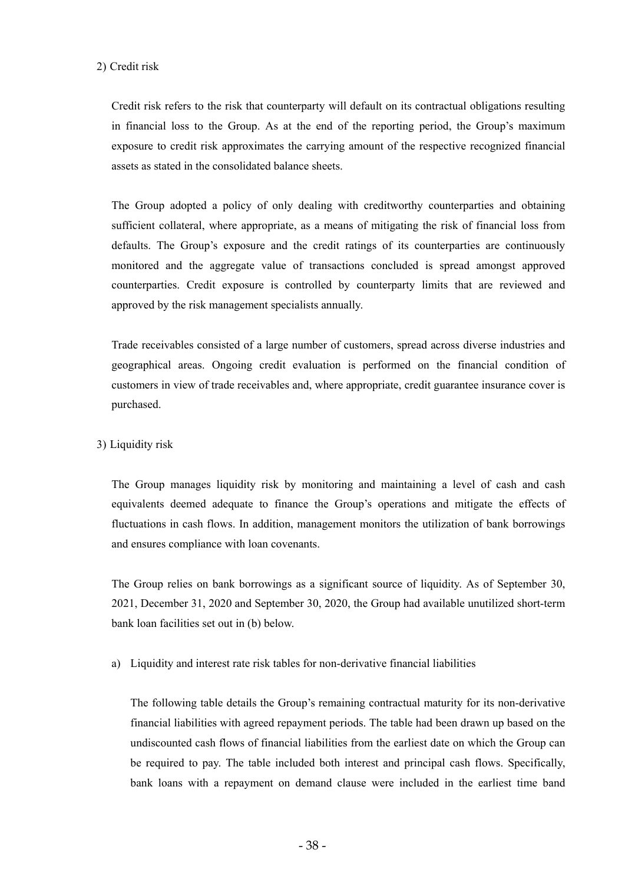2) Credit risk

Credit risk refers to the risk that counterparty will default on its contractual obligations resulting in financial loss to the Group. As at the end of the reporting period, the Group's maximum exposure to credit risk approximates the carrying amount of the respective recognized financial assets as stated in the consolidated balance sheets.

The Group adopted a policy of only dealing with creditworthy counterparties and obtaining sufficient collateral, where appropriate, as a means of mitigating the risk of financial loss from defaults. The Group's exposure and the credit ratings of its counterparties are continuously monitored and the aggregate value of transactions concluded is spread amongst approved counterparties. Credit exposure is controlled by counterparty limits that are reviewed and approved by the risk management specialists annually.

Trade receivables consisted of a large number of customers, spread across diverse industries and geographical areas. Ongoing credit evaluation is performed on the financial condition of customers in view of trade receivables and, where appropriate, credit guarantee insurance cover is purchased.

3) Liquidity risk

The Group manages liquidity risk by monitoring and maintaining a level of cash and cash equivalents deemed adequate to finance the Group's operations and mitigate the effects of fluctuations in cash flows. In addition, management monitors the utilization of bank borrowings and ensures compliance with loan covenants.

The Group relies on bank borrowings as a significant source of liquidity. As of September 30, 2021, December 31, 2020 and September 30, 2020, the Group had available unutilized short-term bank loan facilities set out in (b) below.

a) Liquidity and interest rate risk tables for non-derivative financial liabilities

The following table details the Group's remaining contractual maturity for its non-derivative financial liabilities with agreed repayment periods. The table had been drawn up based on the undiscounted cash flows of financial liabilities from the earliest date on which the Group can be required to pay. The table included both interest and principal cash flows. Specifically, bank loans with a repayment on demand clause were included in the earliest time band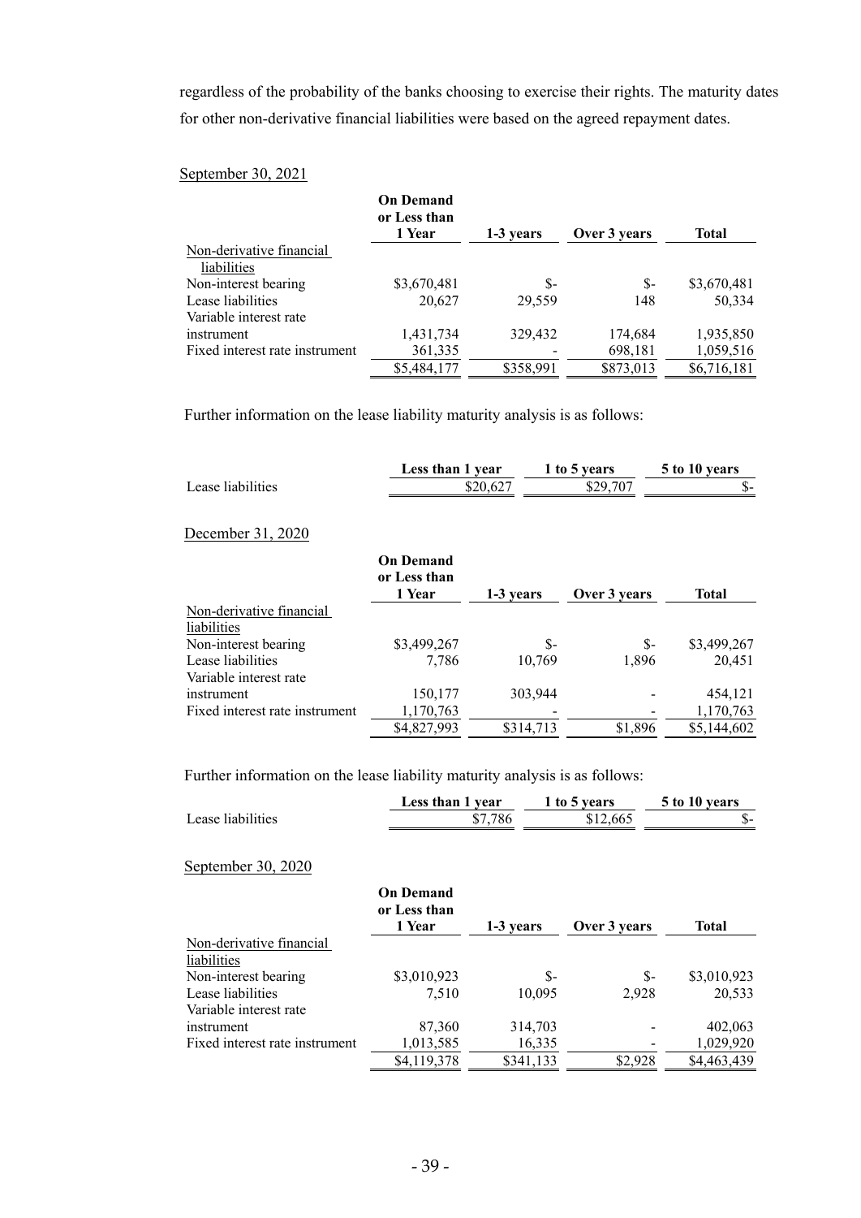regardless of the probability of the banks choosing to exercise their rights. The maturity dates for other non-derivative financial liabilities were based on the agreed repayment dates.

September 30, 2021

| | On Demand or Less than 1 Year | 1-3 years | Over 3 years | Total |
|---|---|---|---|---|
| Non-derivative financial liabilities | | | | |
| Non-interest bearing | $3,670,481 | $- | $- | $3,670,481 |
| Lease liabilities | 20,627 | 29,559 | 148 | 50,334 |
| Variable interest rate instrument | 1,431,734 | 329,432 | 174,684 | 1,935,850 |
| Fixed interest rate instrument | 361,335 | - | 698,181 | 1,059,516 |
| | $5,484,177 | $358,991 | $873,013 | $6,716,181 |

Further information on the lease liability maturity analysis is as follows:

| | Less than 1 year | 1 to 5 years | 5 to 10 years |
|---|---|---|---|
| Lease liabilities | $20,627 | $29,707 | $- |

December 31, 2020

| | On Demand or Less than 1 Year | 1-3 years | Over 3 years | Total |
|---|---|---|---|---|
| Non-derivative financial liabilities | | | | |
| Non-interest bearing | $3,499,267 | $- | $- | $3,499,267 |
| Lease liabilities | 7,786 | 10,769 | 1,896 | 20,451 |
| Variable interest rate instrument | 150,177 | 303,944 | - | 454,121 |
| Fixed interest rate instrument | 1,170,763 | - | - | 1,170,763 |
| | $4,827,993 | $314,713 | $1,896 | $5,144,602 |

Further information on the lease liability maturity analysis is as follows:

| | Less than 1 year | 1 to 5 years | 5 to 10 years |
|---|---|---|---|
| Lease liabilities | $7,786 | $12,665 | $- |

September 30, 2020

| | On Demand or Less than 1 Year | 1-3 years | Over 3 years | Total |
|---|---|---|---|---|
| Non-derivative financial liabilities | | | | |
| Non-interest bearing | $3,010,923 | $- | $- | $3,010,923 |
| Lease liabilities | 7,510 | 10,095 | 2,928 | 20,533 |
| Variable interest rate instrument | 87,360 | 314,703 | - | 402,063 |
| Fixed interest rate instrument | 1,013,585 | 16,335 | - | 1,029,920 |
| | $4,119,378 | $341,133 | $2,928 | $4,463,439 |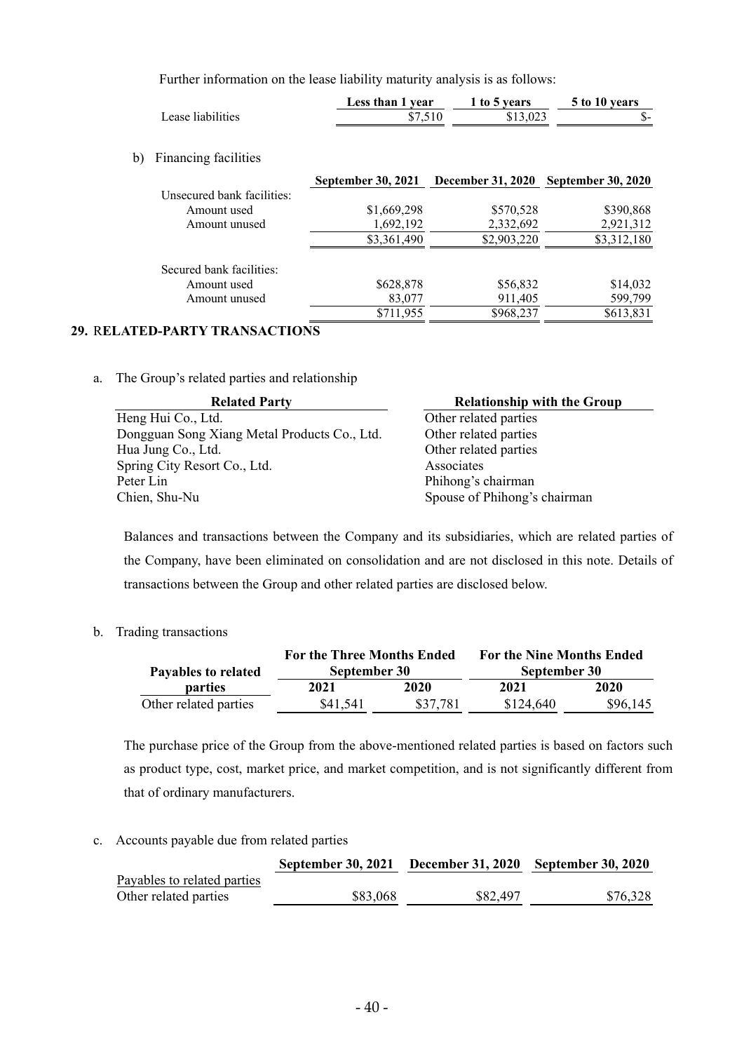Further information on the lease liability maturity analysis is as follows:

| | Less than 1 year | 1 to 5 years | 5 to 10 years |
|---|---|---|---|
| Lease liabilities | $7,510 | $13,023 | $- |

b) Financing facilities

| | September 30, 2021 | December 31, 2020 | September 30, 2020 |
|---|---|---|---|
| Unsecured bank facilities: | | | |
| Amount used | $1,669,298 | $570,528 | $390,868 |
| Amount unused | 1,692,192 | 2,332,692 | 2,921,312 |
| | $3,361,490 | $2,903,220 | $3,312,180 |
| Secured bank facilities: | | | |
| Amount used | $628,878 | $56,832 | $14,032 |
| Amount unused | 83,077 | 911,405 | 599,799 |
| | $711,955 | $968,237 | $613,831 |

## 29. RELATED-PARTY TRANSACTIONS

a. The Group's related parties and relationship

| Related Party | Relationship with the Group |
|---|---|
| Heng Hui Co., Ltd. | Other related parties |
| Dongguan Song Xiang Metal Products Co., Ltd. | Other related parties |
| Hua Jung Co., Ltd. | Other related parties |
| Spring City Resort Co., Ltd. | Associates |
| Peter Lin | Phihong's chairman |
| Chien, Shu-Nu | Spouse of Phihong's chairman |

Balances and transactions between the Company and its subsidiaries, which are related parties of the Company, have been eliminated on consolidation and are not disclosed in this note. Details of transactions between the Group and other related parties are disclosed below.

b. Trading transactions

| Payables to related parties | For the Three Months Ended September 30 | | For the Nine Months Ended September 30 | |
|---|---|---|---|---|
| | 2021 | 2020 | 2021 | 2020 |
| Other related parties | $41,541 | $37,781 | $124,640 | $96,145 |

The purchase price of the Group from the above-mentioned related parties is based on factors such as product type, cost, market price, and market competition, and is not significantly different from that of ordinary manufacturers.

c. Accounts payable due from related parties

| | September 30, 2021 | December 31, 2020 | September 30, 2020 |
|---|---|---|---|
| Payables to related parties | | | |
| Other related parties | $83,068 | $82,497 | $76,328 |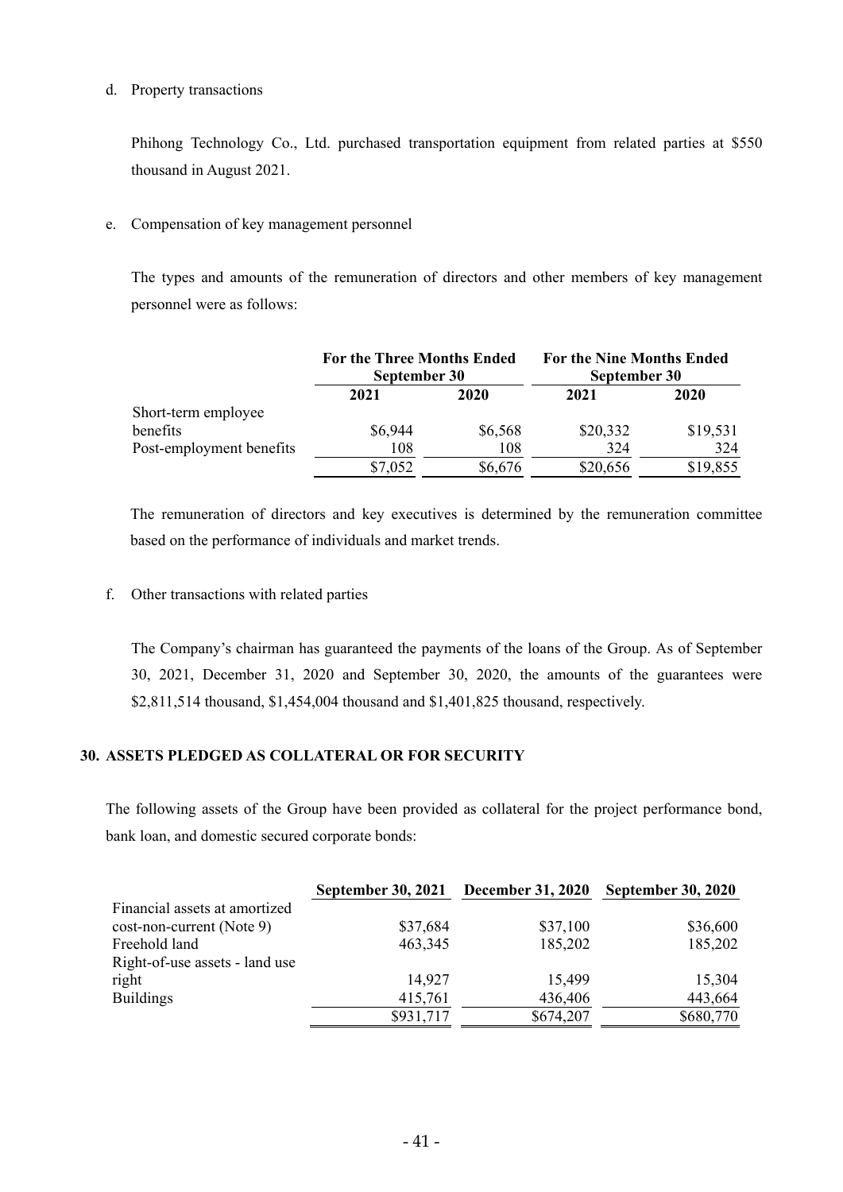d. Property transactions

Phihong Technology Co., Ltd. purchased transportation equipment from related parties at $550 thousand in August 2021.

e. Compensation of key management personnel

The types and amounts of the remuneration of directors and other members of key management personnel were as follows:

| | For the Three Months Ended September 30 | | For the Nine Months Ended September 30 | |
|---|---|---|---|---|
| | 2021 | 2020 | 2021 | 2020 |
| Short-term employee benefits | $6,944 | $6,568 | $20,332 | $19,531 |
| Post-employment benefits | 108 | 108 | 324 | 324 |
| | $7,052 | $6,676 | $20,656 | $19,855 |

The remuneration of directors and key executives is determined by the remuneration committee based on the performance of individuals and market trends.

f. Other transactions with related parties

The Company's chairman has guaranteed the payments of the loans of the Group. As of September 30, 2021, December 31, 2020 and September 30, 2020, the amounts of the guarantees were $2,811,514 thousand, $1,454,004 thousand and $1,401,825 thousand, respectively.

## 30. ASSETS PLEDGED AS COLLATERAL OR FOR SECURITY

The following assets of the Group have been provided as collateral for the project performance bond, bank loan, and domestic secured corporate bonds:

| | September 30, 2021 | December 31, 2020 | September 30, 2020 |
|---|---|---|---|
| Financial assets at amortized cost-non-current (Note 9) | $37,684 | $37,100 | $36,600 |
| Freehold land | 463,345 | 185,202 | 185,202 |
| Right-of-use assets - land use right | 14,927 | 15,499 | 15,304 |
| Buildings | 415,761 | 436,406 | 443,664 |
| | $931,717 | $674,207 | $680,770 |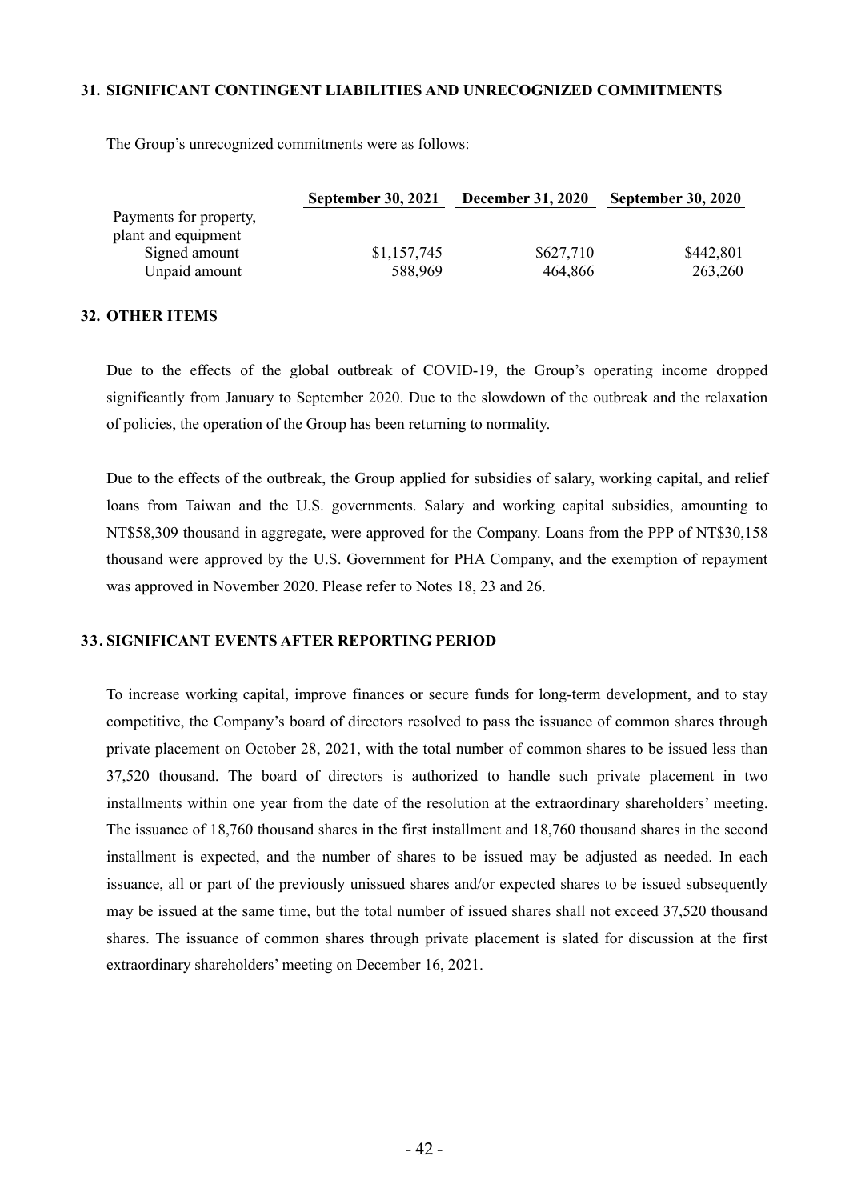## 31. SIGNIFICANT CONTINGENT LIABILITIES AND UNRECOGNIZED COMMITMENTS

The Group's unrecognized commitments were as follows:

| | September 30, 2021 | December 31, 2020 | September 30, 2020 |
|---|---|---|---|
| Payments for property, plant and equipment | | | |
| Signed amount | $1,157,745 | $627,710 | $442,801 |
| Unpaid amount | 588,969 | 464,866 | 263,260 |

## 32. OTHER ITEMS

Due to the effects of the global outbreak of COVID-19, the Group's operating income dropped significantly from January to September 2020. Due to the slowdown of the outbreak and the relaxation of policies, the operation of the Group has been returning to normality.

Due to the effects of the outbreak, the Group applied for subsidies of salary, working capital, and relief loans from Taiwan and the U.S. governments. Salary and working capital subsidies, amounting to NT$58,309 thousand in aggregate, were approved for the Company. Loans from the PPP of NT$30,158 thousand were approved by the U.S. Government for PHA Company, and the exemption of repayment was approved in November 2020. Please refer to Notes 18, 23 and 26.

## 33. SIGNIFICANT EVENTS AFTER REPORTING PERIOD

To increase working capital, improve finances or secure funds for long-term development, and to stay competitive, the Company's board of directors resolved to pass the issuance of common shares through private placement on October 28, 2021, with the total number of common shares to be issued less than 37,520 thousand. The board of directors is authorized to handle such private placement in two installments within one year from the date of the resolution at the extraordinary shareholders' meeting. The issuance of 18,760 thousand shares in the first installment and 18,760 thousand shares in the second installment is expected, and the number of shares to be issued may be adjusted as needed. In each issuance, all or part of the previously unissued shares and/or expected shares to be issued subsequently may be issued at the same time, but the total number of issued shares shall not exceed 37,520 thousand shares. The issuance of common shares through private placement is slated for discussion at the first extraordinary shareholders' meeting on December 16, 2021.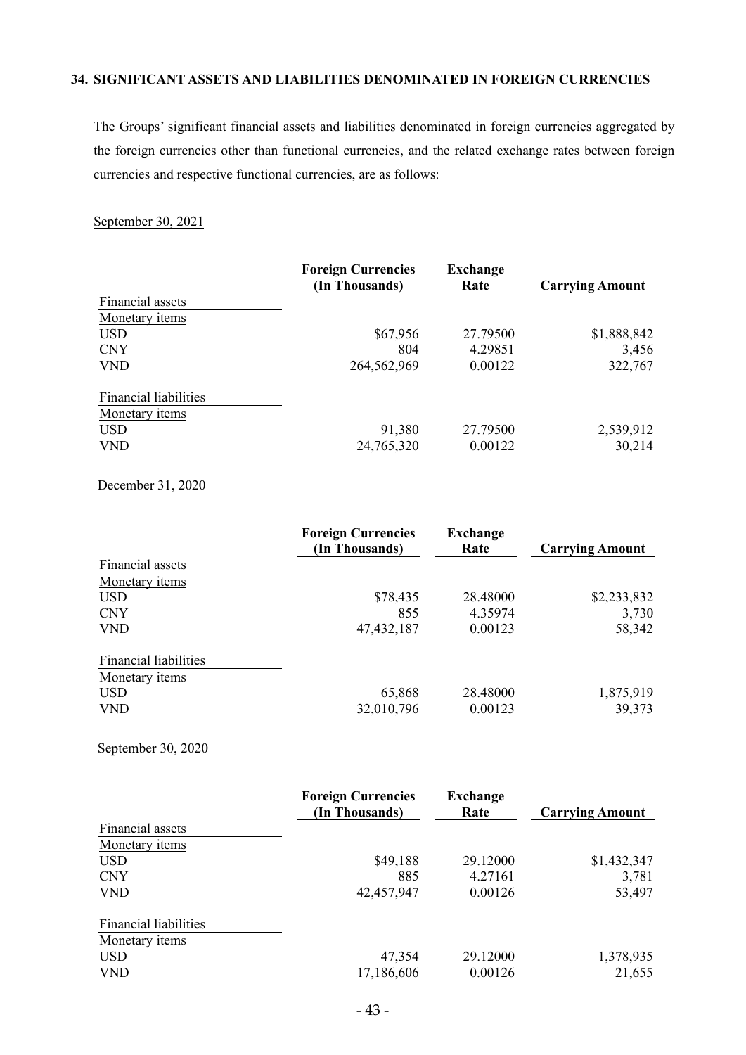## 34. SIGNIFICANT ASSETS AND LIABILITIES DENOMINATED IN FOREIGN CURRENCIES

The Groups' significant financial assets and liabilities denominated in foreign currencies aggregated by the foreign currencies other than functional currencies, and the related exchange rates between foreign currencies and respective functional currencies, are as follows:

September 30, 2021

| | Foreign Currencies (In Thousands) | Exchange Rate | Carrying Amount |
|---|---|---|---|
| Financial assets | | | |
| Monetary items | | | |
| USD | $67,956 | 27.79500 | $1,888,842 |
| CNY | 804 | 4.29851 | 3,456 |
| VND | 264,562,969 | 0.00122 | 322,767 |
| | | | |
| Financial liabilities | | | |
| Monetary items | | | |
| USD | 91,380 | 27.79500 | 2,539,912 |
| VND | 24,765,320 | 0.00122 | 30,214 |

December 31, 2020

| | Foreign Currencies (In Thousands) | Exchange Rate | Carrying Amount |
|---|---|---|---|
| Financial assets | | | |
| Monetary items | | | |
| USD | $78,435 | 28.48000 | $2,233,832 |
| CNY | 855 | 4.35974 | 3,730 |
| VND | 47,432,187 | 0.00123 | 58,342 |
| | | | |
| Financial liabilities | | | |
| Monetary items | | | |
| USD | 65,868 | 28.48000 | 1,875,919 |
| VND | 32,010,796 | 0.00123 | 39,373 |

September 30, 2020

| | Foreign Currencies (In Thousands) | Exchange Rate | Carrying Amount |
|---|---|---|---|
| Financial assets | | | |
| Monetary items | | | |
| USD | $49,188 | 29.12000 | $1,432,347 |
| CNY | 885 | 4.27161 | 3,781 |
| VND | 42,457,947 | 0.00126 | 53,497 |
| | | | |
| Financial liabilities | | | |
| Monetary items | | | |
| USD | 47,354 | 29.12000 | 1,378,935 |
| VND | 17,186,606 | 0.00126 | 21,655 |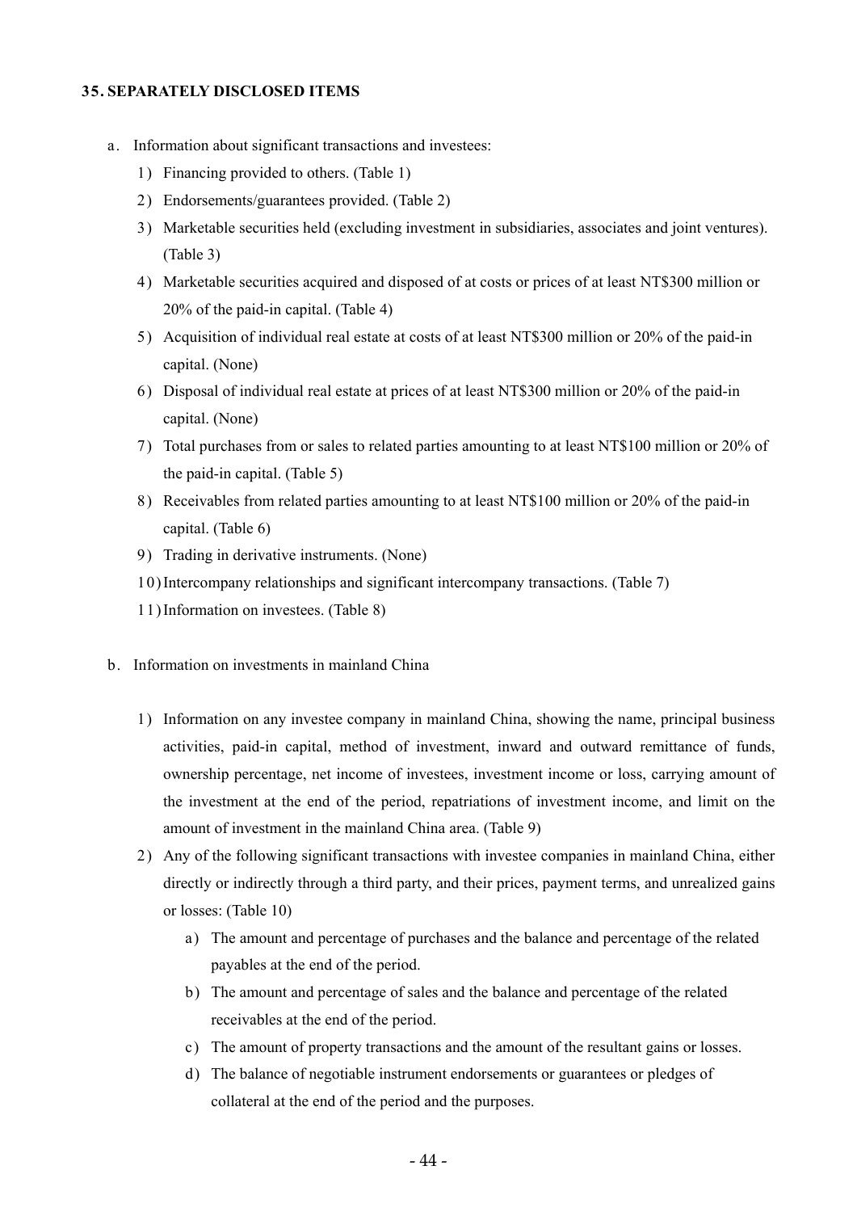## 35. SEPARATELY DISCLOSED ITEMS

a. Information about significant transactions and investees:

1) Financing provided to others. (Table 1)

2) Endorsements/guarantees provided. (Table 2)

3) Marketable securities held (excluding investment in subsidiaries, associates and joint ventures). (Table 3)

4) Marketable securities acquired and disposed of at costs or prices of at least NT$300 million or 20% of the paid-in capital. (Table 4)

5) Acquisition of individual real estate at costs of at least NT$300 million or 20% of the paid-in capital. (None)

6) Disposal of individual real estate at prices of at least NT$300 million or 20% of the paid-in capital. (None)

7) Total purchases from or sales to related parties amounting to at least NT$100 million or 20% of the paid-in capital. (Table 5)

8) Receivables from related parties amounting to at least NT$100 million or 20% of the paid-in capital. (Table 6)

9) Trading in derivative instruments. (None)

10) Intercompany relationships and significant intercompany transactions. (Table 7)

11) Information on investees. (Table 8)

b. Information on investments in mainland China

1) Information on any investee company in mainland China, showing the name, principal business activities, paid-in capital, method of investment, inward and outward remittance of funds, ownership percentage, net income of investees, investment income or loss, carrying amount of the investment at the end of the period, repatriations of investment income, and limit on the amount of investment in the mainland China area. (Table 9)

2) Any of the following significant transactions with investee companies in mainland China, either directly or indirectly through a third party, and their prices, payment terms, and unrealized gains or losses: (Table 10)

   a) The amount and percentage of purchases and the balance and percentage of the related payables at the end of the period.

   b) The amount and percentage of sales and the balance and percentage of the related receivables at the end of the period.

   c) The amount of property transactions and the amount of the resultant gains or losses.

   d) The balance of negotiable instrument endorsements or guarantees or pledges of collateral at the end of the period and the purposes.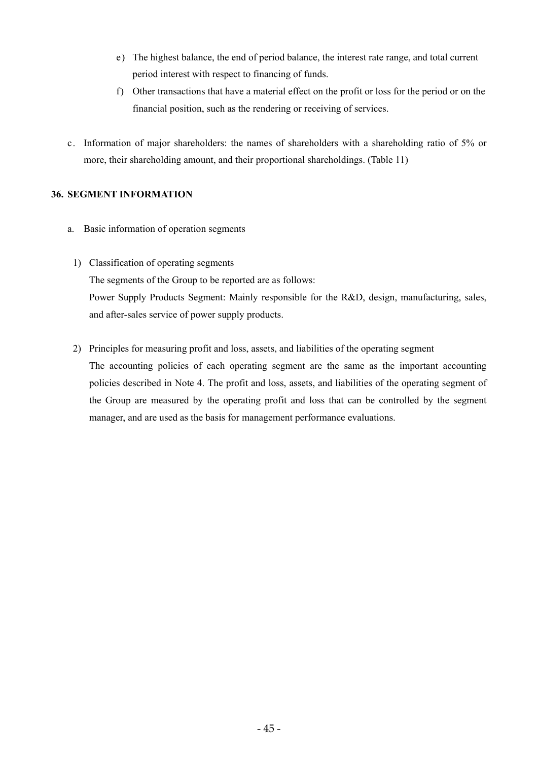e) The highest balance, the end of period balance, the interest rate range, and total current period interest with respect to financing of funds.

f) Other transactions that have a material effect on the profit or loss for the period or on the financial position, such as the rendering or receiving of services.

c. Information of major shareholders: the names of shareholders with a shareholding ratio of 5% or more, their shareholding amount, and their proportional shareholdings. (Table 11)

## 36. SEGMENT INFORMATION

a. Basic information of operation segments

1) Classification of operating segments

   The segments of the Group to be reported are as follows:

   Power Supply Products Segment: Mainly responsible for the R&D, design, manufacturing, sales, and after-sales service of power supply products.

2) Principles for measuring profit and loss, assets, and liabilities of the operating segment

   The accounting policies of each operating segment are the same as the important accounting policies described in Note 4. The profit and loss, assets, and liabilities of the operating segment of the Group are measured by the operating profit and loss that can be controlled by the segment manager, and are used as the basis for management performance evaluations.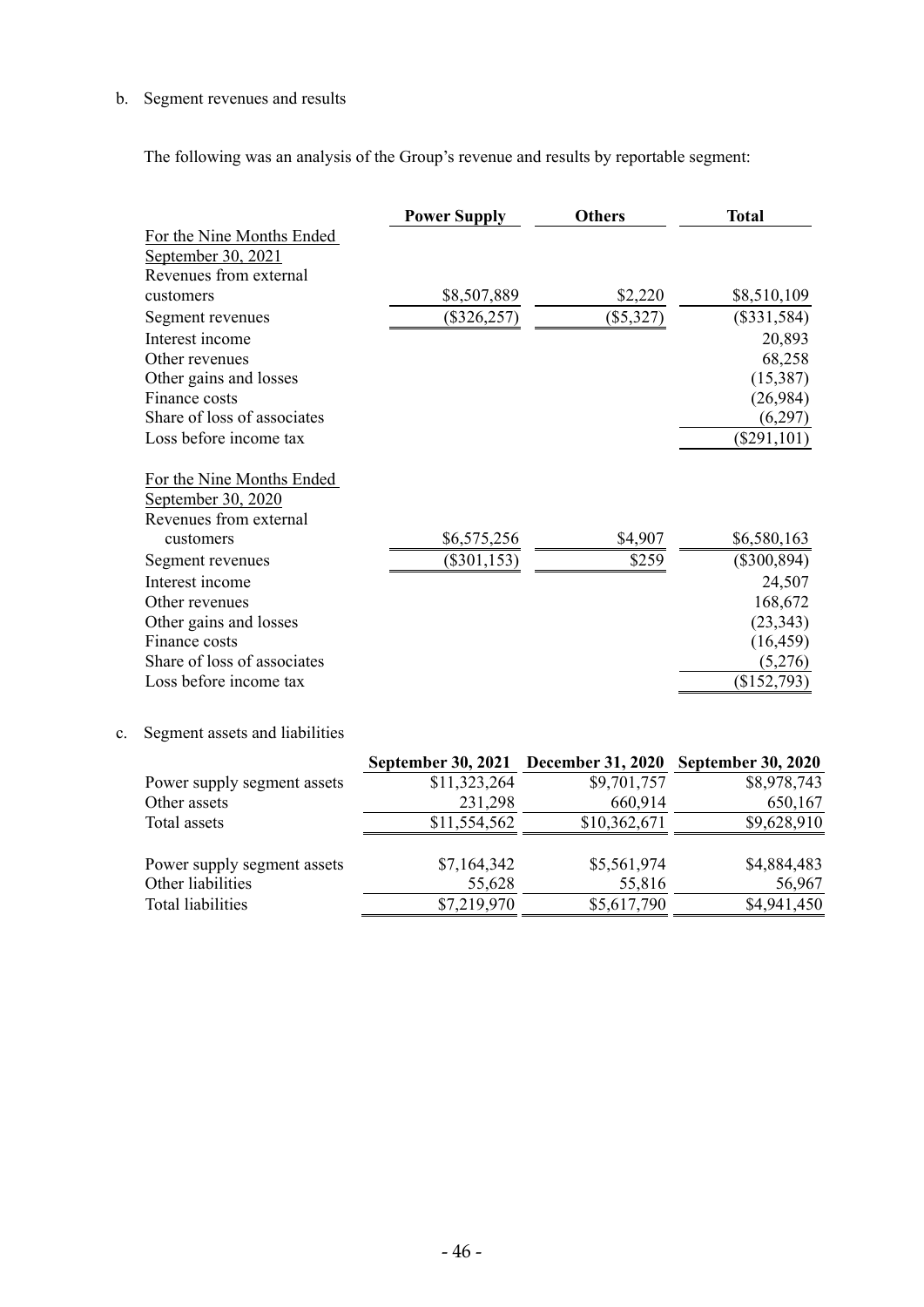b. Segment revenues and results

The following was an analysis of the Group's revenue and results by reportable segment:

| | Power Supply | Others | Total |
|---|---|---|---|
| For the Nine Months Ended September 30, 2021 | | | |
| Revenues from external customers | $8,507,889 | $2,220 | $8,510,109 |
| Segment revenues | ($326,257) | ($5,327) | ($331,584) |
| Interest income | | | 20,893 |
| Other revenues | | | 68,258 |
| Other gains and losses | | | (15,387) |
| Finance costs | | | (26,984) |
| Share of loss of associates | | | (6,297) |
| Loss before income tax | | | ($291,101) |
| For the Nine Months Ended September 30, 2020 | | | |
| Revenues from external customers | $6,575,256 | $4,907 | $6,580,163 |
| Segment revenues | ($301,153) | $259 | ($300,894) |
| Interest income | | | 24,507 |
| Other revenues | | | 168,672 |
| Other gains and losses | | | (23,343) |
| Finance costs | | | (16,459) |
| Share of loss of associates | | | (5,276) |
| Loss before income tax | | | ($152,793) |

c. Segment assets and liabilities

| | September 30, 2021 | December 31, 2020 | September 30, 2020 |
|---|---|---|---|
| Power supply segment assets | $11,323,264 | $9,701,757 | $8,978,743 |
| Other assets | 231,298 | 660,914 | 650,167 |
| Total assets | $11,554,562 | $10,362,671 | $9,628,910 |
| | | | |
| Power supply segment assets | $7,164,342 | $5,561,974 | $4,884,483 |
| Other liabilities | 55,628 | 55,816 | 56,967 |
| Total liabilities | $7,219,970 | $5,617,790 | $4,941,450 |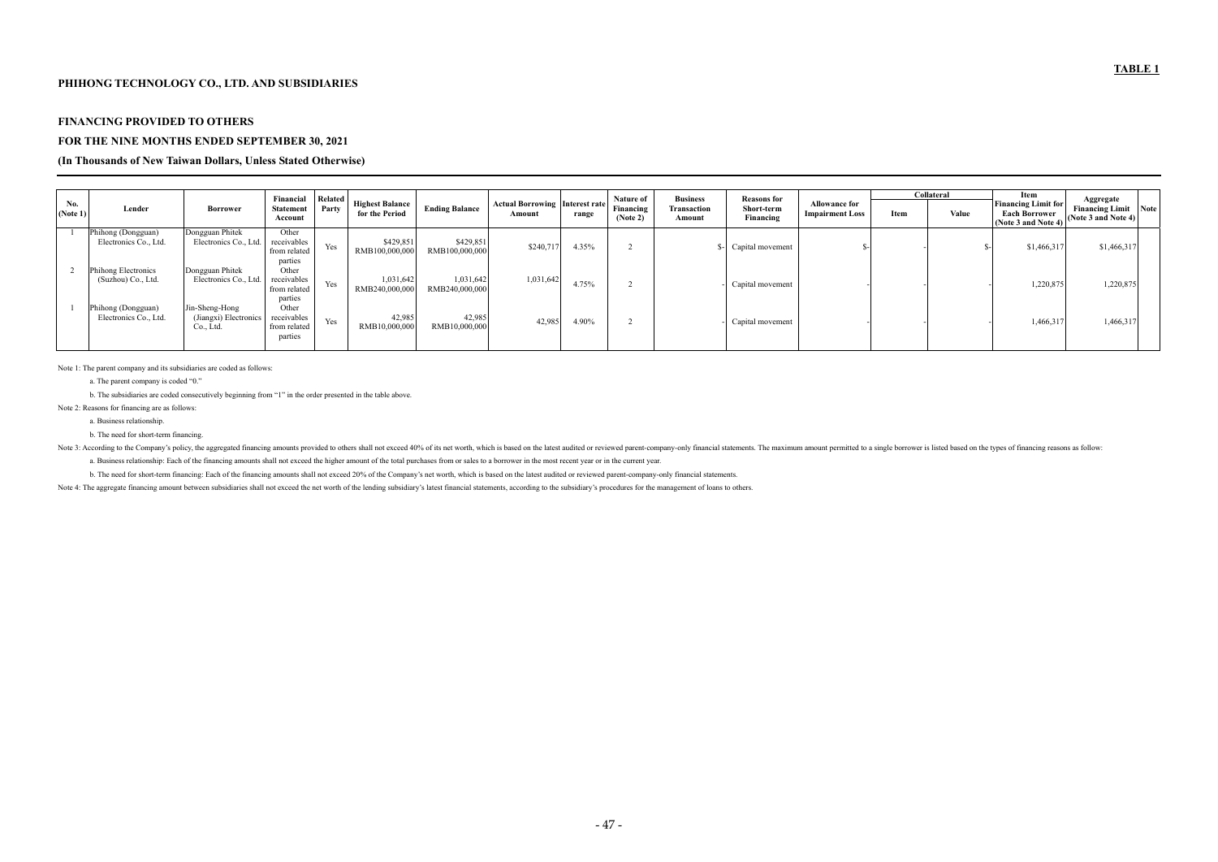**TABLE 1**

**PHIHONG TECHNOLOGY CO., LTD. AND SUBSIDIARIES**

**FINANCING PROVIDED TO OTHERS**

**FOR THE NINE MONTHS ENDED SEPTEMBER 30, 2021**

**(In Thousands of New Taiwan Dollars, Unless Stated Otherwise)**

| No. (Note 1) | Lender | Borrower | Financial Statement Account | Related Party | Highest Balance for the Period | Ending Balance | Actual Borrowing Amount | Interest rate range | Nature of Financing (Note 2) | Business Transaction Amount | Reasons for Short-term Financing | Allowance for Impairment Loss | Collateral | | Item Financing Limit for Each Borrower (Note 3 and Note 4) | Aggregate Financing Limit (Note 3 and Note 4) | Note |
|---|---|---|---|---|---|---|---|---|---|---|---|---|---|---|---|---|---|
| | | | | | | | | | | | | | Item | Value | | | |
| 1 | Phihong (Dongguan) Electronics Co., Ltd. | Dongguan Phitek Electronics Co., Ltd. | Other receivables from related parties | Yes | $429,851 RMB100,000,000 | $429,851 RMB100,000,000 | $240,717 | 4.35% | 2 | $- | Capital movement | $- | - | $- | $1,466,317 | $1,466,317 | |
| 2 | Phihong Electronics (Suzhou) Co., Ltd. | Dongguan Phitek Electronics Co., Ltd. | Other receivables from related parties | Yes | 1,031,642 RMB240,000,000 | 1,031,642 RMB240,000,000 | 1,031,642 | 4.75% | 2 | - | Capital movement | - | - | - | 1,220,875 | 1,220,875 | |
| 1 | Phihong (Dongguan) Electronics Co., Ltd. | Jin-Sheng-Hong (Jiangxi) Electronics Co., Ltd. | Other receivables from related parties | Yes | 42,985 RMB10,000,000 | 42,985 RMB10,000,000 | 42,985 | 4.90% | 2 | - | Capital movement | - | - | - | 1,466,317 | 1,466,317 | |

Note 1: The parent company and its subsidiaries are coded as follows:

a. The parent company is coded "0."

b. The subsidiaries are coded consecutively beginning from "1" in the order presented in the table above.

Note 2: Reasons for financing are as follows:

a. Business relationship.

b. The need for short-term financing.

Note 3: According to the Company's policy, the aggregated financing amounts provided to others shall not exceed 40% of its net worth, which is based on the latest audited or reviewed parent-company-only financial statements. The maximum amount permitted to a single borrower is listed based on the types of financing reasons as follow:

a. Business relationship: Each of the financing amounts shall not exceed the higher amount of the total purchases from or sales to a borrower in the most recent year or in the current year.

b. The need for short-term financing: Each of the financing amounts shall not exceed 20% of the Company's net worth, which is based on the latest audited or reviewed parent-company-only financial statements.

Note 4: The aggregate financing amount between subsidiaries shall not exceed the net worth of the lending subsidiary's latest financial statements, according to the subsidiary's procedures for the management of loans to others.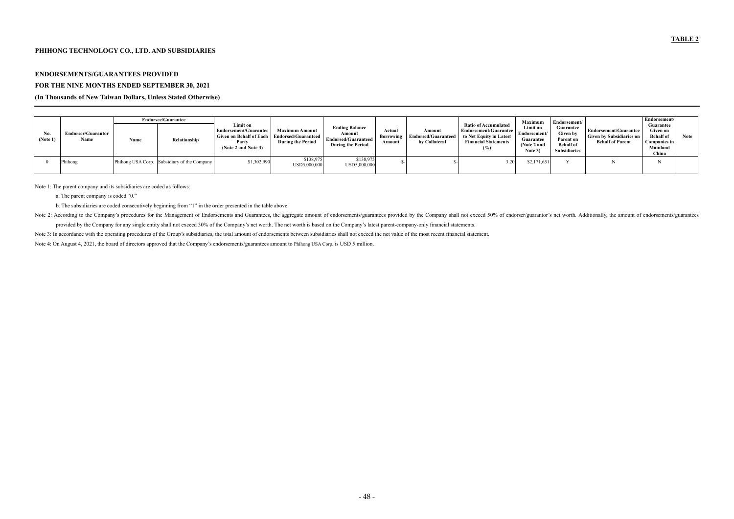**TABLE 2**

**PHIHONG TECHNOLOGY CO., LTD. AND SUBSIDIARIES**

**ENDORSEMENTS/GUARANTEES PROVIDED**

**FOR THE NINE MONTHS ENDED SEPTEMBER 30, 2021**

**(In Thousands of New Taiwan Dollars, Unless Stated Otherwise)**

| No. (Note 1) | Endorser/Guarantor Name | Endorsee/Guarantee | | Limit on Endorsement/Guarantee Given on Behalf of Each Party (Note 2 and Note 3) | Maximum Amount Endorsed/Guaranteed During the Period | Ending Balance Amount Endorsed/Guaranteed During the Period | Actual Borrowing Amount | Amount Endorsed/Guaranteed by Collateral | Ratio of Accumulated Endorsement/Guarantee to Net Equity in Latest Financial Statements (%) | Maximum Limit on Endorsement/Guarantee (Note 2 and Note 3) | Endorsement/Guarantee Given by Parent on Behalf of Subsidiaries | Endorsement/Guarantee Given by Subsidiaries on Behalf of Parent | Endorsement/Guarantee Given on Behalf of Companies in Mainland China | Note |
|---|---|---|---|---|---|---|---|---|---|---|---|---|---|---|
| | | Name | Relationship | | | | | | | | | | | |
| 0 | Phihong | Phihong USA Corp. | Subsidiary of the Company | $1,302,990 | $138,975 USD5,000,000 | $138,975 USD5,000,000 | $- | $- | 3.20 | $2,171,651 | Y | N | N | |

Note 1: The parent company and its subsidiaries are coded as follows:

a. The parent company is coded "0."

b. The subsidiaries are coded consecutively beginning from "1" in the order presented in the table above.

Note 2: According to the Company's procedures for the Management of Endorsements and Guarantees, the aggregate amount of endorsements/guarantees provided by the Company shall not exceed 50% of endorser/guarantor's net worth. Additionally, the amount of endorsements/guarantees provided by the Company for any single entity shall not exceed 30% of the Company's net worth. The net worth is based on the Company's latest parent-company-only financial statements.

Note 3: In accordance with the operating procedures of the Group's subsidiaries, the total amount of endorsements between subsidiaries shall not exceed the net value of the most recent financial statement.

Note 4: On August 4, 2021, the board of directors approved that the Company's endorsements/guarantees amount to Phihong USA Corp. is USD 5 million.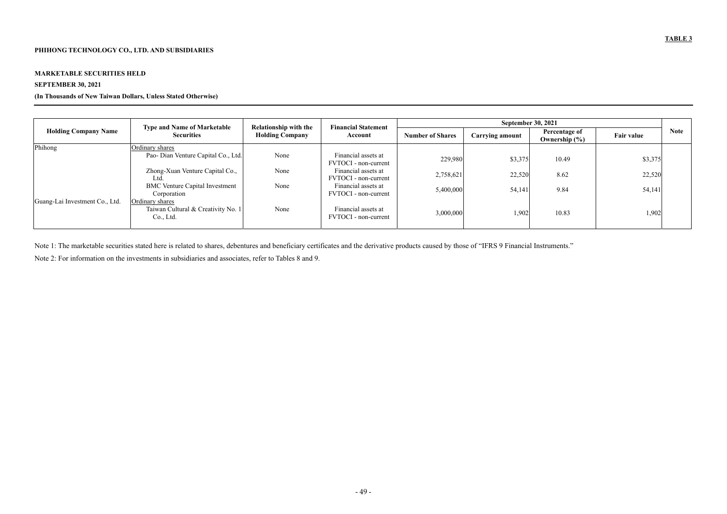**TABLE 3**

**PHIHONG TECHNOLOGY CO., LTD. AND SUBSIDIARIES**

**MARKETABLE SECURITIES HELD**

**SEPTEMBER 30, 2021**

**(In Thousands of New Taiwan Dollars, Unless Stated Otherwise)**

| Holding Company Name | Type and Name of Marketable Securities | Relationship with the Holding Company | Financial Statement Account | September 30, 2021 | | | | Note |
|---|---|---|---|---|---|---|---|---|
| | | | | Number of Shares | Carrying amount | Percentage of Ownership (%) | Fair value | |
| Phihong | Ordinary shares | | | | | | | |
| | Pao- Dian Venture Capital Co., Ltd. | None | Financial assets at FVTOCI - non-current | 229,980 | $3,375 | 10.49 | $3,375 | |
| | Zhong-Xuan Venture Capital Co., Ltd. | None | Financial assets at FVTOCI - non-current | 2,758,621 | 22,520 | 8.62 | 22,520 | |
| | BMC Venture Capital Investment Corporation | None | Financial assets at FVTOCI - non-current | 5,400,000 | 54,141 | 9.84 | 54,141 | |
| Guang-Lai Investment Co., Ltd. | Ordinary shares | | | | | | | |
| | Taiwan Cultural & Creativity No. 1 Co., Ltd. | None | Financial assets at FVTOCI - non-current | 3,000,000 | 1,902 | 10.83 | 1,902 | |

Note 1: The marketable securities stated here is related to shares, debentures and beneficiary certificates and the derivative products caused by those of "IFRS 9 Financial Instruments."

Note 2: For information on the investments in subsidiaries and associates, refer to Tables 8 and 9.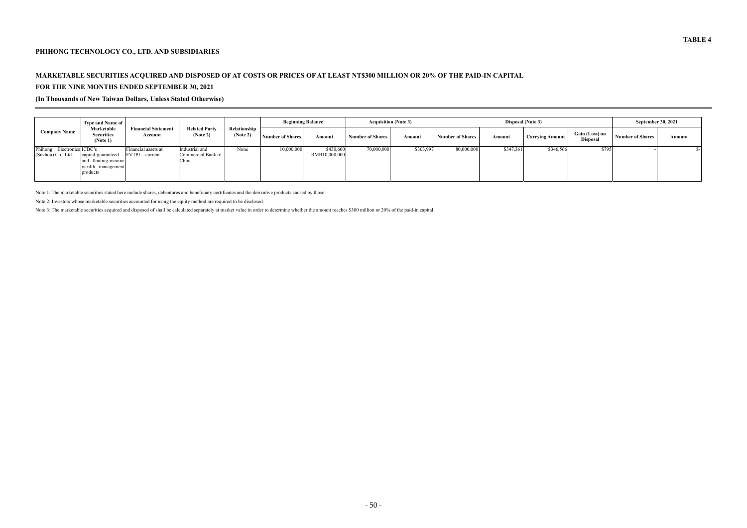**TABLE 4**

**PHIHONG TECHNOLOGY CO., LTD. AND SUBSIDIARIES**

**MARKETABLE SECURITIES ACQUIRED AND DISPOSED OF AT COSTS OR PRICES OF AT LEAST NT$300 MILLION OR 20% OF THE PAID-IN CAPITAL**

**FOR THE NINE MONTHS ENDED SEPTEMBER 30, 2021**

**(In Thousands of New Taiwan Dollars, Unless Stated Otherwise)**

| Company Name | Type and Name of Marketable Securities (Note 1) | Financial Statement Account | Related Party (Note 2) | Relationship (Note 2) | Beginning Balance | | Acquisition (Note 3) | | Disposal (Note 3) | | | | September 30, 2021 | |
|---|---|---|---|---|---|---|---|---|---|---|---|---|---|---|
| | | | | | Number of Shares | Amount | Number of Shares | Amount | Number of Shares | Amount | Carrying Amount | Gain (Loss) on Disposal | Number of Shares | Amount |
| Phihong Electronics (Suzhou) Co., Ltd. | ICBC's capital-guaranteed and floating-income wealth management products | Financial assets at FVTPL - current | Industrial and Commercial Bank of China | None | 10,000,000 | $430,600 RMB10,000,000 | 70,000,000 | $303,997 | 80,000,000 | $347,361 | $346,566 | $795 | - | $- |

Note 1: The marketable securities stated here include shares, debentures and beneficiary certificates and the derivative products caused by those.

Note 2: Investors whose marketable securities accounted for using the equity method are required to be disclosed.

Note 3: The marketable securities acquired and disposed of shall be calculated separately at market value in order to determine whether the amount reaches $300 million or 20% of the paid-in capital.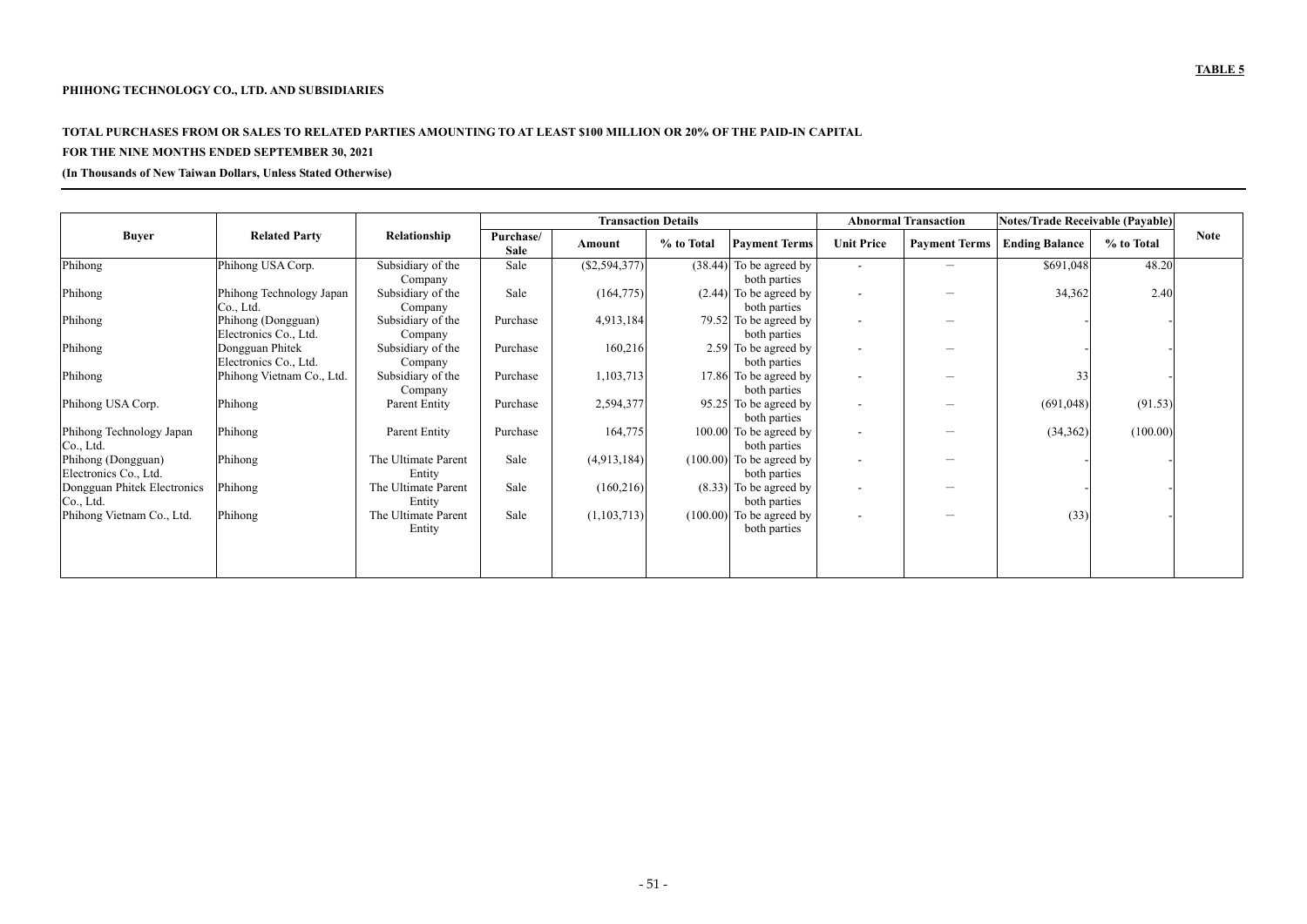**TABLE 5**

**PHIHONG TECHNOLOGY CO., LTD. AND SUBSIDIARIES**

**TOTAL PURCHASES FROM OR SALES TO RELATED PARTIES AMOUNTING TO AT LEAST $100 MILLION OR 20% OF THE PAID-IN CAPITAL**
**FOR THE NINE MONTHS ENDED SEPTEMBER 30, 2021**
**(In Thousands of New Taiwan Dollars, Unless Stated Otherwise)**

| Buyer | Related Party | Relationship | Transaction Details | | | | Abnormal Transaction | | Notes/Trade Receivable (Payable) | | Note |
|---|---|---|---|---|---|---|---|---|---|---|---|
| | | | Purchase/ Sale | Amount | % to Total | Payment Terms | Unit Price | Payment Terms | Ending Balance | % to Total | |
| Phihong | Phihong USA Corp. | Subsidiary of the Company | Sale | ($2,594,377) | (38.44) | To be agreed by both parties | - | — | $691,048 | 48.20 | |
| Phihong | Phihong Technology Japan Co., Ltd. | Subsidiary of the Company | Sale | (164,775) | (2.44) | To be agreed by both parties | - | — | 34,362 | 2.40 | |
| Phihong | Phihong (Dongguan) Electronics Co., Ltd. | Subsidiary of the Company | Purchase | 4,913,184 | 79.52 | To be agreed by both parties | - | — | - | - | |
| Phihong | Dongguan Phitek Electronics Co., Ltd. | Subsidiary of the Company | Purchase | 160,216 | 2.59 | To be agreed by both parties | - | — | - | - | |
| Phihong | Phihong Vietnam Co., Ltd. | Subsidiary of the Company | Purchase | 1,103,713 | 17.86 | To be agreed by both parties | - | — | 33 | - | |
| Phihong USA Corp. | Phihong | Parent Entity | Purchase | 2,594,377 | 95.25 | To be agreed by both parties | - | — | (691,048) | (91.53) | |
| Phihong Technology Japan Co., Ltd. | Phihong | Parent Entity | Purchase | 164,775 | 100.00 | To be agreed by both parties | - | — | (34,362) | (100.00) | |
| Phihong (Dongguan) Electronics Co., Ltd. | Phihong | The Ultimate Parent Entity | Sale | (4,913,184) | (100.00) | To be agreed by both parties | - | — | - | - | |
| Dongguan Phitek Electronics Co., Ltd. | Phihong | The Ultimate Parent Entity | Sale | (160,216) | (8.33) | To be agreed by both parties | - | — | - | - | |
| Phihong Vietnam Co., Ltd. | Phihong | The Ultimate Parent Entity | Sale | (1,103,713) | (100.00) | To be agreed by both parties | - | — | (33) | - | |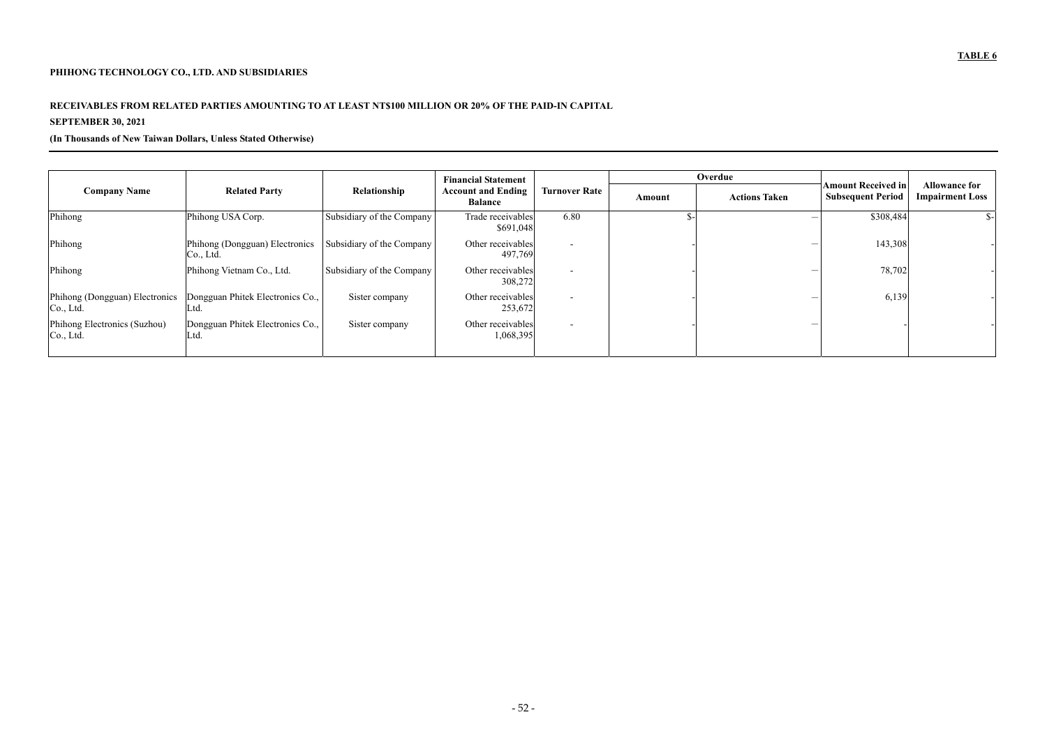**TABLE 6**

**PHIHONG TECHNOLOGY CO., LTD. AND SUBSIDIARIES**

**RECEIVABLES FROM RELATED PARTIES AMOUNTING TO AT LEAST NT$100 MILLION OR 20% OF THE PAID-IN CAPITAL**

**SEPTEMBER 30, 2021**

**(In Thousands of New Taiwan Dollars, Unless Stated Otherwise)**

| Company Name | Related Party | Relationship | Financial Statement Account and Ending Balance | Turnover Rate | Overdue | | Amount Received in Subsequent Period | Allowance for Impairment Loss |
|---|---|---|---|---|---|---|---|---|
| | | | | | Amount | Actions Taken | | |
| Phihong | Phihong USA Corp. | Subsidiary of the Company | Trade receivables $691,048 | 6.80 | $- | — | $308,484 | $- |
| Phihong | Phihong (Dongguan) Electronics Co., Ltd. | Subsidiary of the Company | Other receivables 497,769 | - | - | — | 143,308 | - |
| Phihong | Phihong Vietnam Co., Ltd. | Subsidiary of the Company | Other receivables 308,272 | - | - | — | 78,702 | - |
| Phihong (Dongguan) Electronics Co., Ltd. | Dongguan Phitek Electronics Co., Ltd. | Sister company | Other receivables 253,672 | - | - | — | 6,139 | - |
| Phihong Electronics (Suzhou) Co., Ltd. | Dongguan Phitek Electronics Co., Ltd. | Sister company | Other receivables 1,068,395 | - | - | — | - | - |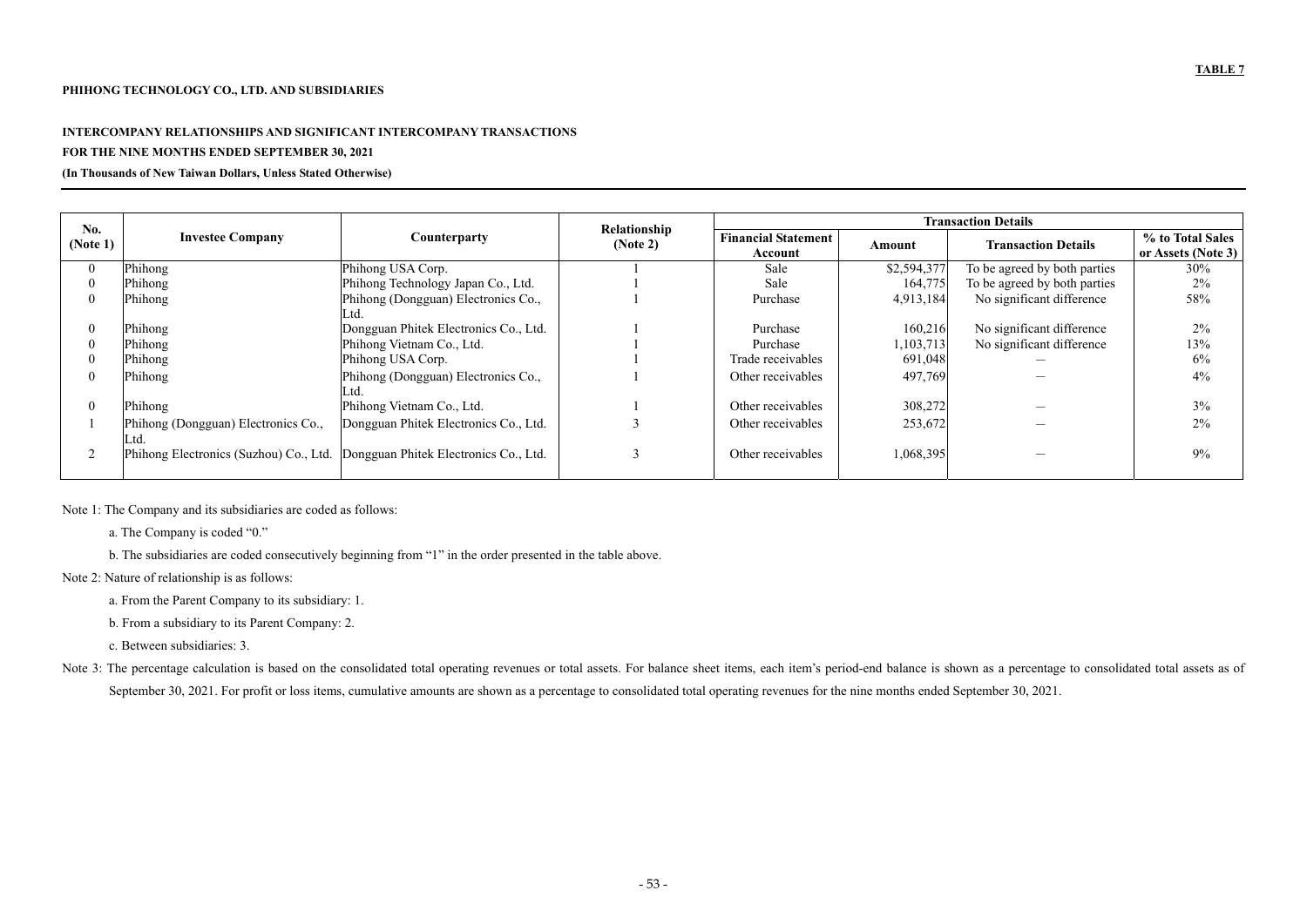**TABLE 7**

**PHIHONG TECHNOLOGY CO., LTD. AND SUBSIDIARIES**

**INTERCOMPANY RELATIONSHIPS AND SIGNIFICANT INTERCOMPANY TRANSACTIONS**

**FOR THE NINE MONTHS ENDED SEPTEMBER 30, 2021**

**(In Thousands of New Taiwan Dollars, Unless Stated Otherwise)**

| No. (Note 1) | Investee Company | Counterparty | Relationship (Note 2) | Transaction Details | | | |
|---|---|---|---|---|---|---|---|
| | | | | Financial Statement Account | Amount | Transaction Details | % to Total Sales or Assets (Note 3) |
| 0 | Phihong | Phihong USA Corp. | 1 | Sale | $2,594,377 | To be agreed by both parties | 30% |
| 0 | Phihong | Phihong Technology Japan Co., Ltd. | 1 | Sale | 164,775 | To be agreed by both parties | 2% |
| 0 | Phihong | Phihong (Dongguan) Electronics Co., Ltd. | 1 | Purchase | 4,913,184 | No significant difference | 58% |
| 0 | Phihong | Dongguan Phitek Electronics Co., Ltd. | 1 | Purchase | 160,216 | No significant difference | 2% |
| 0 | Phihong | Phihong Vietnam Co., Ltd. | 1 | Purchase | 1,103,713 | No significant difference | 13% |
| 0 | Phihong | Phihong USA Corp. | 1 | Trade receivables | 691,048 | — | 6% |
| 0 | Phihong | Phihong (Dongguan) Electronics Co., Ltd. | 1 | Other receivables | 497,769 | — | 4% |
| 0 | Phihong | Phihong Vietnam Co., Ltd. | 1 | Other receivables | 308,272 | — | 3% |
| 1 | Phihong (Dongguan) Electronics Co., Ltd. | Dongguan Phitek Electronics Co., Ltd. | 3 | Other receivables | 253,672 | — | 2% |
| 2 | Phihong Electronics (Suzhou) Co., Ltd. | Dongguan Phitek Electronics Co., Ltd. | 3 | Other receivables | 1,068,395 | — | 9% |

Note 1: The Company and its subsidiaries are coded as follows:

a. The Company is coded "0."

b. The subsidiaries are coded consecutively beginning from "1" in the order presented in the table above.

Note 2: Nature of relationship is as follows:

a. From the Parent Company to its subsidiary: 1.

b. From a subsidiary to its Parent Company: 2.

c. Between subsidiaries: 3.

Note 3: The percentage calculation is based on the consolidated total operating revenues or total assets. For balance sheet items, each item's period-end balance is shown as a percentage to consolidated total assets as of September 30, 2021. For profit or loss items, cumulative amounts are shown as a percentage to consolidated total operating revenues for the nine months ended September 30, 2021.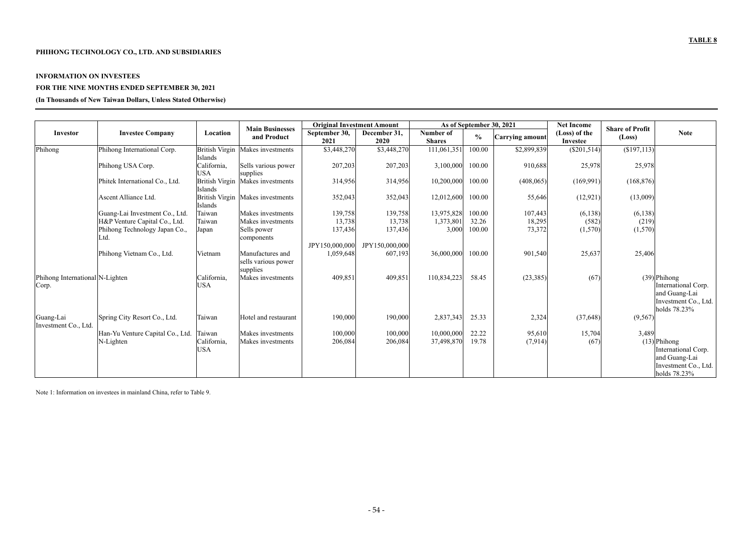**TABLE 8**

**PHIHONG TECHNOLOGY CO., LTD. AND SUBSIDIARIES**

**INFORMATION ON INVESTEES**

**FOR THE NINE MONTHS ENDED SEPTEMBER 30, 2021**

**(In Thousands of New Taiwan Dollars, Unless Stated Otherwise)**

| Investor | Investee Company | Location | Main Businesses and Product | Original Investment Amount | | As of September 30, 2021 | | | Net Income (Loss) of the Investee | Share of Profit (Loss) | Note |
|---|---|---|---|---|---|---|---|---|---|---|---|
| | | | | September 30, 2021 | December 31, 2020 | Number of Shares | % | Carrying amount | | | |
| Phihong | Phihong International Corp. | British Virgin Islands | Makes investments | $3,448,270 | $3,448,270 | 111,061,351 | 100.00 | $2,899,839 | ($201,514) | ($197,113) | |
| | Phihong USA Corp. | California, USA | Sells various power supplies | 207,203 | 207,203 | 3,100,000 | 100.00 | 910,688 | 25,978 | 25,978 | |
| | Phitek International Co., Ltd. | British Virgin Islands | Makes investments | 314,956 | 314,956 | 10,200,000 | 100.00 | (408,065) | (169,991) | (168,876) | |
| | Ascent Alliance Ltd. | British Virgin Islands | Makes investments | 352,043 | 352,043 | 12,012,600 | 100.00 | 55,646 | (12,921) | (13,009) | |
| | Guang-Lai Investment Co., Ltd. | Taiwan | Makes investments | 139,758 | 139,758 | 13,975,828 | 100.00 | 107,443 | (6,138) | (6,138) | |
| | H&P Venture Capital Co., Ltd. | Taiwan | Makes investments | 13,738 | 13,738 | 1,373,801 | 32.26 | 18,295 | (582) | (219) | |
| | Phihong Technology Japan Co., Ltd. | Japan | Sells power components | 137,436<br>JPY150,000,000 | 137,436<br>JPY150,000,000 | 3,000 | 100.00 | 73,372 | (1,570) | (1,570) | |
| | Phihong Vietnam Co., Ltd. | Vietnam | Manufactures and sells various power supplies | 1,059,648 | 607,193 | 36,000,000 | 100.00 | 901,540 | 25,637 | 25,406 | |
| Phihong International Corp. | N-Lighten | California, USA | Makes investments | 409,851 | 409,851 | 110,834,223 | 58.45 | (23,385) | (67) | (39) | Phihong International Corp. and Guang-Lai Investment Co., Ltd. holds 78.23% |
| Guang-Lai Investment Co., Ltd. | Spring City Resort Co., Ltd. | Taiwan | Hotel and restaurant | 190,000 | 190,000 | 2,837,343 | 25.33 | 2,324 | (37,648) | (9,567) | |
| | Han-Yu Venture Capital Co., Ltd. | Taiwan | Makes investments | 100,000 | 100,000 | 10,000,000 | 22.22 | 95,610 | 15,704 | 3,489 | |
| | N-Lighten | California, USA | Makes investments | 206,084 | 206,084 | 37,498,870 | 19.78 | (7,914) | (67) | (13) | Phihong International Corp. and Guang-Lai Investment Co., Ltd. holds 78.23% |

Note 1: Information on investees in mainland China, refer to Table 9.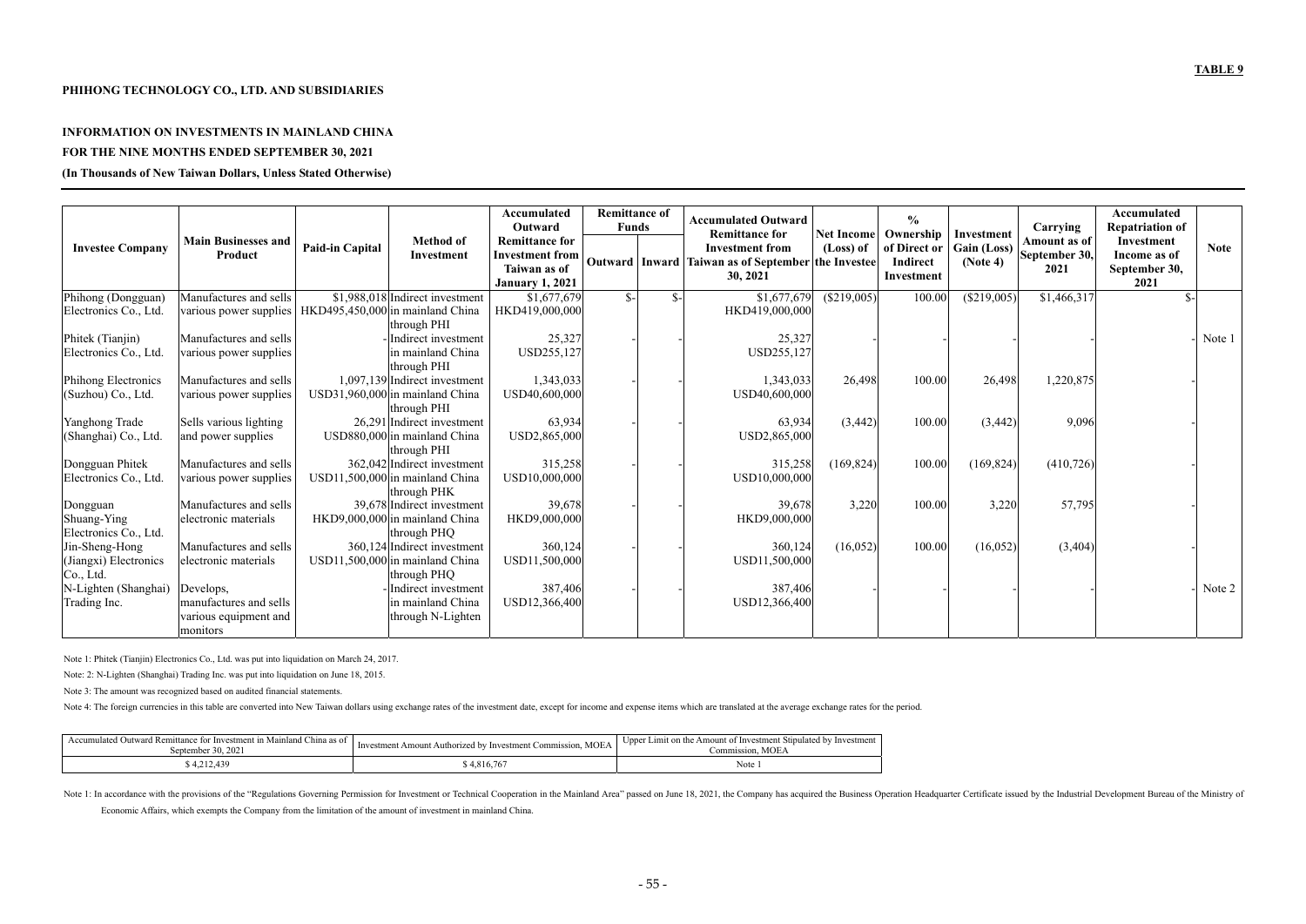**TABLE 9**

**PHIHONG TECHNOLOGY CO., LTD. AND SUBSIDIARIES**

**INFORMATION ON INVESTMENTS IN MAINLAND CHINA**
**FOR THE NINE MONTHS ENDED SEPTEMBER 30, 2021**
**(In Thousands of New Taiwan Dollars, Unless Stated Otherwise)**

| Investee Company | Main Businesses and Product | Paid-in Capital | Method of Investment | Accumulated Outward Remittance for Investment from Taiwan as of January 1, 2021 | Remittance of Funds | | Accumulated Outward Remittance for Investment from Taiwan as of September 30, 2021 | Net Income (Loss) of the Investee | % Ownership of Direct or Indirect Investment | Investment Gain (Loss) (Note 4) | Carrying Amount as of September 30, 2021 | Accumulated Repatriation of Investment Income as of September 30, 2021 | Note |
|---|---|---|---|---|---|---|---|---|---|---|---|---|---|
| | | | | | Outward | Inward | | | | | | | |
| Phihong (Dongguan) Electronics Co., Ltd. | Manufactures and sells various power supplies | $1,988,018 HKD495,450,000 | Indirect investment in mainland China through PHI | $1,677,679 HKD419,000,000 | $- | $- | $1,677,679 HKD419,000,000 | ($219,005) | 100.00 | ($219,005) | $1,466,317 | $- | |
| Phitek (Tianjin) Electronics Co., Ltd. | Manufactures and sells various power supplies | - | Indirect investment in mainland China through PHI | 25,327 USD255,127 | - | - | 25,327 USD255,127 | - | - | - | - | - | Note 1 |
| Phihong Electronics (Suzhou) Co., Ltd. | Manufactures and sells various power supplies | 1,097,139 USD31,960,000 | Indirect investment in mainland China through PHI | 1,343,033 USD40,600,000 | - | - | 1,343,033 USD40,600,000 | 26,498 | 100.00 | 26,498 | 1,220,875 | - | |
| Yanghong Trade (Shanghai) Co., Ltd. | Sells various lighting and power supplies | 26,291 USD880,000 | Indirect investment in mainland China through PHI | 63,934 USD2,865,000 | - | - | 63,934 USD2,865,000 | (3,442) | 100.00 | (3,442) | 9,096 | - | |
| Dongguan Phitek Electronics Co., Ltd. | Manufactures and sells various power supplies | 362,042 USD11,500,000 | Indirect investment in mainland China through PHK | 315,258 USD10,000,000 | - | - | 315,258 USD10,000,000 | (169,824) | 100.00 | (169,824) | (410,726) | - | |
| Dongguan Shuang-Ying Electronics Co., Ltd. | Manufactures and sells electronic materials | 39,678 HKD9,000,000 | Indirect investment in mainland China through PHQ | 39,678 HKD9,000,000 | - | - | 39,678 HKD9,000,000 | 3,220 | 100.00 | 3,220 | 57,795 | - | |
| Jin-Sheng-Hong (Jiangxi) Electronics Co., Ltd. | Manufactures and sells electronic materials | 360,124 USD11,500,000 | Indirect investment in mainland China through PHQ | 360,124 USD11,500,000 | - | - | 360,124 USD11,500,000 | (16,052) | 100.00 | (16,052) | (3,404) | - | |
| N-Lighten (Shanghai) Trading Inc. | Develops, manufactures and sells various equipment and monitors | - | Indirect investment in mainland China through N-Lighten | 387,406 USD12,366,400 | - | - | 387,406 USD12,366,400 | - | - | - | - | - | Note 2 |

Note 1: Phitek (Tianjin) Electronics Co., Ltd. was put into liquidation on March 24, 2017.

Note: 2: N-Lighten (Shanghai) Trading Inc. was put into liquidation on June 18, 2015.

Note 3: The amount was recognized based on audited financial statements.

Note 4: The foreign currencies in this table are converted into New Taiwan dollars using exchange rates of the investment date, except for income and expense items which are translated at the average exchange rates for the period.

| Accumulated Outward Remittance for Investment in Mainland China as of September 30, 2021 | Investment Amount Authorized by Investment Commission, MOEA | Upper Limit on the Amount of Investment Stipulated by Investment Commission, MOEA |
|---|---|---|
| $ 4,212,439 | $ 4,816,767 | Note 1 |

Note 1: In accordance with the provisions of the "Regulations Governing Permission for Investment or Technical Cooperation in the Mainland Area" passed on June 18, 2021, the Company has acquired the Business Operation Headquarter Certificate issued by the Industrial Development Bureau of the Ministry of Economic Affairs, which exempts the Company from the limitation of the amount of investment in mainland China.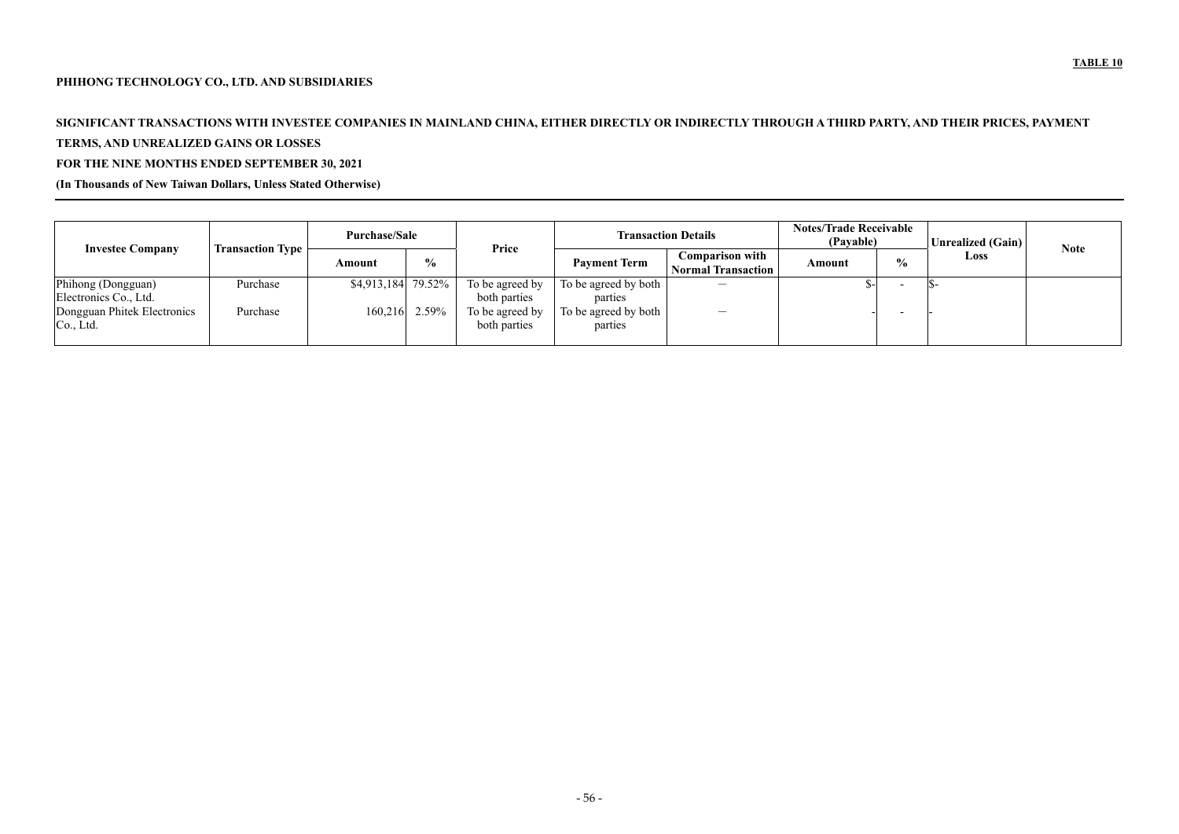**TABLE 10**

**PHIHONG TECHNOLOGY CO., LTD. AND SUBSIDIARIES**

**SIGNIFICANT TRANSACTIONS WITH INVESTEE COMPANIES IN MAINLAND CHINA, EITHER DIRECTLY OR INDIRECTLY THROUGH A THIRD PARTY, AND THEIR PRICES, PAYMENT TERMS, AND UNREALIZED GAINS OR LOSSES**

**FOR THE NINE MONTHS ENDED SEPTEMBER 30, 2021**

**(In Thousands of New Taiwan Dollars, Unless Stated Otherwise)**

| Investee Company | Transaction Type | Purchase/Sale | | Price | Transaction Details | | Notes/Trade Receivable (Payable) | | Unrealized (Gain) Loss | Note |
|---|---|---|---|---|---|---|---|---|---|---|
| | | Amount | % | | Payment Term | Comparison with Normal Transaction | Amount | % | | |
| Phihong (Dongguan) Electronics Co., Ltd. | Purchase | $4,913,184 | 79.52% | To be agreed by both parties | To be agreed by both parties | — | $- | - | $- | |
| Dongguan Phitek Electronics Co., Ltd. | Purchase | 160,216 | 2.59% | To be agreed by both parties | To be agreed by both parties | — | - | - | - | |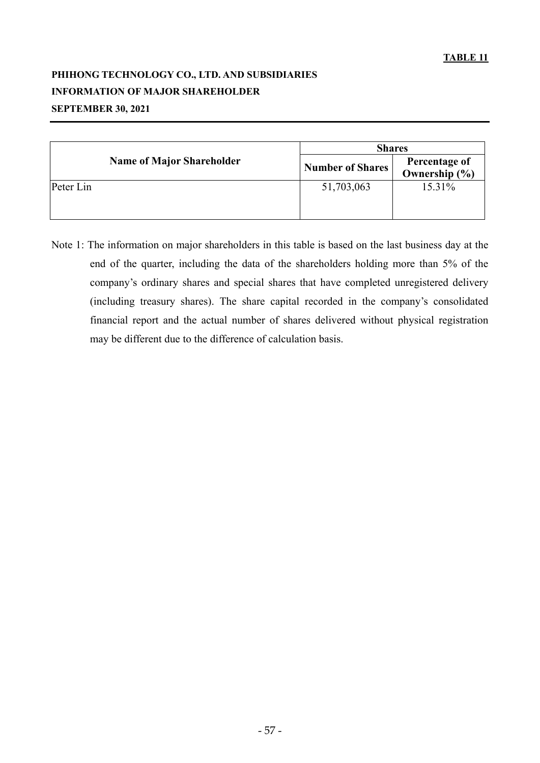**TABLE 11**

**PHIHONG TECHNOLOGY CO., LTD. AND SUBSIDIARIES**
**INFORMATION OF MAJOR SHAREHOLDER**
**SEPTEMBER 30, 2021**

| Name of Major Shareholder | Shares | |
|---|---|---|
| | Number of Shares | Percentage of Ownership (%) |
| Peter Lin | 51,703,063 | 15.31% |

Note 1: The information on major shareholders in this table is based on the last business day at the end of the quarter, including the data of the shareholders holding more than 5% of the company's ordinary shares and special shares that have completed unregistered delivery (including treasury shares). The share capital recorded in the company's consolidated financial report and the actual number of shares delivered without physical registration may be different due to the difference of calculation basis.